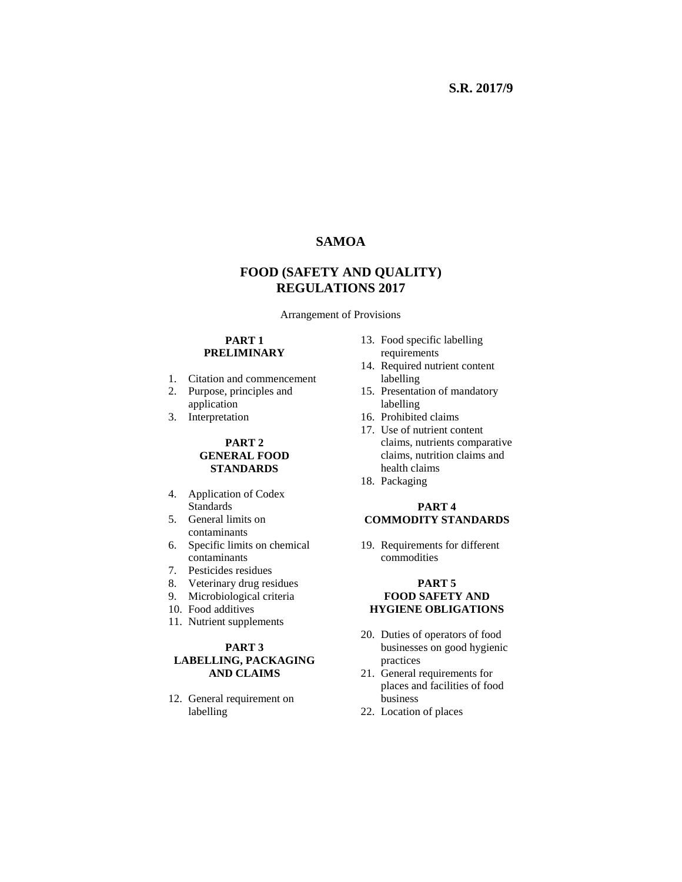**S.R. 2017/9**

# SAMOA

# FOOD (SAFETY AND QUALITY) REGULATIONS 2017

Arrangement of Provisions

**PART 1**
**PRELIMINARY**

1. Citation and commencement
2. Purpose, principles and application
3. Interpretation

**PART 2**
**GENERAL FOOD STANDARDS**

4. Application of Codex Standards
5. General limits on contaminants
6. Specific limits on chemical contaminants
7. Pesticides residues
8. Veterinary drug residues
9. Microbiological criteria
10. Food additives
11. Nutrient supplements

**PART 3**
**LABELLING, PACKAGING AND CLAIMS**

12. General requirement on labelling
13. Food specific labelling requirements
14. Required nutrient content labelling
15. Presentation of mandatory labelling
16. Prohibited claims
17. Use of nutrient content claims, nutrients comparative claims, nutrition claims and health claims
18. Packaging

**PART 4**
**COMMODITY STANDARDS**

19. Requirements for different commodities

**PART 5**
**FOOD SAFETY AND HYGIENE OBLIGATIONS**

20. Duties of operators of food businesses on good hygienic practices
21. General requirements for places and facilities of food business
22. Location of places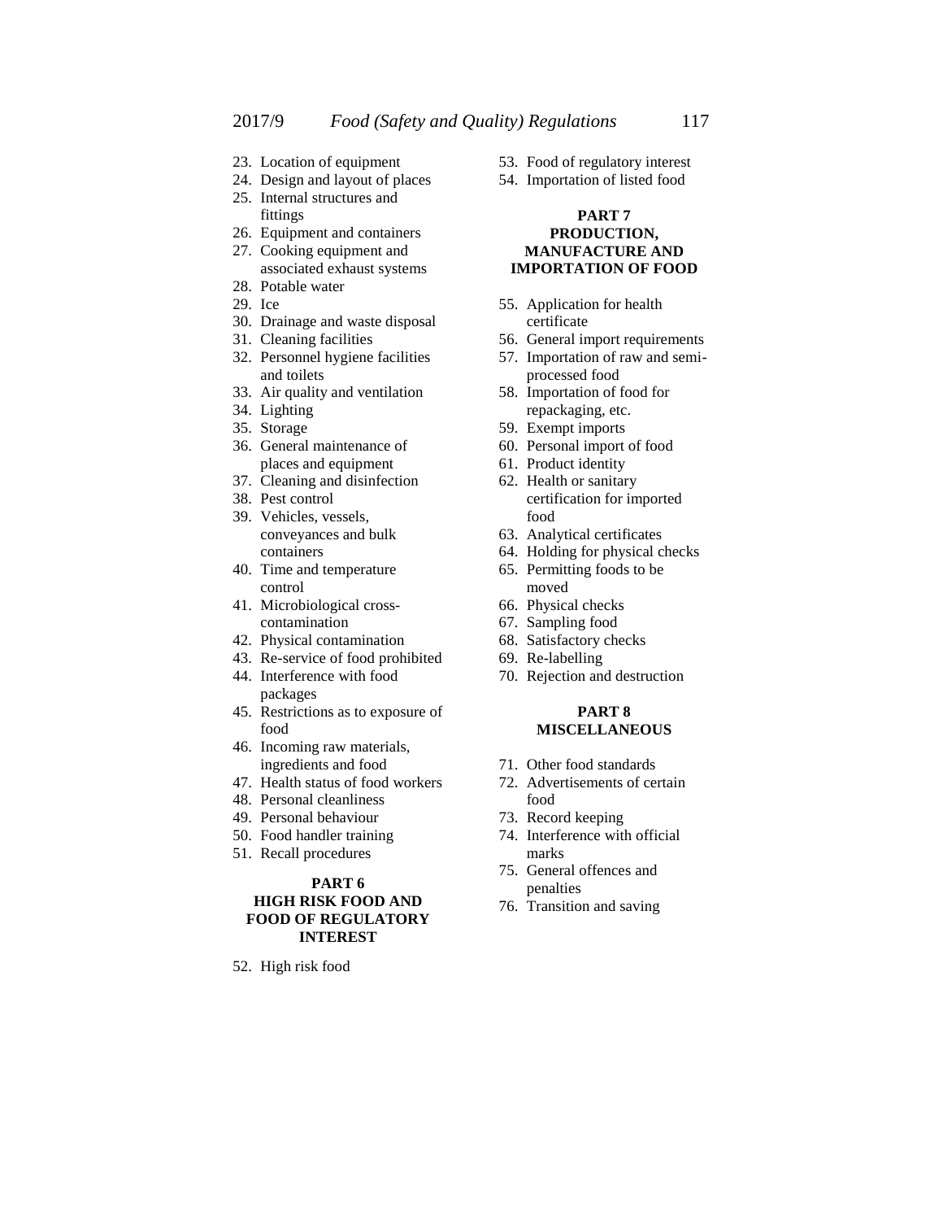23. Location of equipment
24. Design and layout of places
25. Internal structures and fittings
26. Equipment and containers
27. Cooking equipment and associated exhaust systems
28. Potable water
29. Ice
30. Drainage and waste disposal
31. Cleaning facilities
32. Personnel hygiene facilities and toilets
33. Air quality and ventilation
34. Lighting
35. Storage
36. General maintenance of places and equipment
37. Cleaning and disinfection
38. Pest control
39. Vehicles, vessels, conveyances and bulk containers
40. Time and temperature control
41. Microbiological cross-contamination
42. Physical contamination
43. Re-service of food prohibited
44. Interference with food packages
45. Restrictions as to exposure of food
46. Incoming raw materials, ingredients and food
47. Health status of food workers
48. Personal cleanliness
49. Personal behaviour
50. Food handler training
51. Recall procedures

**PART 6**
**HIGH RISK FOOD AND FOOD OF REGULATORY INTEREST**

52. High risk food
53. Food of regulatory interest
54. Importation of listed food

**PART 7**
**PRODUCTION, MANUFACTURE AND IMPORTATION OF FOOD**

55. Application for health certificate
56. General import requirements
57. Importation of raw and semi-processed food
58. Importation of food for repackaging, etc.
59. Exempt imports
60. Personal import of food
61. Product identity
62. Health or sanitary certification for imported food
63. Analytical certificates
64. Holding for physical checks
65. Permitting foods to be moved
66. Physical checks
67. Sampling food
68. Satisfactory checks
69. Re-labelling
70. Rejection and destruction

**PART 8**
**MISCELLANEOUS**

71. Other food standards
72. Advertisements of certain food
73. Record keeping
74. Interference with official marks
75. General offences and penalties
76. Transition and saving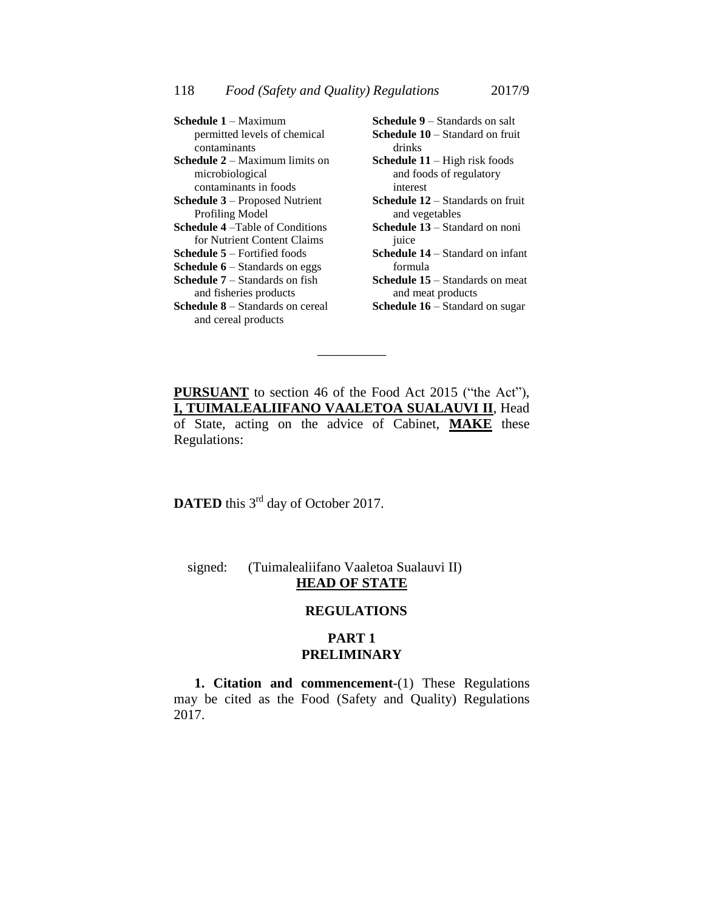**Schedule 1** – Maximum permitted levels of chemical contaminants
**Schedule 2** – Maximum limits on microbiological contaminants in foods
**Schedule 3** – Proposed Nutrient Profiling Model
**Schedule 4** –Table of Conditions for Nutrient Content Claims
**Schedule 5** – Fortified foods
**Schedule 6** – Standards on eggs
**Schedule 7** – Standards on fish and fisheries products
**Schedule 8** – Standards on cereal and cereal products
**Schedule 9** – Standards on salt
**Schedule 10** – Standard on fruit drinks
**Schedule 11** – High risk foods and foods of regulatory interest
**Schedule 12** – Standards on fruit and vegetables
**Schedule 13** – Standard on noni juice
**Schedule 14** – Standard on infant formula
**Schedule 15** – Standards on meat and meat products
**Schedule 16** – Standard on sugar

---

**PURSUANT** to section 46 of the Food Act 2015 ("the Act"), **I, TUIMALEALIIFANO VAALETOA SUALAUVI II**, Head of State, acting on the advice of Cabinet, **MAKE** these Regulations:

**DATED** this 3rd day of October 2017.

signed: (Tuimalealiifano Vaaletoa Sualauvi II)
**HEAD OF STATE**

## REGULATIONS

## PART 1
## PRELIMINARY

**1. Citation and commencement**-(1) These Regulations may be cited as the Food (Safety and Quality) Regulations 2017.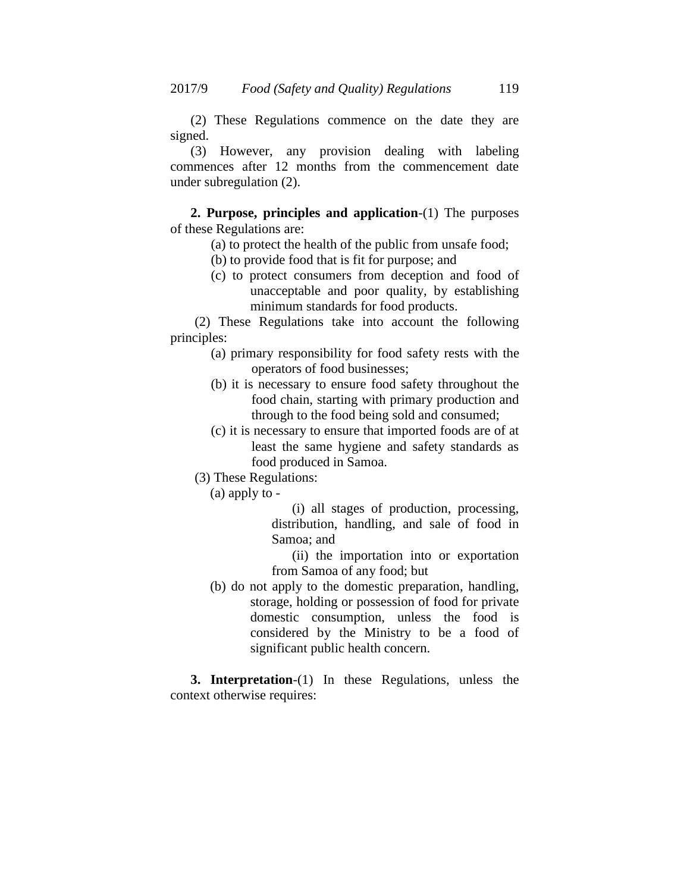(2) These Regulations commence on the date they are signed.

(3) However, any provision dealing with labeling commences after 12 months from the commencement date under subregulation (2).

**2. Purpose, principles and application**-(1) The purposes of these Regulations are:

(a) to protect the health of the public from unsafe food;

(b) to provide food that is fit for purpose; and

(c) to protect consumers from deception and food of unacceptable and poor quality, by establishing minimum standards for food products.

(2) These Regulations take into account the following principles:

(a) primary responsibility for food safety rests with the operators of food businesses;

(b) it is necessary to ensure food safety throughout the food chain, starting with primary production and through to the food being sold and consumed;

(c) it is necessary to ensure that imported foods are of at least the same hygiene and safety standards as food produced in Samoa.

(3) These Regulations:

(a) apply to -

(i) all stages of production, processing, distribution, handling, and sale of food in Samoa; and

(ii) the importation into or exportation from Samoa of any food; but

(b) do not apply to the domestic preparation, handling, storage, holding or possession of food for private domestic consumption, unless the food is considered by the Ministry to be a food of significant public health concern.

**3. Interpretation**-(1) In these Regulations, unless the context otherwise requires: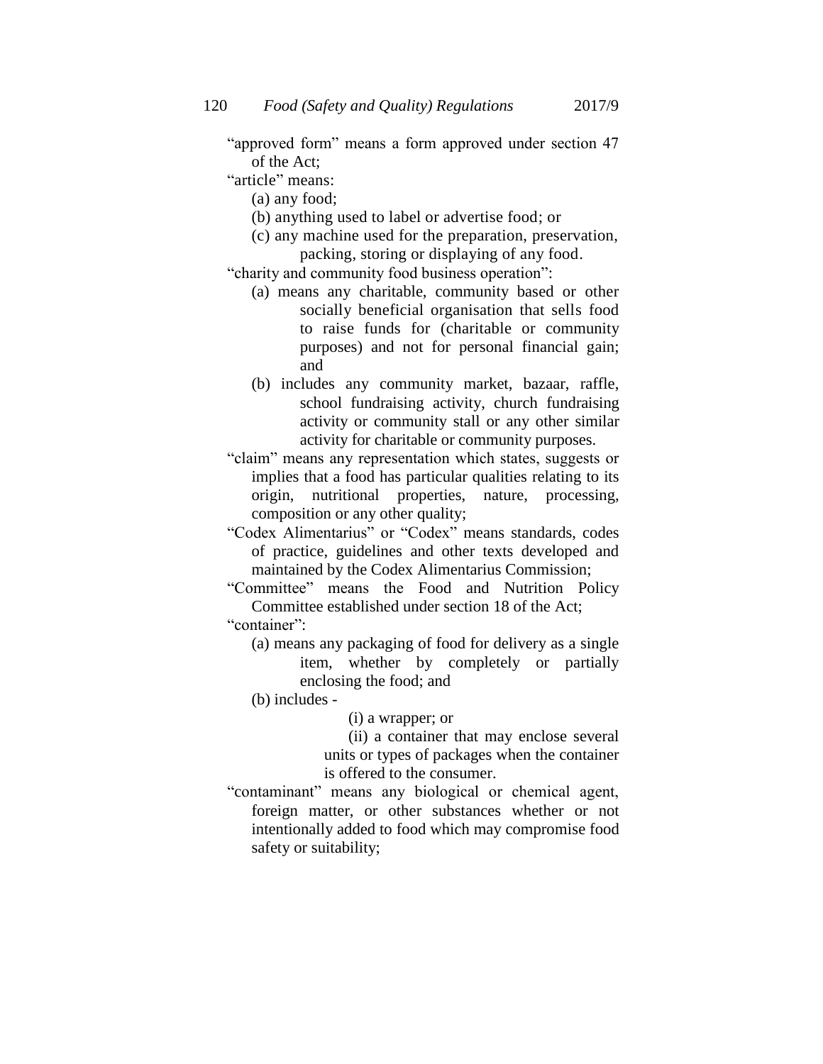"approved form" means a form approved under section 47 of the Act;

"article" means:

(a) any food;

(b) anything used to label or advertise food; or

(c) any machine used for the preparation, preservation, packing, storing or displaying of any food.

"charity and community food business operation":

(a) means any charitable, community based or other socially beneficial organisation that sells food to raise funds for (charitable or community purposes) and not for personal financial gain; and

(b) includes any community market, bazaar, raffle, school fundraising activity, church fundraising activity or community stall or any other similar activity for charitable or community purposes.

"claim" means any representation which states, suggests or implies that a food has particular qualities relating to its origin, nutritional properties, nature, processing, composition or any other quality;

"Codex Alimentarius" or "Codex" means standards, codes of practice, guidelines and other texts developed and maintained by the Codex Alimentarius Commission;

"Committee" means the Food and Nutrition Policy Committee established under section 18 of the Act;

"container":

(a) means any packaging of food for delivery as a single item, whether by completely or partially enclosing the food; and

(b) includes -

(i) a wrapper; or

(ii) a container that may enclose several units or types of packages when the container is offered to the consumer.

"contaminant" means any biological or chemical agent, foreign matter, or other substances whether or not intentionally added to food which may compromise food safety or suitability;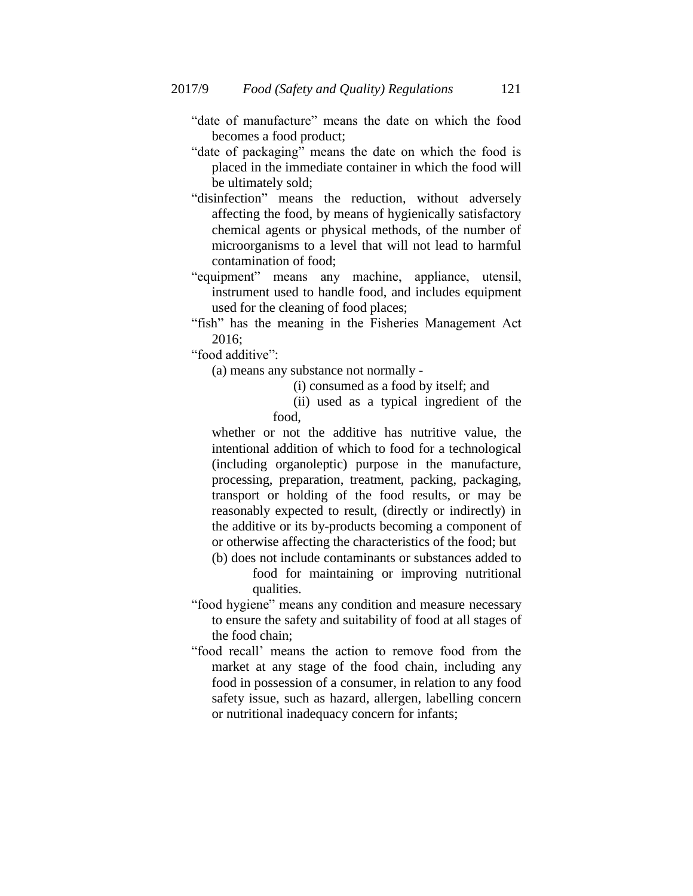"date of manufacture" means the date on which the food becomes a food product;

"date of packaging" means the date on which the food is placed in the immediate container in which the food will be ultimately sold;

"disinfection" means the reduction, without adversely affecting the food, by means of hygienically satisfactory chemical agents or physical methods, of the number of microorganisms to a level that will not lead to harmful contamination of food;

"equipment" means any machine, appliance, utensil, instrument used to handle food, and includes equipment used for the cleaning of food places;

"fish" has the meaning in the Fisheries Management Act 2016;

"food additive":

(a) means any substance not normally -

(i) consumed as a food by itself; and

(ii) used as a typical ingredient of the food,

whether or not the additive has nutritive value, the intentional addition of which to food for a technological (including organoleptic) purpose in the manufacture, processing, preparation, treatment, packing, packaging, transport or holding of the food results, or may be reasonably expected to result, (directly or indirectly) in the additive or its by-products becoming a component of or otherwise affecting the characteristics of the food; but

(b) does not include contaminants or substances added to food for maintaining or improving nutritional qualities.

"food hygiene" means any condition and measure necessary to ensure the safety and suitability of food at all stages of the food chain;

"food recall' means the action to remove food from the market at any stage of the food chain, including any food in possession of a consumer, in relation to any food safety issue, such as hazard, allergen, labelling concern or nutritional inadequacy concern for infants;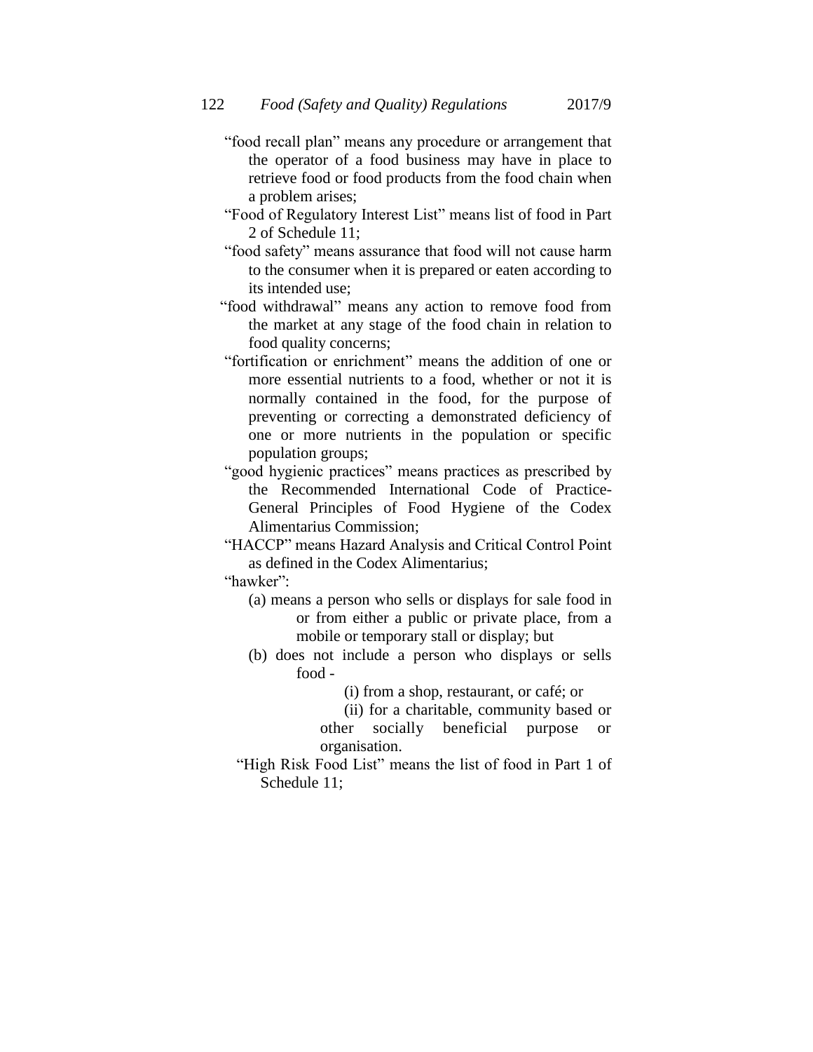"food recall plan" means any procedure or arrangement that the operator of a food business may have in place to retrieve food or food products from the food chain when a problem arises;

"Food of Regulatory Interest List" means list of food in Part 2 of Schedule 11;

"food safety" means assurance that food will not cause harm to the consumer when it is prepared or eaten according to its intended use;

"food withdrawal" means any action to remove food from the market at any stage of the food chain in relation to food quality concerns;

"fortification or enrichment" means the addition of one or more essential nutrients to a food, whether or not it is normally contained in the food, for the purpose of preventing or correcting a demonstrated deficiency of one or more nutrients in the population or specific population groups;

"good hygienic practices" means practices as prescribed by the Recommended International Code of Practice-General Principles of Food Hygiene of the Codex Alimentarius Commission;

"HACCP" means Hazard Analysis and Critical Control Point as defined in the Codex Alimentarius;

"hawker":

(a) means a person who sells or displays for sale food in or from either a public or private place, from a mobile or temporary stall or display; but

(b) does not include a person who displays or sells food -

(i) from a shop, restaurant, or café; or

(ii) for a charitable, community based or other socially beneficial purpose or organisation.

"High Risk Food List" means the list of food in Part 1 of Schedule 11;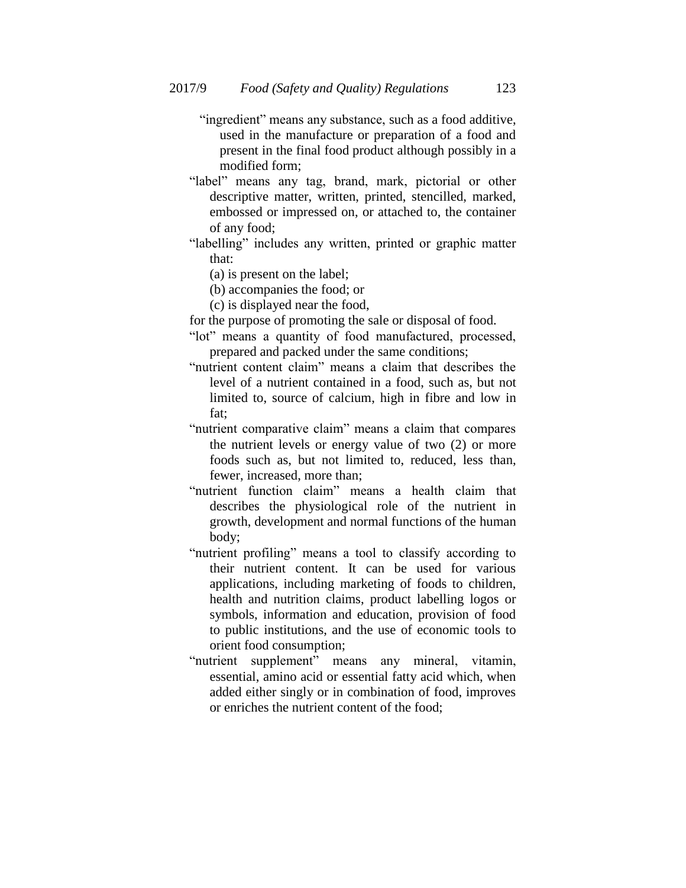"ingredient" means any substance, such as a food additive, used in the manufacture or preparation of a food and present in the final food product although possibly in a modified form;

"label" means any tag, brand, mark, pictorial or other descriptive matter, written, printed, stencilled, marked, embossed or impressed on, or attached to, the container of any food;

"labelling" includes any written, printed or graphic matter that:

(a) is present on the label;

(b) accompanies the food; or

(c) is displayed near the food,

for the purpose of promoting the sale or disposal of food.

"lot" means a quantity of food manufactured, processed, prepared and packed under the same conditions;

"nutrient content claim" means a claim that describes the level of a nutrient contained in a food, such as, but not limited to, source of calcium, high in fibre and low in fat;

"nutrient comparative claim" means a claim that compares the nutrient levels or energy value of two (2) or more foods such as, but not limited to, reduced, less than, fewer, increased, more than;

"nutrient function claim" means a health claim that describes the physiological role of the nutrient in growth, development and normal functions of the human body;

"nutrient profiling" means a tool to classify according to their nutrient content. It can be used for various applications, including marketing of foods to children, health and nutrition claims, product labelling logos or symbols, information and education, provision of food to public institutions, and the use of economic tools to orient food consumption;

"nutrient supplement" means any mineral, vitamin, essential, amino acid or essential fatty acid which, when added either singly or in combination of food, improves or enriches the nutrient content of the food;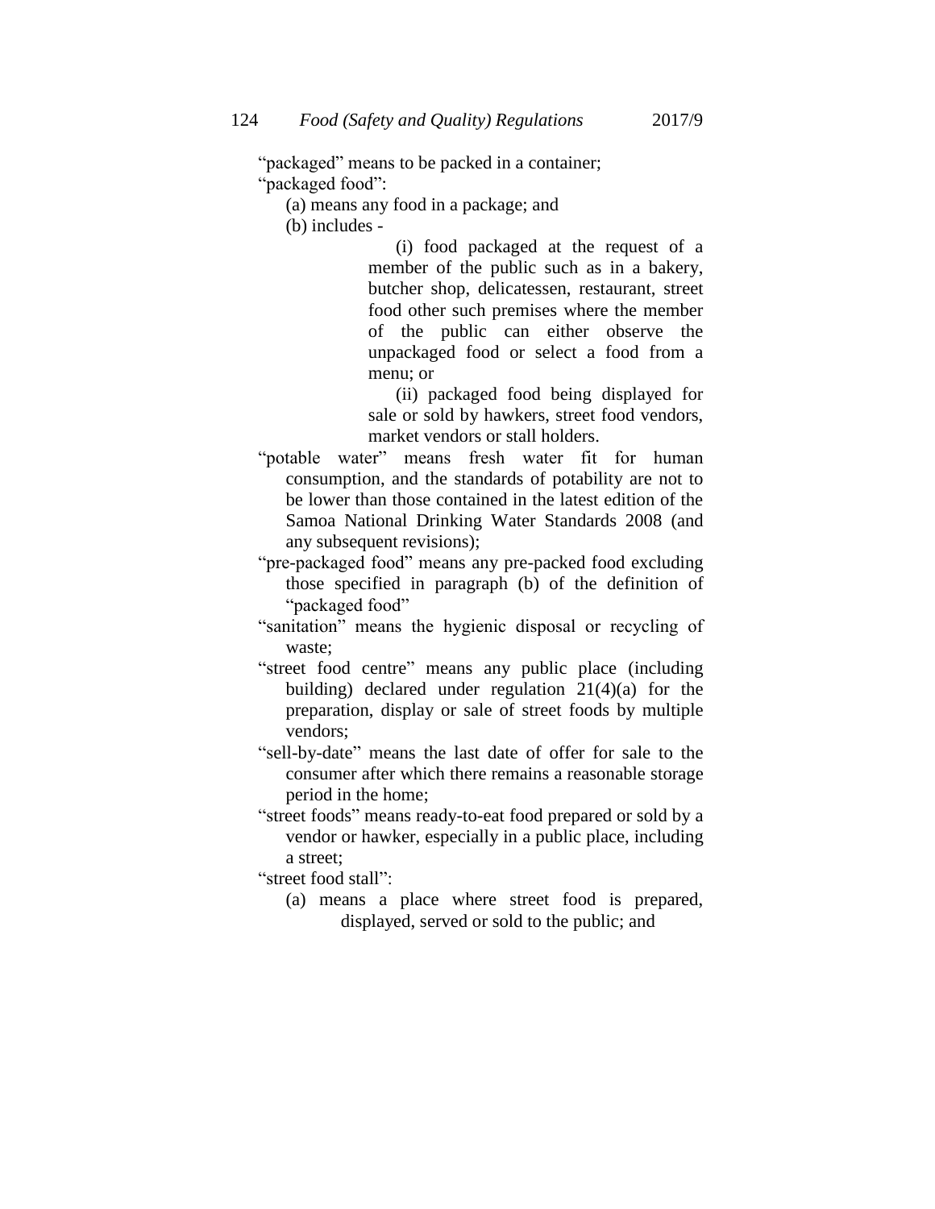"packaged" means to be packed in a container;

"packaged food":

(a) means any food in a package; and

(b) includes -

(i) food packaged at the request of a member of the public such as in a bakery, butcher shop, delicatessen, restaurant, street food other such premises where the member of the public can either observe the unpackaged food or select a food from a menu; or

(ii) packaged food being displayed for sale or sold by hawkers, street food vendors, market vendors or stall holders.

"potable water" means fresh water fit for human consumption, and the standards of potability are not to be lower than those contained in the latest edition of the Samoa National Drinking Water Standards 2008 (and any subsequent revisions);

"pre-packaged food" means any pre-packed food excluding those specified in paragraph (b) of the definition of "packaged food"

"sanitation" means the hygienic disposal or recycling of waste;

"street food centre" means any public place (including building) declared under regulation 21(4)(a) for the preparation, display or sale of street foods by multiple vendors;

"sell-by-date" means the last date of offer for sale to the consumer after which there remains a reasonable storage period in the home;

"street foods" means ready-to-eat food prepared or sold by a vendor or hawker, especially in a public place, including a street;

"street food stall":

(a) means a place where street food is prepared, displayed, served or sold to the public; and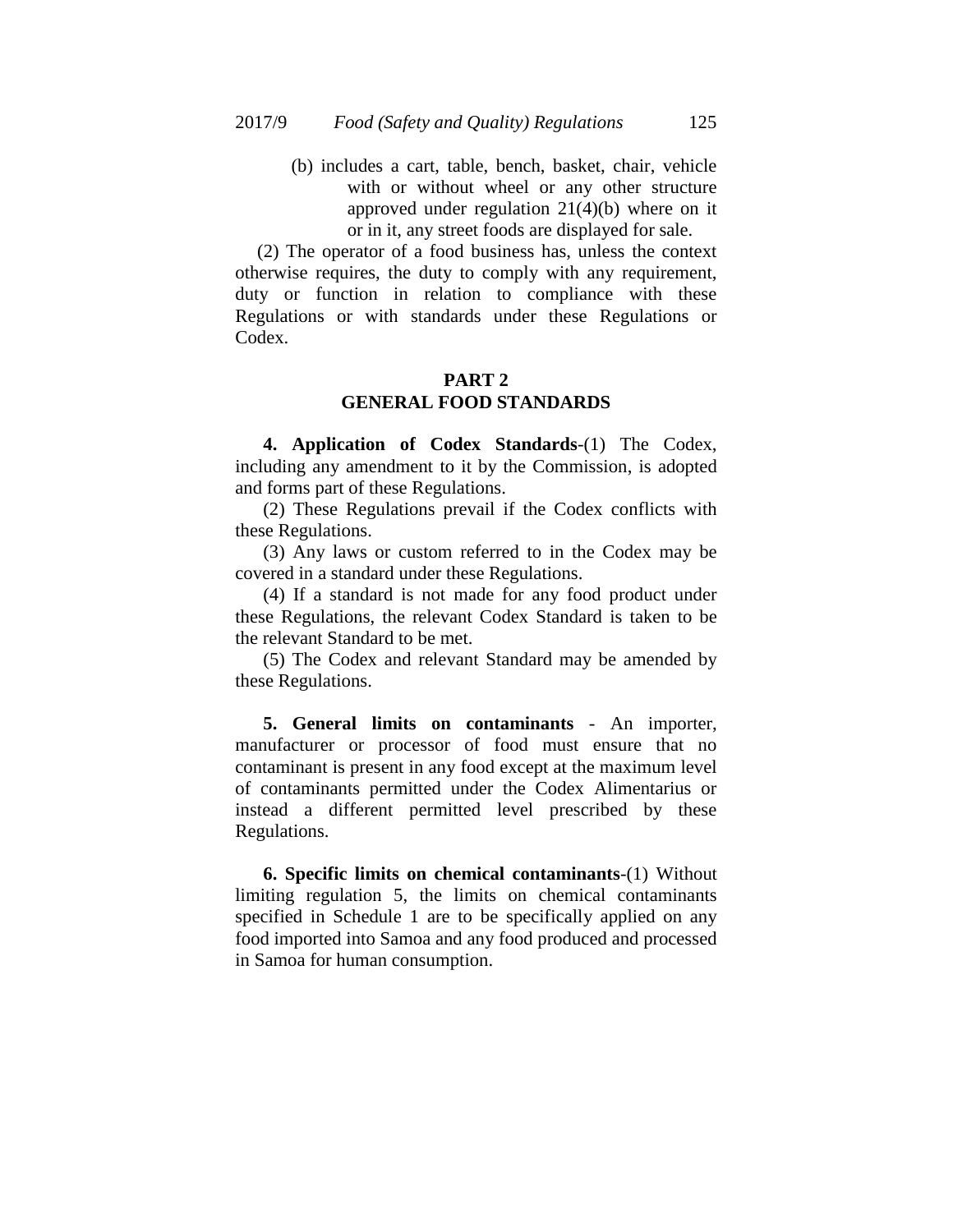(b) includes a cart, table, bench, basket, chair, vehicle with or without wheel or any other structure approved under regulation 21(4)(b) where on it or in it, any street foods are displayed for sale.

(2) The operator of a food business has, unless the context otherwise requires, the duty to comply with any requirement, duty or function in relation to compliance with these Regulations or with standards under these Regulations or Codex.

## PART 2
## GENERAL FOOD STANDARDS

**4. Application of Codex Standards**-(1) The Codex, including any amendment to it by the Commission, is adopted and forms part of these Regulations.

(2) These Regulations prevail if the Codex conflicts with these Regulations.

(3) Any laws or custom referred to in the Codex may be covered in a standard under these Regulations.

(4) If a standard is not made for any food product under these Regulations, the relevant Codex Standard is taken to be the relevant Standard to be met.

(5) The Codex and relevant Standard may be amended by these Regulations.

**5. General limits on contaminants** - An importer, manufacturer or processor of food must ensure that no contaminant is present in any food except at the maximum level of contaminants permitted under the Codex Alimentarius or instead a different permitted level prescribed by these Regulations.

**6. Specific limits on chemical contaminants**-(1) Without limiting regulation 5, the limits on chemical contaminants specified in Schedule 1 are to be specifically applied on any food imported into Samoa and any food produced and processed in Samoa for human consumption.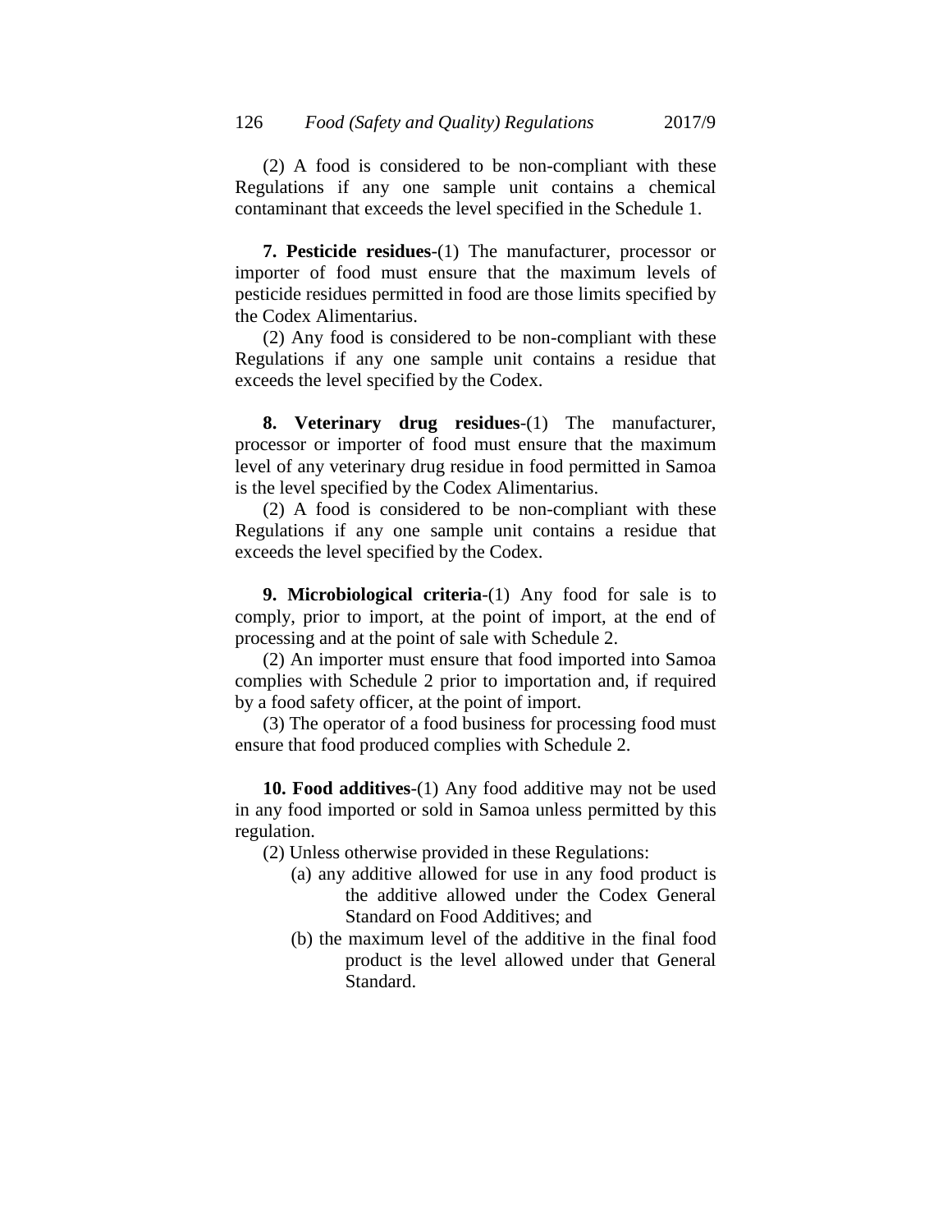(2) A food is considered to be non-compliant with these Regulations if any one sample unit contains a chemical contaminant that exceeds the level specified in the Schedule 1.

**7. Pesticide residues**-(1) The manufacturer, processor or importer of food must ensure that the maximum levels of pesticide residues permitted in food are those limits specified by the Codex Alimentarius.

(2) Any food is considered to be non-compliant with these Regulations if any one sample unit contains a residue that exceeds the level specified by the Codex.

**8. Veterinary drug residues**-(1) The manufacturer, processor or importer of food must ensure that the maximum level of any veterinary drug residue in food permitted in Samoa is the level specified by the Codex Alimentarius.

(2) A food is considered to be non-compliant with these Regulations if any one sample unit contains a residue that exceeds the level specified by the Codex.

**9. Microbiological criteria**-(1) Any food for sale is to comply, prior to import, at the point of import, at the end of processing and at the point of sale with Schedule 2.

(2) An importer must ensure that food imported into Samoa complies with Schedule 2 prior to importation and, if required by a food safety officer, at the point of import.

(3) The operator of a food business for processing food must ensure that food produced complies with Schedule 2.

**10. Food additives**-(1) Any food additive may not be used in any food imported or sold in Samoa unless permitted by this regulation.

(2) Unless otherwise provided in these Regulations:

- (a) any additive allowed for use in any food product is the additive allowed under the Codex General Standard on Food Additives; and
- (b) the maximum level of the additive in the final food product is the level allowed under that General Standard.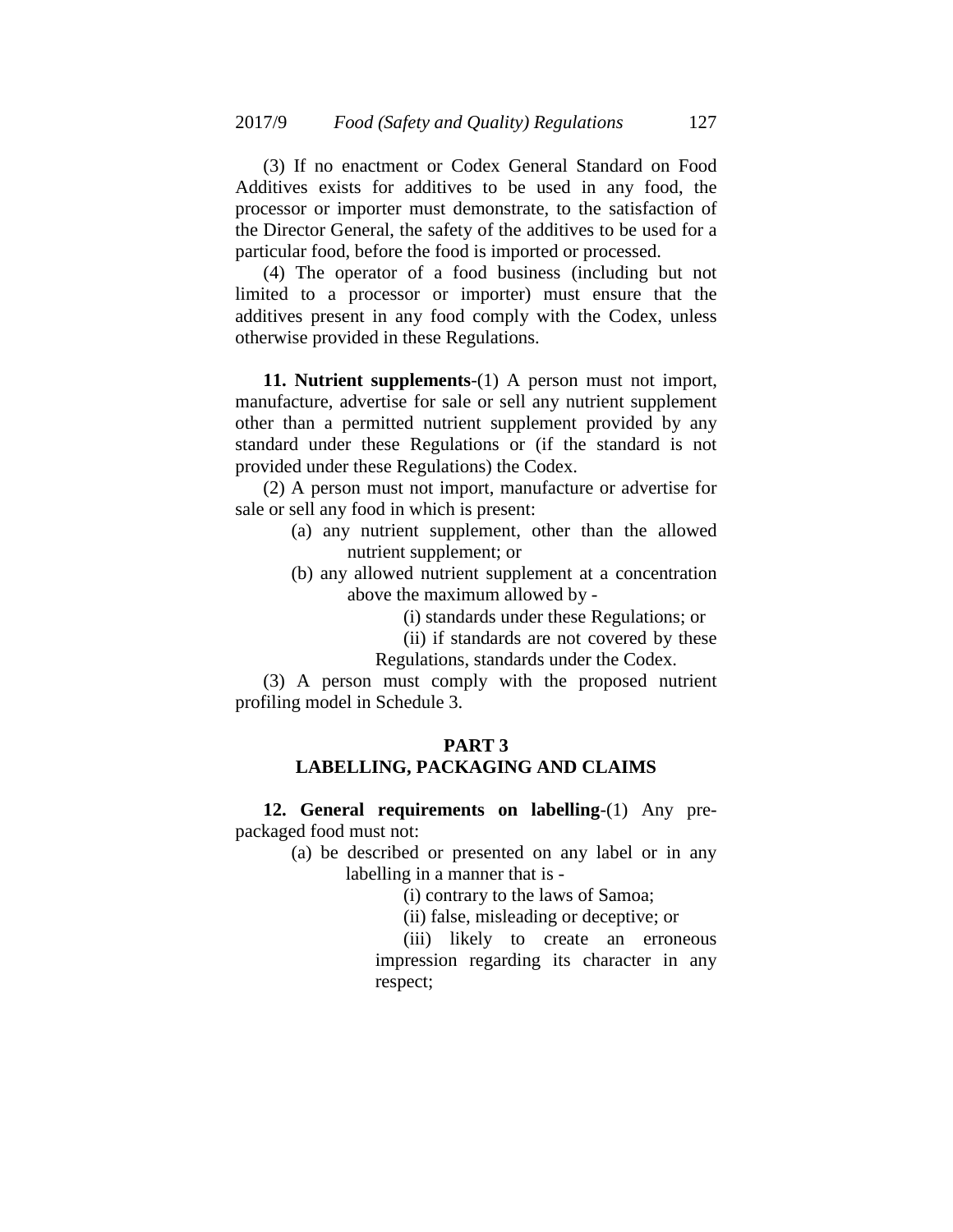(3) If no enactment or Codex General Standard on Food Additives exists for additives to be used in any food, the processor or importer must demonstrate, to the satisfaction of the Director General, the safety of the additives to be used for a particular food, before the food is imported or processed.

(4) The operator of a food business (including but not limited to a processor or importer) must ensure that the additives present in any food comply with the Codex, unless otherwise provided in these Regulations.

**11. Nutrient supplements**-(1) A person must not import, manufacture, advertise for sale or sell any nutrient supplement other than a permitted nutrient supplement provided by any standard under these Regulations or (if the standard is not provided under these Regulations) the Codex.

(2) A person must not import, manufacture or advertise for sale or sell any food in which is present:

(a) any nutrient supplement, other than the allowed nutrient supplement; or

(b) any allowed nutrient supplement at a concentration above the maximum allowed by -

(i) standards under these Regulations; or

(ii) if standards are not covered by these Regulations, standards under the Codex.

(3) A person must comply with the proposed nutrient profiling model in Schedule 3.

## PART 3
## LABELLING, PACKAGING AND CLAIMS

**12. General requirements on labelling**-(1) Any pre-packaged food must not:

(a) be described or presented on any label or in any labelling in a manner that is -

(i) contrary to the laws of Samoa;

(ii) false, misleading or deceptive; or

(iii) likely to create an erroneous impression regarding its character in any respect;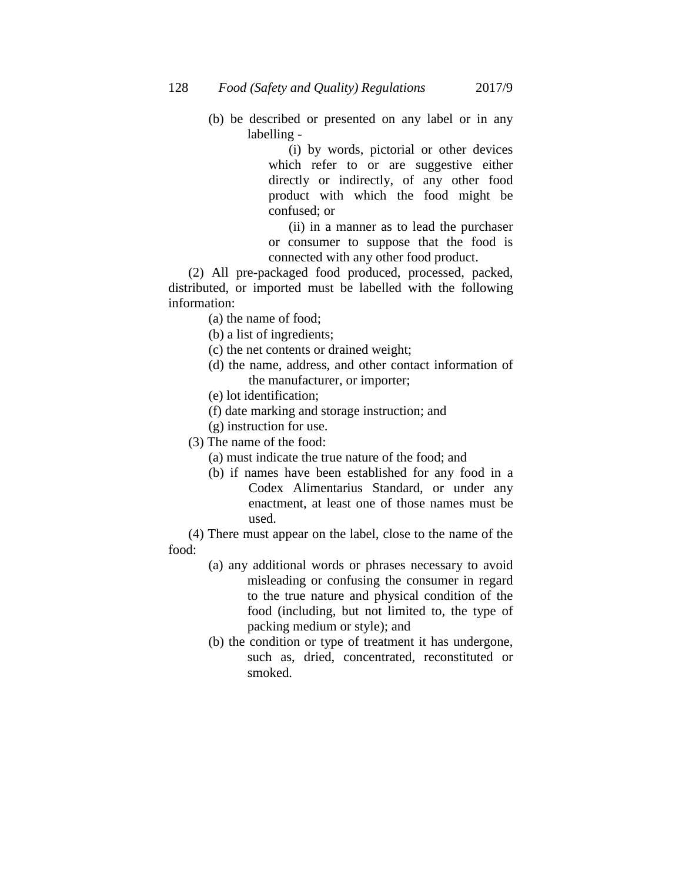(b) be described or presented on any label or in any labelling -

(i) by words, pictorial or other devices which refer to or are suggestive either directly or indirectly, of any other food product with which the food might be confused; or

(ii) in a manner as to lead the purchaser or consumer to suppose that the food is connected with any other food product.

(2) All pre-packaged food produced, processed, packed, distributed, or imported must be labelled with the following information:

(a) the name of food;

(b) a list of ingredients;

(c) the net contents or drained weight;

(d) the name, address, and other contact information of the manufacturer, or importer;

(e) lot identification;

(f) date marking and storage instruction; and

(g) instruction for use.

(3) The name of the food:

(a) must indicate the true nature of the food; and

(b) if names have been established for any food in a Codex Alimentarius Standard, or under any enactment, at least one of those names must be used.

(4) There must appear on the label, close to the name of the food:

(a) any additional words or phrases necessary to avoid misleading or confusing the consumer in regard to the true nature and physical condition of the food (including, but not limited to, the type of packing medium or style); and

(b) the condition or type of treatment it has undergone, such as, dried, concentrated, reconstituted or smoked.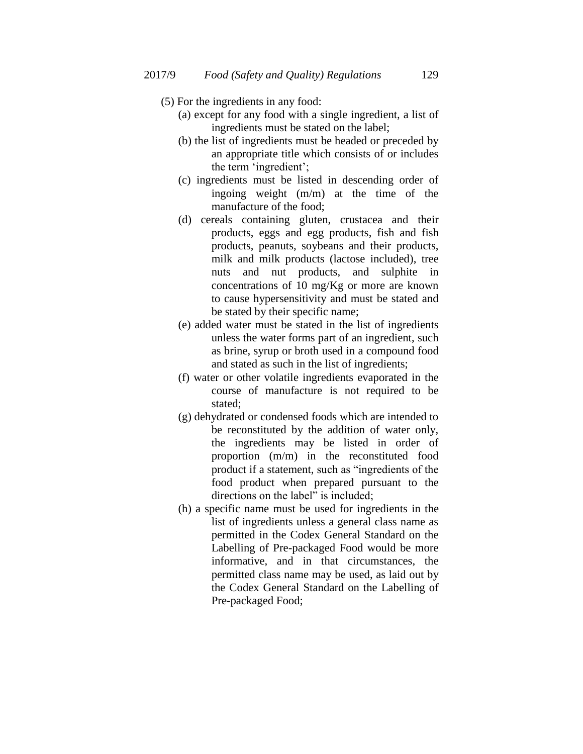(5) For the ingredients in any food:

(a) except for any food with a single ingredient, a list of ingredients must be stated on the label;

(b) the list of ingredients must be headed or preceded by an appropriate title which consists of or includes the term 'ingredient';

(c) ingredients must be listed in descending order of ingoing weight (m/m) at the time of the manufacture of the food;

(d) cereals containing gluten, crustacea and their products, eggs and egg products, fish and fish products, peanuts, soybeans and their products, milk and milk products (lactose included), tree nuts and nut products, and sulphite in concentrations of 10 mg/Kg or more are known to cause hypersensitivity and must be stated and be stated by their specific name;

(e) added water must be stated in the list of ingredients unless the water forms part of an ingredient, such as brine, syrup or broth used in a compound food and stated as such in the list of ingredients;

(f) water or other volatile ingredients evaporated in the course of manufacture is not required to be stated;

(g) dehydrated or condensed foods which are intended to be reconstituted by the addition of water only, the ingredients may be listed in order of proportion (m/m) in the reconstituted food product if a statement, such as "ingredients of the food product when prepared pursuant to the directions on the label" is included;

(h) a specific name must be used for ingredients in the list of ingredients unless a general class name as permitted in the Codex General Standard on the Labelling of Pre-packaged Food would be more informative, and in that circumstances, the permitted class name may be used, as laid out by the Codex General Standard on the Labelling of Pre-packaged Food;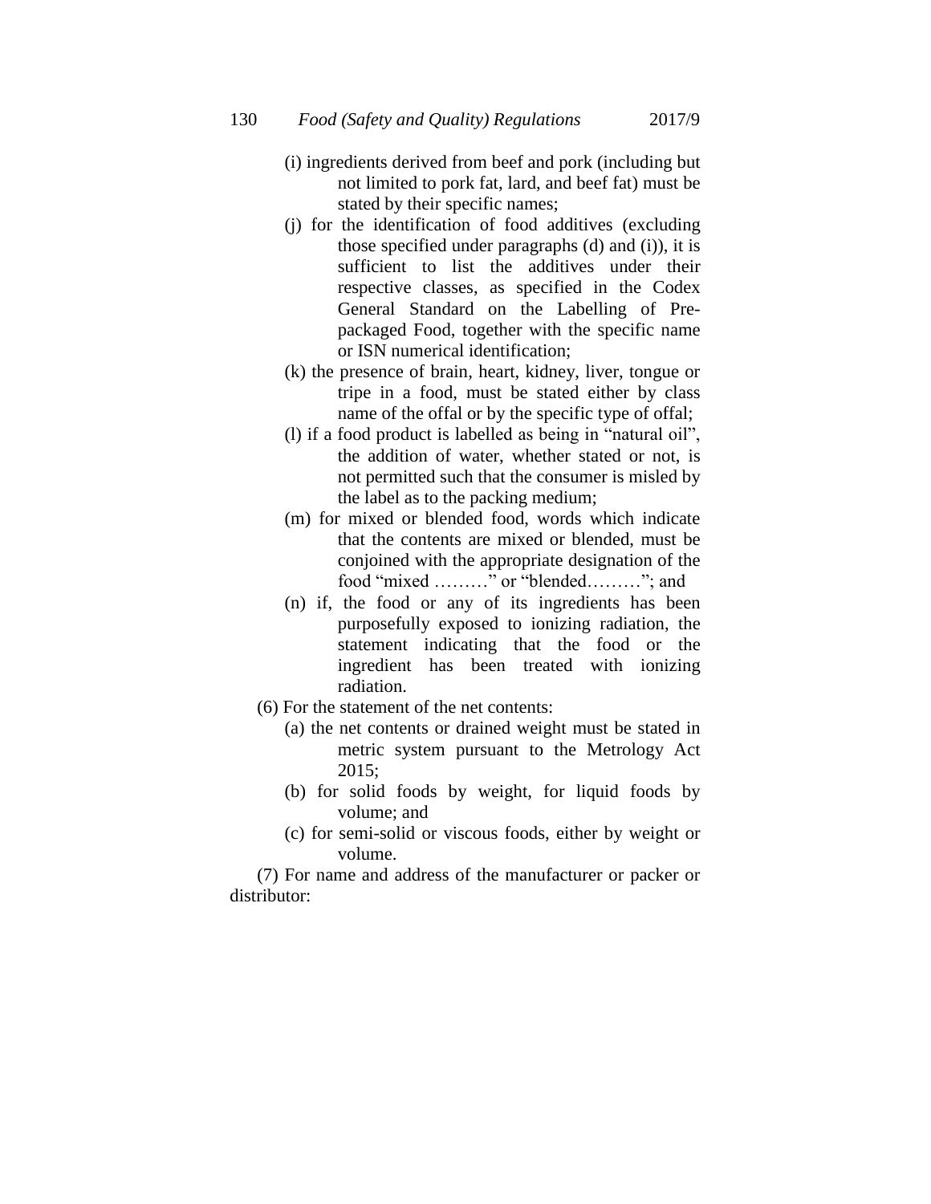(i) ingredients derived from beef and pork (including but not limited to pork fat, lard, and beef fat) must be stated by their specific names;

(j) for the identification of food additives (excluding those specified under paragraphs (d) and (i)), it is sufficient to list the additives under their respective classes, as specified in the Codex General Standard on the Labelling of Pre-packaged Food, together with the specific name or ISN numerical identification;

(k) the presence of brain, heart, kidney, liver, tongue or tripe in a food, must be stated either by class name of the offal or by the specific type of offal;

(l) if a food product is labelled as being in "natural oil", the addition of water, whether stated or not, is not permitted such that the consumer is misled by the label as to the packing medium;

(m) for mixed or blended food, words which indicate that the contents are mixed or blended, must be conjoined with the appropriate designation of the food "mixed ………" or "blended………"; and

(n) if, the food or any of its ingredients has been purposefully exposed to ionizing radiation, the statement indicating that the food or the ingredient has been treated with ionizing radiation.

(6) For the statement of the net contents:

(a) the net contents or drained weight must be stated in metric system pursuant to the Metrology Act 2015;

(b) for solid foods by weight, for liquid foods by volume; and

(c) for semi-solid or viscous foods, either by weight or volume.

(7) For name and address of the manufacturer or packer or distributor: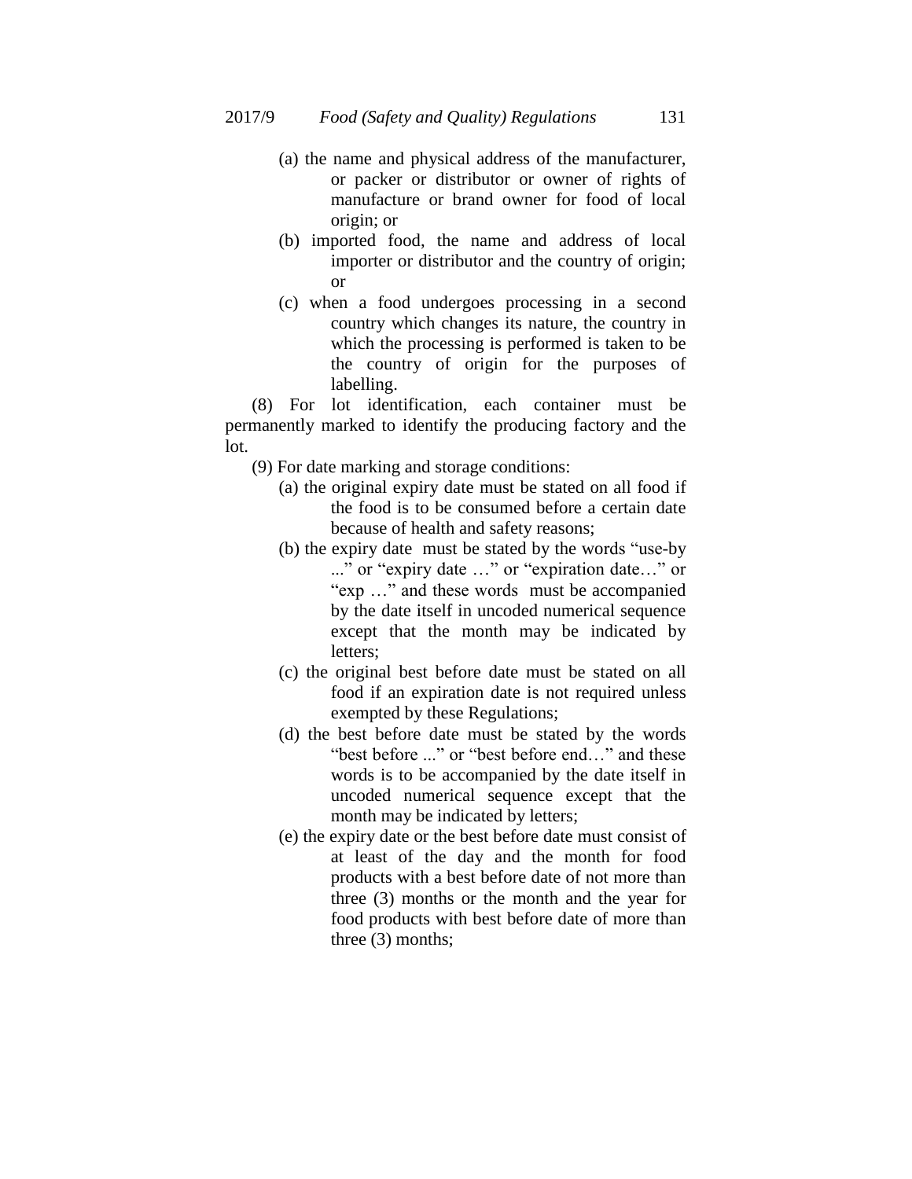(a) the name and physical address of the manufacturer, or packer or distributor or owner of rights of manufacture or brand owner for food of local origin; or

(b) imported food, the name and address of local importer or distributor and the country of origin; or

(c) when a food undergoes processing in a second country which changes its nature, the country in which the processing is performed is taken to be the country of origin for the purposes of labelling.

(8) For lot identification, each container must be permanently marked to identify the producing factory and the lot.

(9) For date marking and storage conditions:

(a) the original expiry date must be stated on all food if the food is to be consumed before a certain date because of health and safety reasons;

(b) the expiry date must be stated by the words "use-by ..." or "expiry date …" or "expiration date…" or "exp …" and these words must be accompanied by the date itself in uncoded numerical sequence except that the month may be indicated by letters;

(c) the original best before date must be stated on all food if an expiration date is not required unless exempted by these Regulations;

(d) the best before date must be stated by the words "best before ..." or "best before end…" and these words is to be accompanied by the date itself in uncoded numerical sequence except that the month may be indicated by letters;

(e) the expiry date or the best before date must consist of at least of the day and the month for food products with a best before date of not more than three (3) months or the month and the year for food products with best before date of more than three (3) months;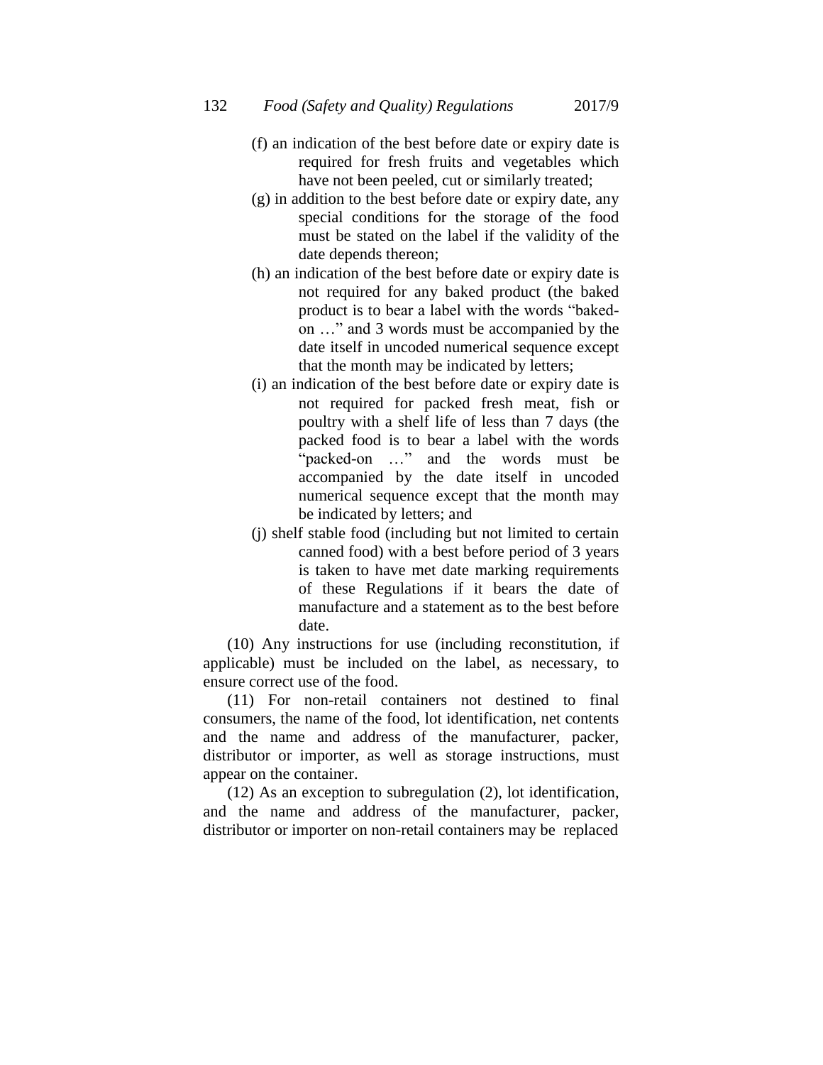(f) an indication of the best before date or expiry date is required for fresh fruits and vegetables which have not been peeled, cut or similarly treated;

(g) in addition to the best before date or expiry date, any special conditions for the storage of the food must be stated on the label if the validity of the date depends thereon;

(h) an indication of the best before date or expiry date is not required for any baked product (the baked product is to bear a label with the words "baked-on …" and 3 words must be accompanied by the date itself in uncoded numerical sequence except that the month may be indicated by letters;

(i) an indication of the best before date or expiry date is not required for packed fresh meat, fish or poultry with a shelf life of less than 7 days (the packed food is to bear a label with the words "packed-on …" and the words must be accompanied by the date itself in uncoded numerical sequence except that the month may be indicated by letters; and

(j) shelf stable food (including but not limited to certain canned food) with a best before period of 3 years is taken to have met date marking requirements of these Regulations if it bears the date of manufacture and a statement as to the best before date.

(10) Any instructions for use (including reconstitution, if applicable) must be included on the label, as necessary, to ensure correct use of the food.

(11) For non-retail containers not destined to final consumers, the name of the food, lot identification, net contents and the name and address of the manufacturer, packer, distributor or importer, as well as storage instructions, must appear on the container.

(12) As an exception to subregulation (2), lot identification, and the name and address of the manufacturer, packer, distributor or importer on non-retail containers may be replaced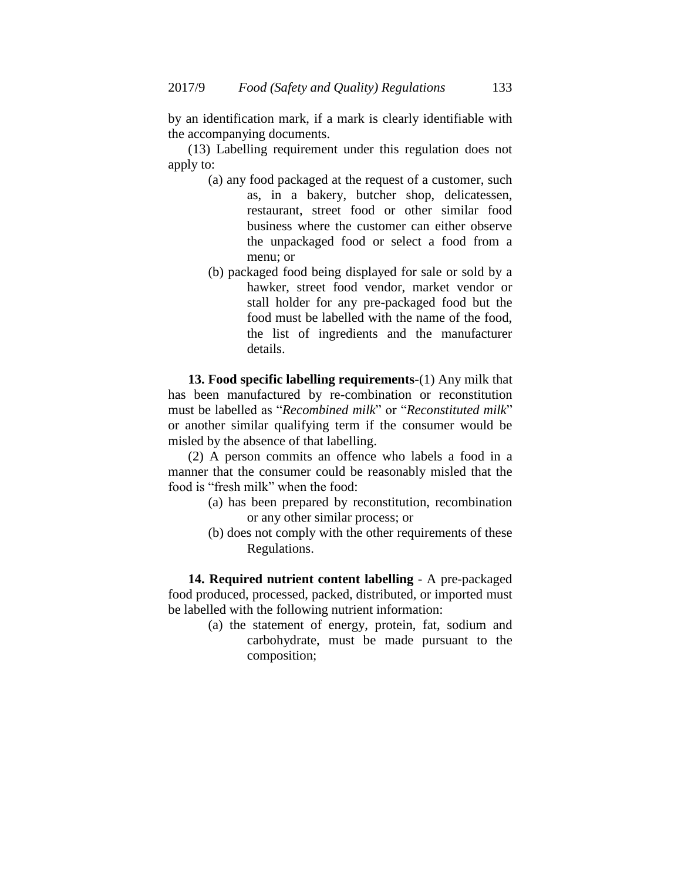by an identification mark, if a mark is clearly identifiable with the accompanying documents.

(13) Labelling requirement under this regulation does not apply to:

(a) any food packaged at the request of a customer, such as, in a bakery, butcher shop, delicatessen, restaurant, street food or other similar food business where the customer can either observe the unpackaged food or select a food from a menu; or

(b) packaged food being displayed for sale or sold by a hawker, street food vendor, market vendor or stall holder for any pre-packaged food but the food must be labelled with the name of the food, the list of ingredients and the manufacturer details.

**13. Food specific labelling requirements**-(1) Any milk that has been manufactured by re-combination or reconstitution must be labelled as "*Recombined milk*" or "*Reconstituted milk*" or another similar qualifying term if the consumer would be misled by the absence of that labelling.

(2) A person commits an offence who labels a food in a manner that the consumer could be reasonably misled that the food is "fresh milk" when the food:

(a) has been prepared by reconstitution, recombination or any other similar process; or

(b) does not comply with the other requirements of these Regulations.

**14. Required nutrient content labelling** - A pre-packaged food produced, processed, packed, distributed, or imported must be labelled with the following nutrient information:

(a) the statement of energy, protein, fat, sodium and carbohydrate, must be made pursuant to the composition;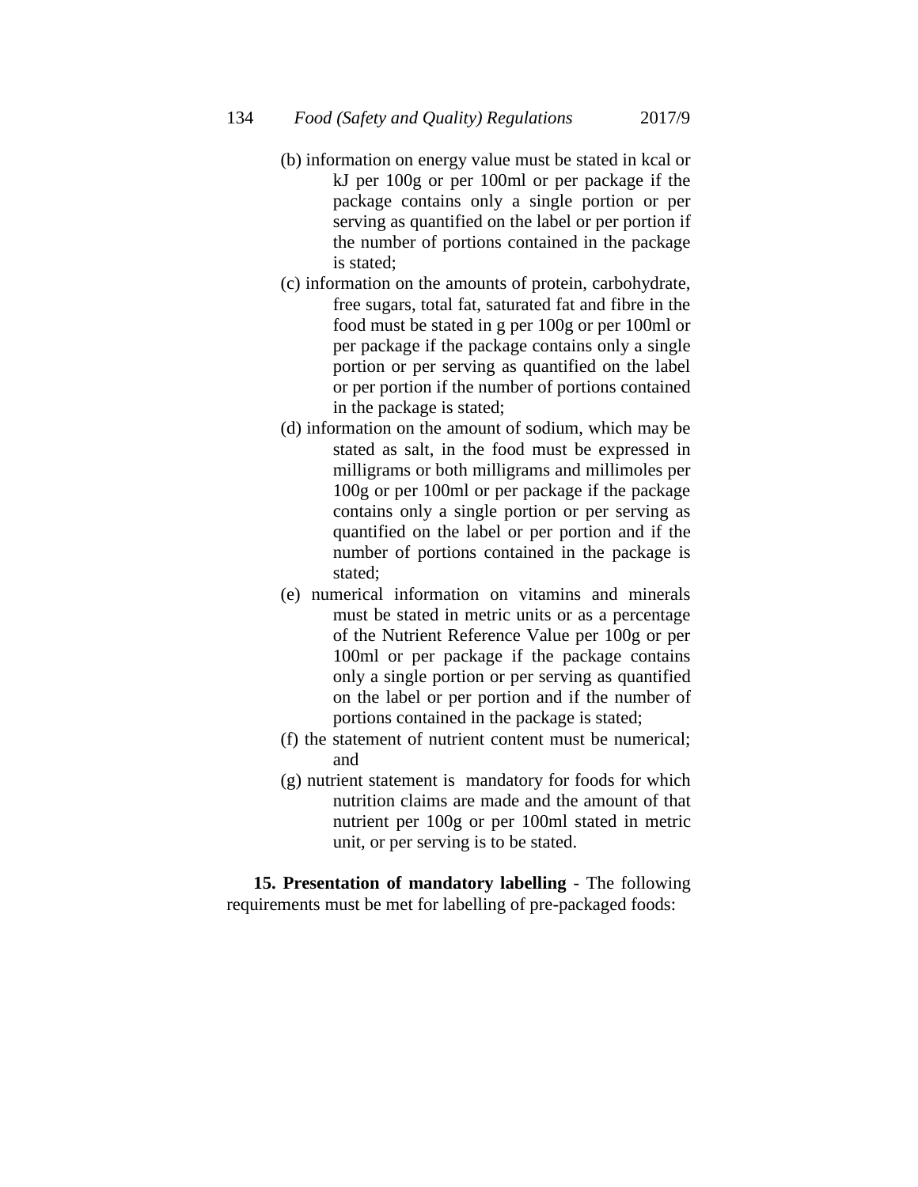(b) information on energy value must be stated in kcal or kJ per 100g or per 100ml or per package if the package contains only a single portion or per serving as quantified on the label or per portion if the number of portions contained in the package is stated;

(c) information on the amounts of protein, carbohydrate, free sugars, total fat, saturated fat and fibre in the food must be stated in g per 100g or per 100ml or per package if the package contains only a single portion or per serving as quantified on the label or per portion if the number of portions contained in the package is stated;

(d) information on the amount of sodium, which may be stated as salt, in the food must be expressed in milligrams or both milligrams and millimoles per 100g or per 100ml or per package if the package contains only a single portion or per serving as quantified on the label or per portion and if the number of portions contained in the package is stated;

(e) numerical information on vitamins and minerals must be stated in metric units or as a percentage of the Nutrient Reference Value per 100g or per 100ml or per package if the package contains only a single portion or per serving as quantified on the label or per portion and if the number of portions contained in the package is stated;

(f) the statement of nutrient content must be numerical; and

(g) nutrient statement is mandatory for foods for which nutrition claims are made and the amount of that nutrient per 100g or per 100ml stated in metric unit, or per serving is to be stated.

**15. Presentation of mandatory labelling** - The following requirements must be met for labelling of pre-packaged foods: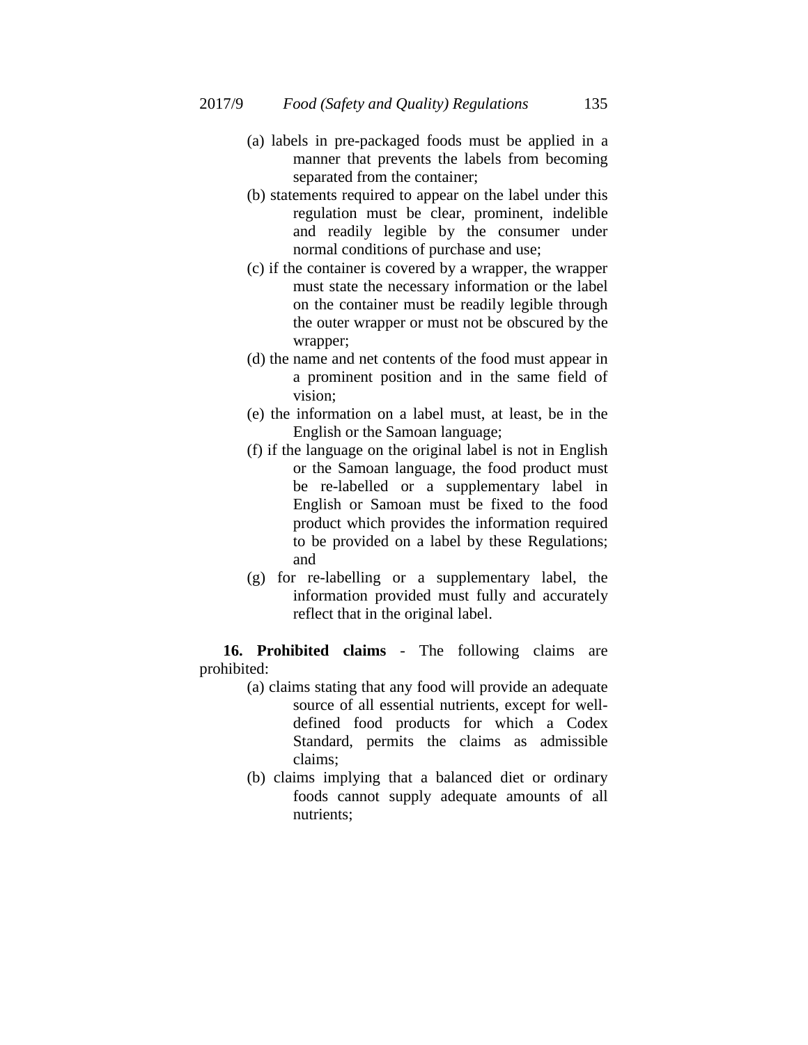(a) labels in pre-packaged foods must be applied in a manner that prevents the labels from becoming separated from the container;

(b) statements required to appear on the label under this regulation must be clear, prominent, indelible and readily legible by the consumer under normal conditions of purchase and use;

(c) if the container is covered by a wrapper, the wrapper must state the necessary information or the label on the container must be readily legible through the outer wrapper or must not be obscured by the wrapper;

(d) the name and net contents of the food must appear in a prominent position and in the same field of vision;

(e) the information on a label must, at least, be in the English or the Samoan language;

(f) if the language on the original label is not in English or the Samoan language, the food product must be re-labelled or a supplementary label in English or Samoan must be fixed to the food product which provides the information required to be provided on a label by these Regulations; and

(g) for re-labelling or a supplementary label, the information provided must fully and accurately reflect that in the original label.

**16. Prohibited claims** - The following claims are prohibited:

(a) claims stating that any food will provide an adequate source of all essential nutrients, except for well-defined food products for which a Codex Standard, permits the claims as admissible claims;

(b) claims implying that a balanced diet or ordinary foods cannot supply adequate amounts of all nutrients;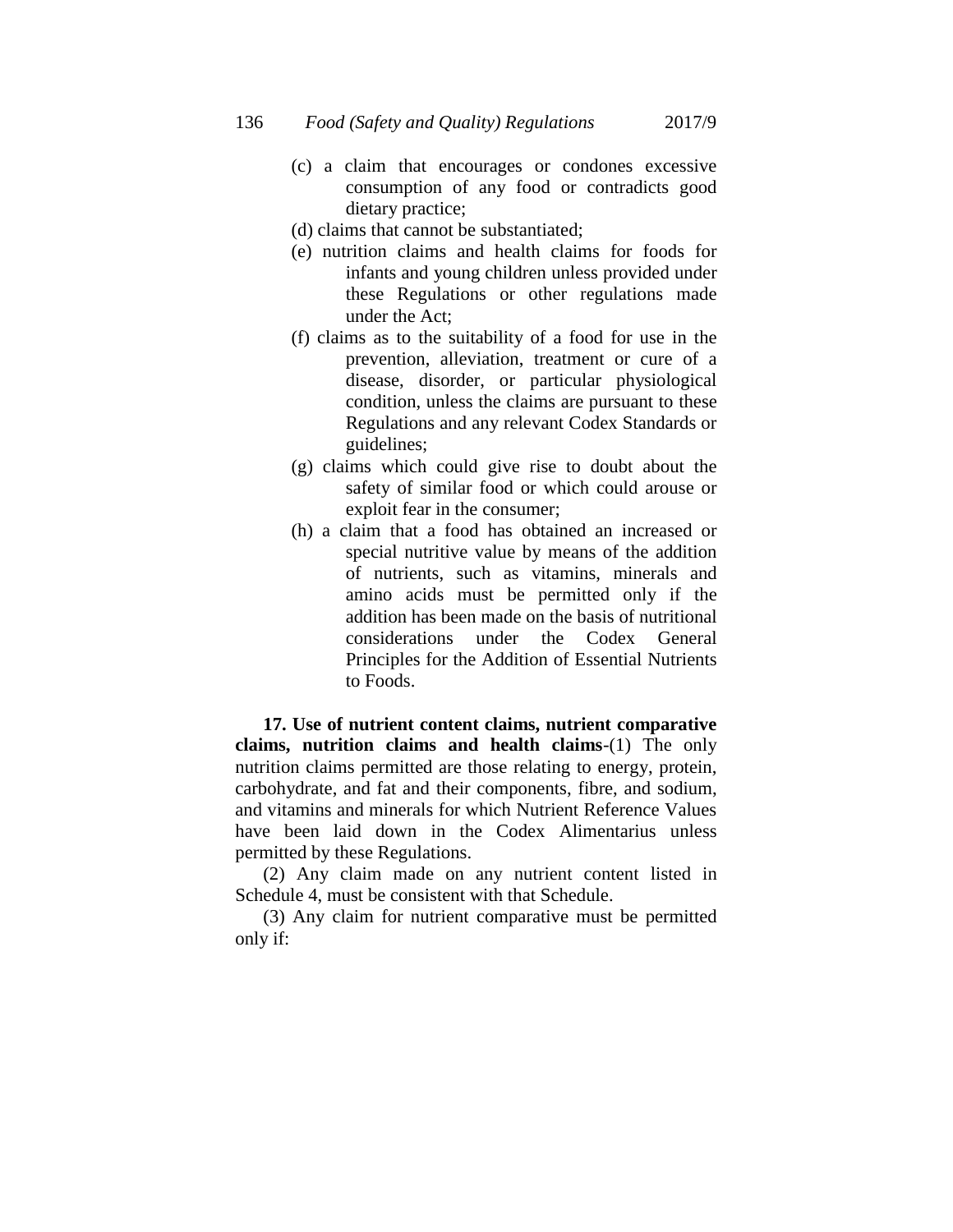(c) a claim that encourages or condones excessive consumption of any food or contradicts good dietary practice;

(d) claims that cannot be substantiated;

(e) nutrition claims and health claims for foods for infants and young children unless provided under these Regulations or other regulations made under the Act;

(f) claims as to the suitability of a food for use in the prevention, alleviation, treatment or cure of a disease, disorder, or particular physiological condition, unless the claims are pursuant to these Regulations and any relevant Codex Standards or guidelines;

(g) claims which could give rise to doubt about the safety of similar food or which could arouse or exploit fear in the consumer;

(h) a claim that a food has obtained an increased or special nutritive value by means of the addition of nutrients, such as vitamins, minerals and amino acids must be permitted only if the addition has been made on the basis of nutritional considerations under the Codex General Principles for the Addition of Essential Nutrients to Foods.

**17. Use of nutrient content claims, nutrient comparative claims, nutrition claims and health claims**-(1) The only nutrition claims permitted are those relating to energy, protein, carbohydrate, and fat and their components, fibre, and sodium, and vitamins and minerals for which Nutrient Reference Values have been laid down in the Codex Alimentarius unless permitted by these Regulations.

(2) Any claim made on any nutrient content listed in Schedule 4, must be consistent with that Schedule.

(3) Any claim for nutrient comparative must be permitted only if: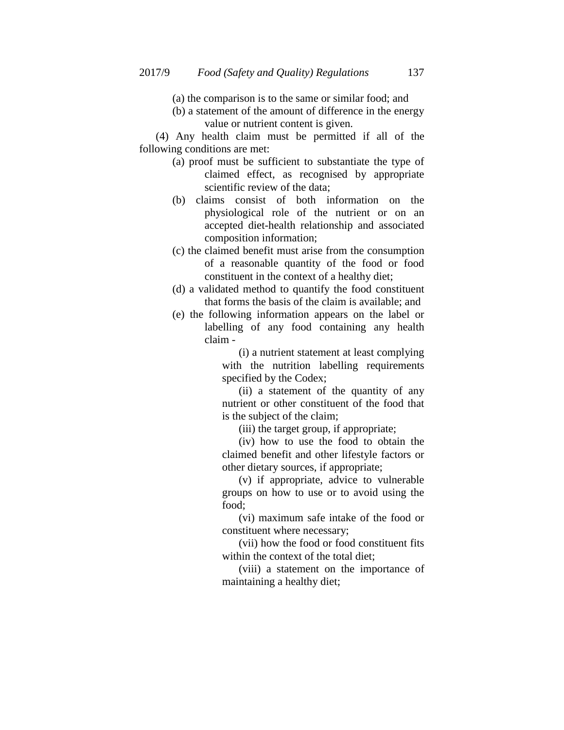(a) the comparison is to the same or similar food; and

(b) a statement of the amount of difference in the energy value or nutrient content is given.

(4) Any health claim must be permitted if all of the following conditions are met:

(a) proof must be sufficient to substantiate the type of claimed effect, as recognised by appropriate scientific review of the data;

(b) claims consist of both information on the physiological role of the nutrient or on an accepted diet-health relationship and associated composition information;

(c) the claimed benefit must arise from the consumption of a reasonable quantity of the food or food constituent in the context of a healthy diet;

(d) a validated method to quantify the food constituent that forms the basis of the claim is available; and

(e) the following information appears on the label or labelling of any food containing any health claim -

(i) a nutrient statement at least complying with the nutrition labelling requirements specified by the Codex;

(ii) a statement of the quantity of any nutrient or other constituent of the food that is the subject of the claim;

(iii) the target group, if appropriate;

(iv) how to use the food to obtain the claimed benefit and other lifestyle factors or other dietary sources, if appropriate;

(v) if appropriate, advice to vulnerable groups on how to use or to avoid using the food;

(vi) maximum safe intake of the food or constituent where necessary;

(vii) how the food or food constituent fits within the context of the total diet;

(viii) a statement on the importance of maintaining a healthy diet;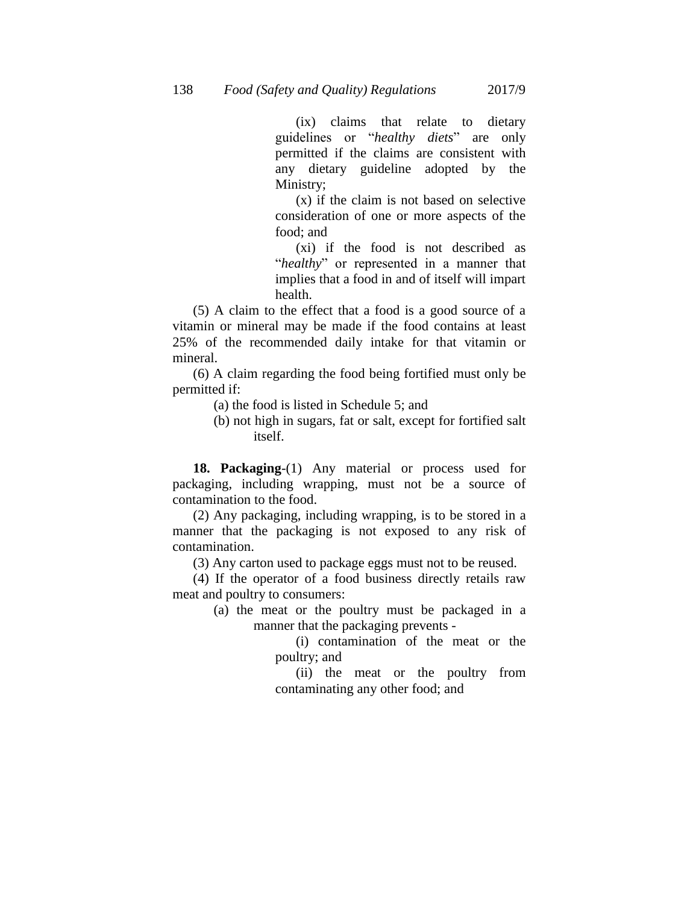(ix) claims that relate to dietary guidelines or "*healthy diets*" are only permitted if the claims are consistent with any dietary guideline adopted by the Ministry;

(x) if the claim is not based on selective consideration of one or more aspects of the food; and

(xi) if the food is not described as "*healthy*" or represented in a manner that implies that a food in and of itself will impart health.

(5) A claim to the effect that a food is a good source of a vitamin or mineral may be made if the food contains at least 25% of the recommended daily intake for that vitamin or mineral.

(6) A claim regarding the food being fortified must only be permitted if:

(a) the food is listed in Schedule 5; and

(b) not high in sugars, fat or salt, except for fortified salt itself.

**18. Packaging**-(1) Any material or process used for packaging, including wrapping, must not be a source of contamination to the food.

(2) Any packaging, including wrapping, is to be stored in a manner that the packaging is not exposed to any risk of contamination.

(3) Any carton used to package eggs must not to be reused.

(4) If the operator of a food business directly retails raw meat and poultry to consumers:

(a) the meat or the poultry must be packaged in a manner that the packaging prevents -

(i) contamination of the meat or the poultry; and

(ii) the meat or the poultry from contaminating any other food; and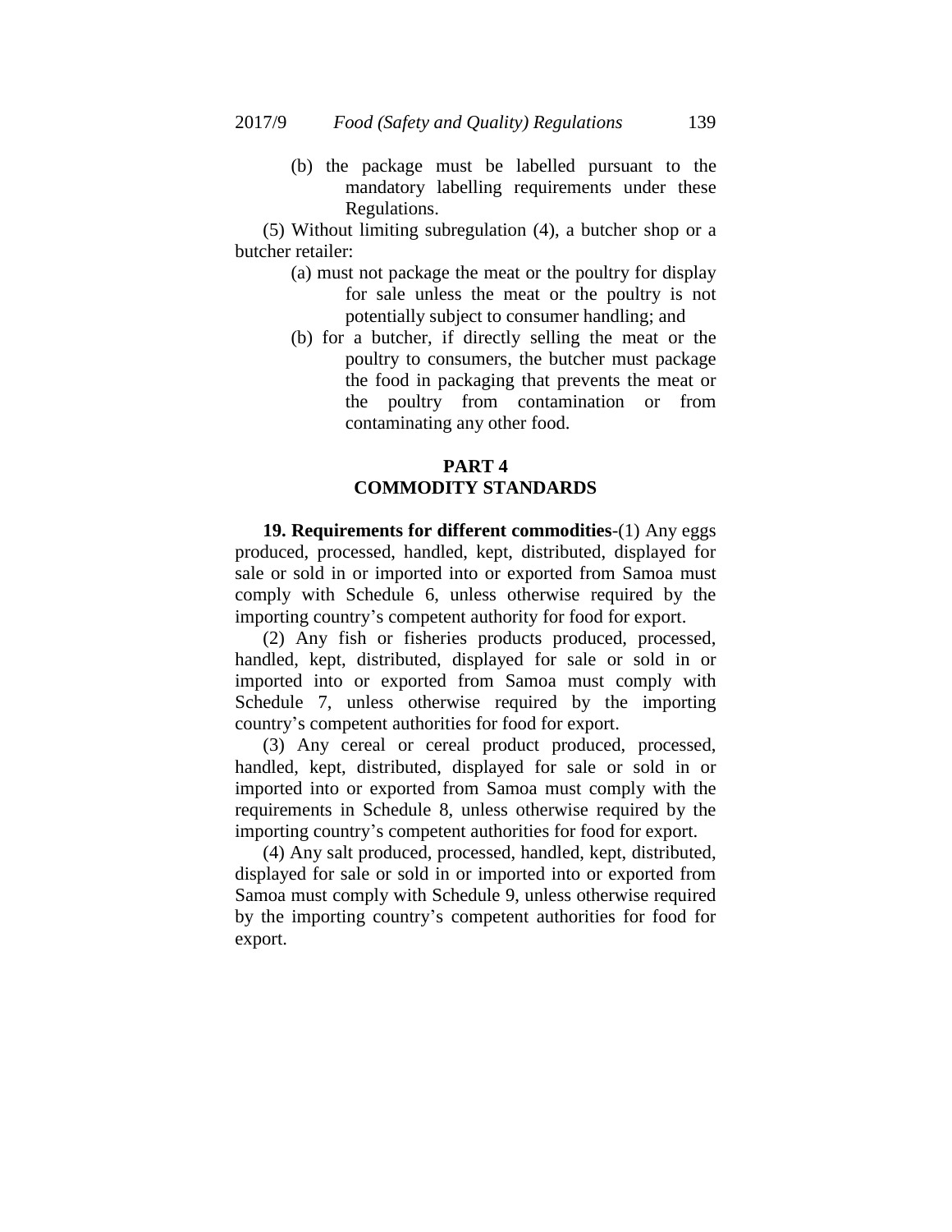(b) the package must be labelled pursuant to the mandatory labelling requirements under these Regulations.

(5) Without limiting subregulation (4), a butcher shop or a butcher retailer:

(a) must not package the meat or the poultry for display for sale unless the meat or the poultry is not potentially subject to consumer handling; and

(b) for a butcher, if directly selling the meat or the poultry to consumers, the butcher must package the food in packaging that prevents the meat or the poultry from contamination or from contaminating any other food.

## PART 4
## COMMODITY STANDARDS

**19. Requirements for different commodities**-(1) Any eggs produced, processed, handled, kept, distributed, displayed for sale or sold in or imported into or exported from Samoa must comply with Schedule 6, unless otherwise required by the importing country's competent authority for food for export.

(2) Any fish or fisheries products produced, processed, handled, kept, distributed, displayed for sale or sold in or imported into or exported from Samoa must comply with Schedule 7, unless otherwise required by the importing country's competent authorities for food for export.

(3) Any cereal or cereal product produced, processed, handled, kept, distributed, displayed for sale or sold in or imported into or exported from Samoa must comply with the requirements in Schedule 8, unless otherwise required by the importing country's competent authorities for food for export.

(4) Any salt produced, processed, handled, kept, distributed, displayed for sale or sold in or imported into or exported from Samoa must comply with Schedule 9, unless otherwise required by the importing country's competent authorities for food for export.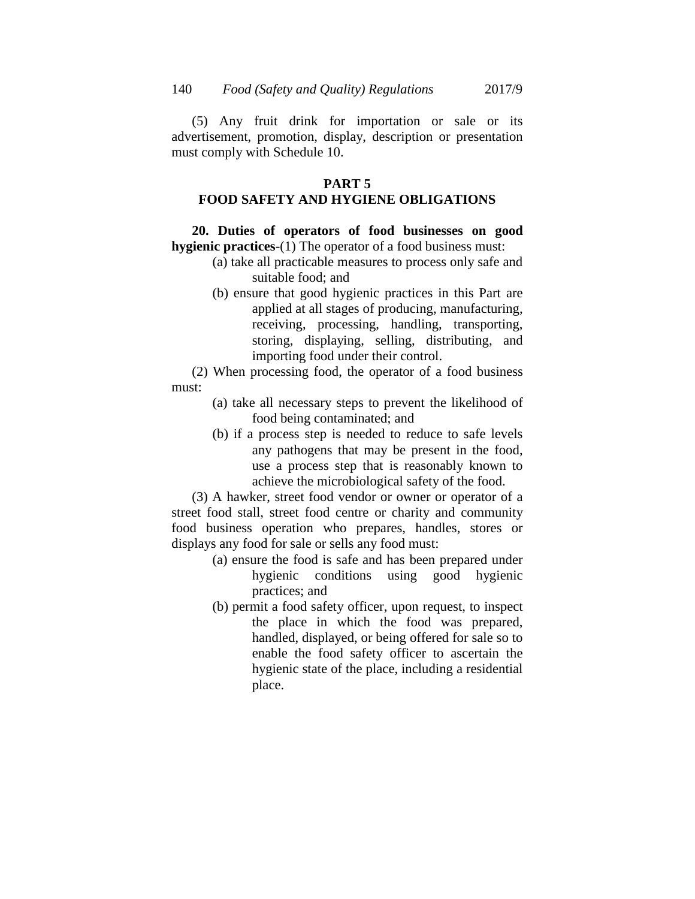(5) Any fruit drink for importation or sale or its advertisement, promotion, display, description or presentation must comply with Schedule 10.

## PART 5
## FOOD SAFETY AND HYGIENE OBLIGATIONS

**20. Duties of operators of food businesses on good hygienic practices**-(1) The operator of a food business must:

- (a) take all practicable measures to process only safe and suitable food; and
- (b) ensure that good hygienic practices in this Part are applied at all stages of producing, manufacturing, receiving, processing, handling, transporting, storing, displaying, selling, distributing, and importing food under their control.

(2) When processing food, the operator of a food business must:

- (a) take all necessary steps to prevent the likelihood of food being contaminated; and
- (b) if a process step is needed to reduce to safe levels any pathogens that may be present in the food, use a process step that is reasonably known to achieve the microbiological safety of the food.

(3) A hawker, street food vendor or owner or operator of a street food stall, street food centre or charity and community food business operation who prepares, handles, stores or displays any food for sale or sells any food must:

- (a) ensure the food is safe and has been prepared under hygienic conditions using good hygienic practices; and
- (b) permit a food safety officer, upon request, to inspect the place in which the food was prepared, handled, displayed, or being offered for sale so to enable the food safety officer to ascertain the hygienic state of the place, including a residential place.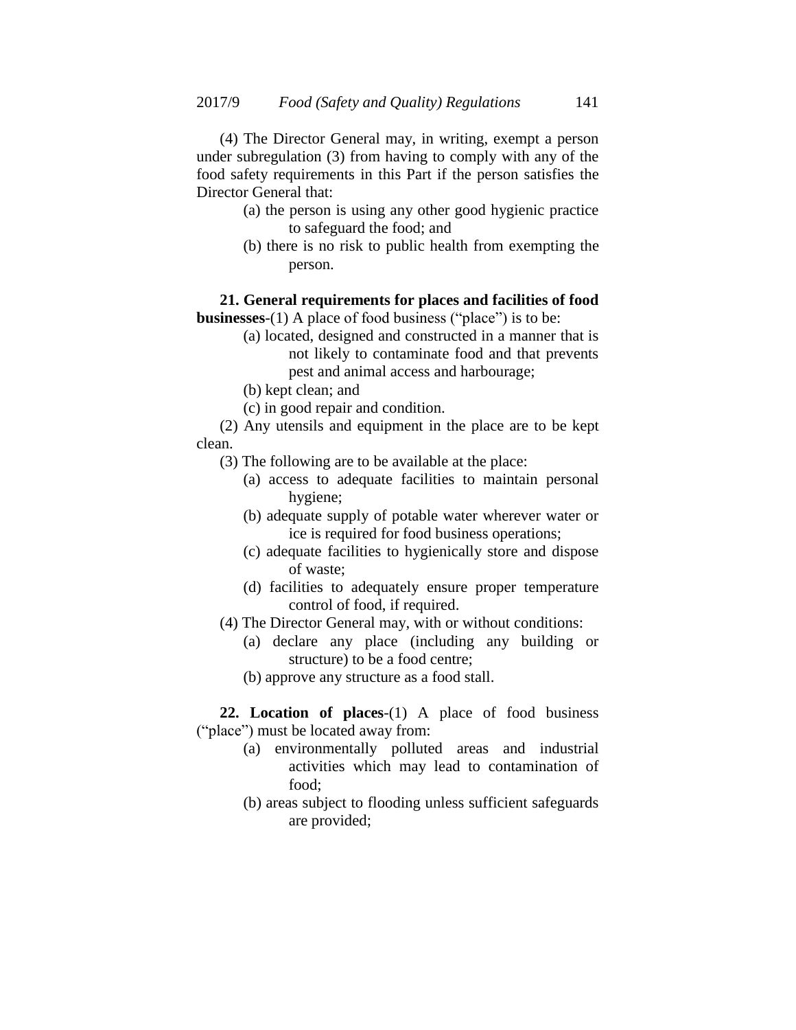(4) The Director General may, in writing, exempt a person under subregulation (3) from having to comply with any of the food safety requirements in this Part if the person satisfies the Director General that:

(a) the person is using any other good hygienic practice to safeguard the food; and

(b) there is no risk to public health from exempting the person.

**21. General requirements for places and facilities of food businesses**-(1) A place of food business ("place") is to be:

(a) located, designed and constructed in a manner that is not likely to contaminate food and that prevents pest and animal access and harbourage;

(b) kept clean; and

(c) in good repair and condition.

(2) Any utensils and equipment in the place are to be kept clean.

(3) The following are to be available at the place:

(a) access to adequate facilities to maintain personal hygiene;

(b) adequate supply of potable water wherever water or ice is required for food business operations;

(c) adequate facilities to hygienically store and dispose of waste;

(d) facilities to adequately ensure proper temperature control of food, if required.

(4) The Director General may, with or without conditions:

(a) declare any place (including any building or structure) to be a food centre;

(b) approve any structure as a food stall.

**22. Location of places**-(1) A place of food business ("place") must be located away from:

(a) environmentally polluted areas and industrial activities which may lead to contamination of food;

(b) areas subject to flooding unless sufficient safeguards are provided;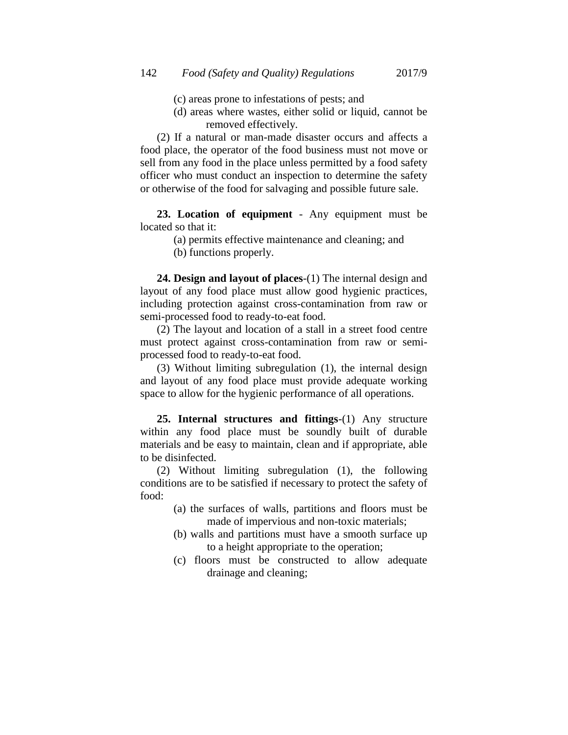(c) areas prone to infestations of pests; and

(d) areas where wastes, either solid or liquid, cannot be removed effectively.

(2) If a natural or man-made disaster occurs and affects a food place, the operator of the food business must not move or sell from any food in the place unless permitted by a food safety officer who must conduct an inspection to determine the safety or otherwise of the food for salvaging and possible future sale.

**23. Location of equipment** - Any equipment must be located so that it:

(a) permits effective maintenance and cleaning; and

(b) functions properly.

**24. Design and layout of places**-(1) The internal design and layout of any food place must allow good hygienic practices, including protection against cross-contamination from raw or semi-processed food to ready-to-eat food.

(2) The layout and location of a stall in a street food centre must protect against cross-contamination from raw or semi-processed food to ready-to-eat food.

(3) Without limiting subregulation (1), the internal design and layout of any food place must provide adequate working space to allow for the hygienic performance of all operations.

**25. Internal structures and fittings**-(1) Any structure within any food place must be soundly built of durable materials and be easy to maintain, clean and if appropriate, able to be disinfected.

(2) Without limiting subregulation (1), the following conditions are to be satisfied if necessary to protect the safety of food:

(a) the surfaces of walls, partitions and floors must be made of impervious and non-toxic materials;

(b) walls and partitions must have a smooth surface up to a height appropriate to the operation;

(c) floors must be constructed to allow adequate drainage and cleaning;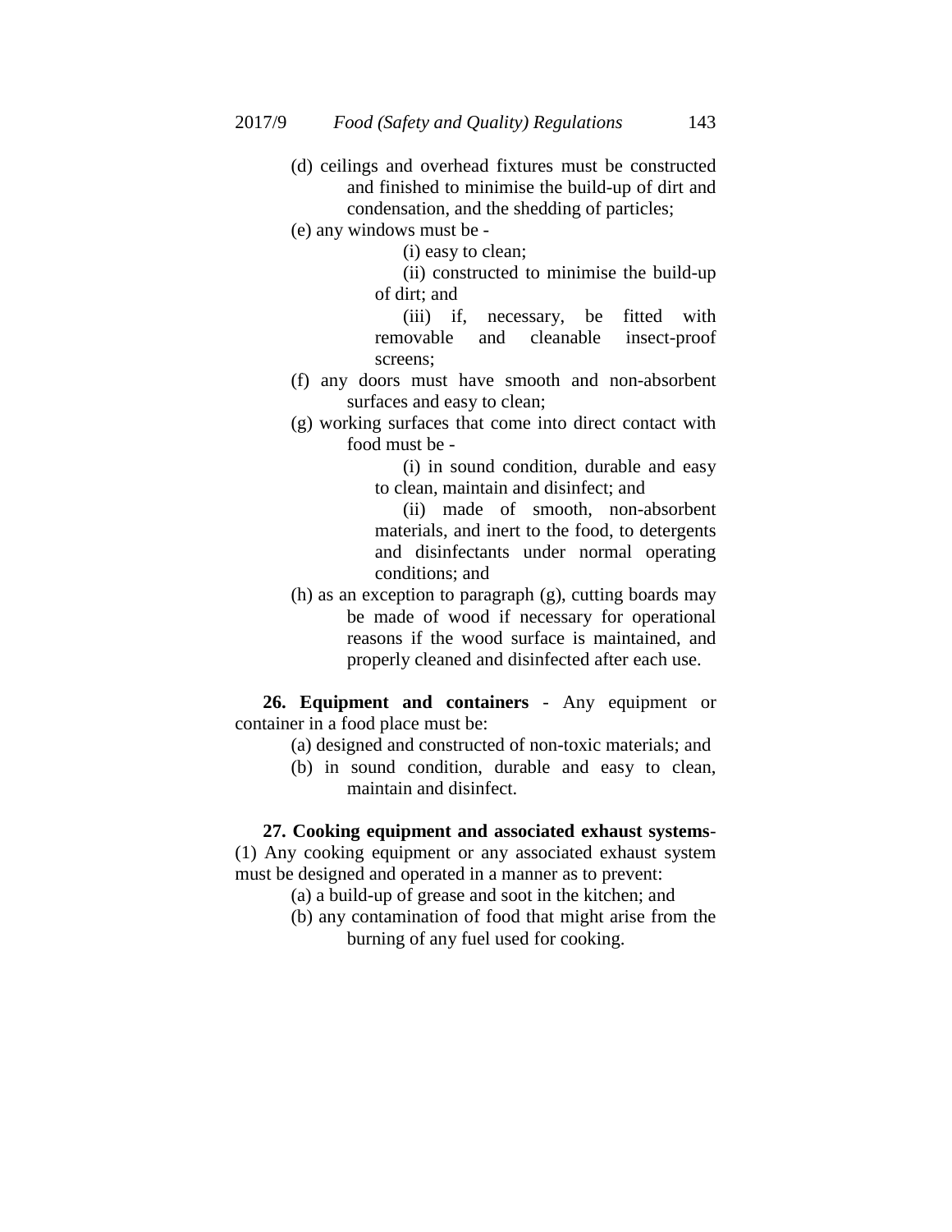(d) ceilings and overhead fixtures must be constructed and finished to minimise the build-up of dirt and condensation, and the shedding of particles;

(e) any windows must be -

(i) easy to clean;

(ii) constructed to minimise the build-up of dirt; and

(iii) if, necessary, be fitted with removable and cleanable insect-proof screens;

(f) any doors must have smooth and non-absorbent surfaces and easy to clean;

(g) working surfaces that come into direct contact with food must be -

(i) in sound condition, durable and easy to clean, maintain and disinfect; and

(ii) made of smooth, non-absorbent materials, and inert to the food, to detergents and disinfectants under normal operating conditions; and

(h) as an exception to paragraph (g), cutting boards may be made of wood if necessary for operational reasons if the wood surface is maintained, and properly cleaned and disinfected after each use.

**26. Equipment and containers** - Any equipment or container in a food place must be:

(a) designed and constructed of non-toxic materials; and

(b) in sound condition, durable and easy to clean, maintain and disinfect.

**27. Cooking equipment and associated exhaust systems**- (1) Any cooking equipment or any associated exhaust system must be designed and operated in a manner as to prevent:

(a) a build-up of grease and soot in the kitchen; and

(b) any contamination of food that might arise from the burning of any fuel used for cooking.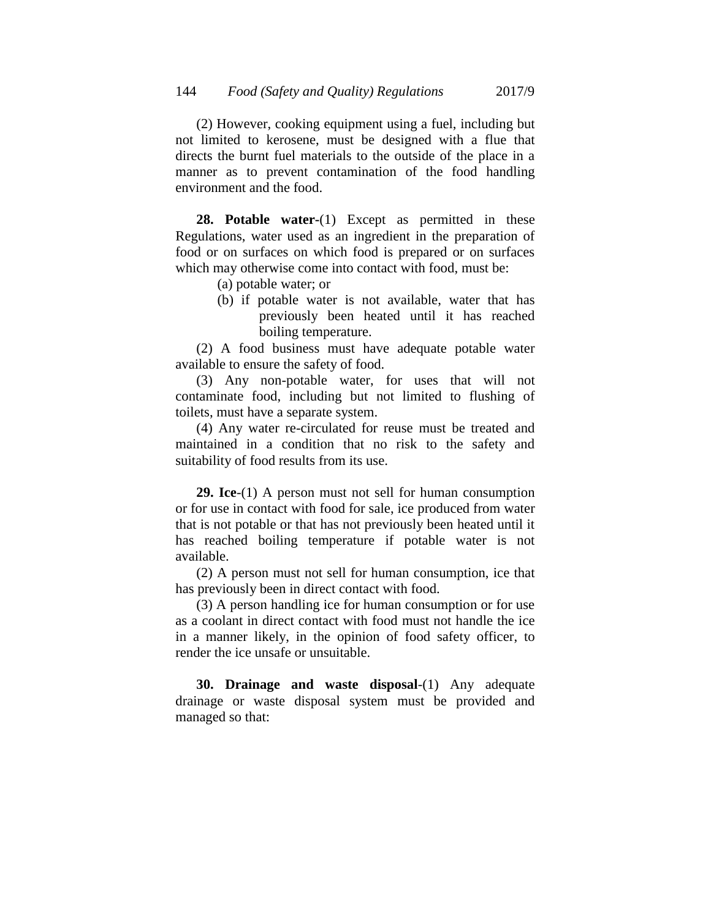(2) However, cooking equipment using a fuel, including but not limited to kerosene, must be designed with a flue that directs the burnt fuel materials to the outside of the place in a manner as to prevent contamination of the food handling environment and the food.

**28. Potable water-**(1) Except as permitted in these Regulations, water used as an ingredient in the preparation of food or on surfaces on which food is prepared or on surfaces which may otherwise come into contact with food, must be:

(a) potable water; or

(b) if potable water is not available, water that has previously been heated until it has reached boiling temperature.

(2) A food business must have adequate potable water available to ensure the safety of food.

(3) Any non-potable water, for uses that will not contaminate food, including but not limited to flushing of toilets, must have a separate system.

(4) Any water re-circulated for reuse must be treated and maintained in a condition that no risk to the safety and suitability of food results from its use.

**29. Ice**-(1) A person must not sell for human consumption or for use in contact with food for sale, ice produced from water that is not potable or that has not previously been heated until it has reached boiling temperature if potable water is not available.

(2) A person must not sell for human consumption, ice that has previously been in direct contact with food.

(3) A person handling ice for human consumption or for use as a coolant in direct contact with food must not handle the ice in a manner likely, in the opinion of food safety officer, to render the ice unsafe or unsuitable.

**30. Drainage and waste disposal**-(1) Any adequate drainage or waste disposal system must be provided and managed so that: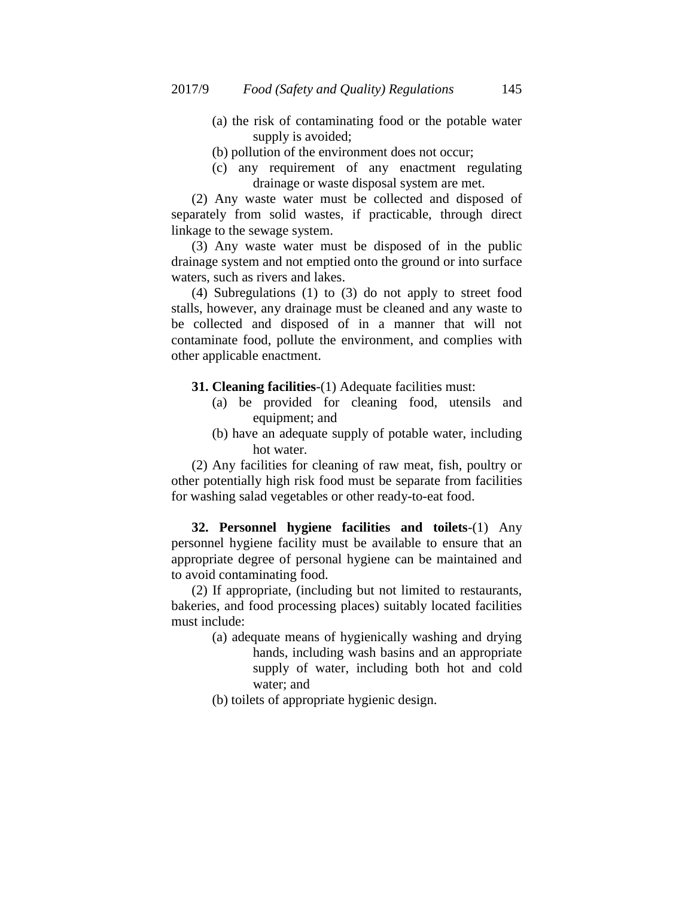(a) the risk of contaminating food or the potable water supply is avoided;

(b) pollution of the environment does not occur;

(c) any requirement of any enactment regulating drainage or waste disposal system are met.

(2) Any waste water must be collected and disposed of separately from solid wastes, if practicable, through direct linkage to the sewage system.

(3) Any waste water must be disposed of in the public drainage system and not emptied onto the ground or into surface waters, such as rivers and lakes.

(4) Subregulations (1) to (3) do not apply to street food stalls, however, any drainage must be cleaned and any waste to be collected and disposed of in a manner that will not contaminate food, pollute the environment, and complies with other applicable enactment.

**31. Cleaning facilities**-(1) Adequate facilities must:

(a) be provided for cleaning food, utensils and equipment; and

(b) have an adequate supply of potable water, including hot water.

(2) Any facilities for cleaning of raw meat, fish, poultry or other potentially high risk food must be separate from facilities for washing salad vegetables or other ready-to-eat food.

**32. Personnel hygiene facilities and toilets**-(1) Any personnel hygiene facility must be available to ensure that an appropriate degree of personal hygiene can be maintained and to avoid contaminating food.

(2) If appropriate, (including but not limited to restaurants, bakeries, and food processing places) suitably located facilities must include:

(a) adequate means of hygienically washing and drying hands, including wash basins and an appropriate supply of water, including both hot and cold water; and

(b) toilets of appropriate hygienic design.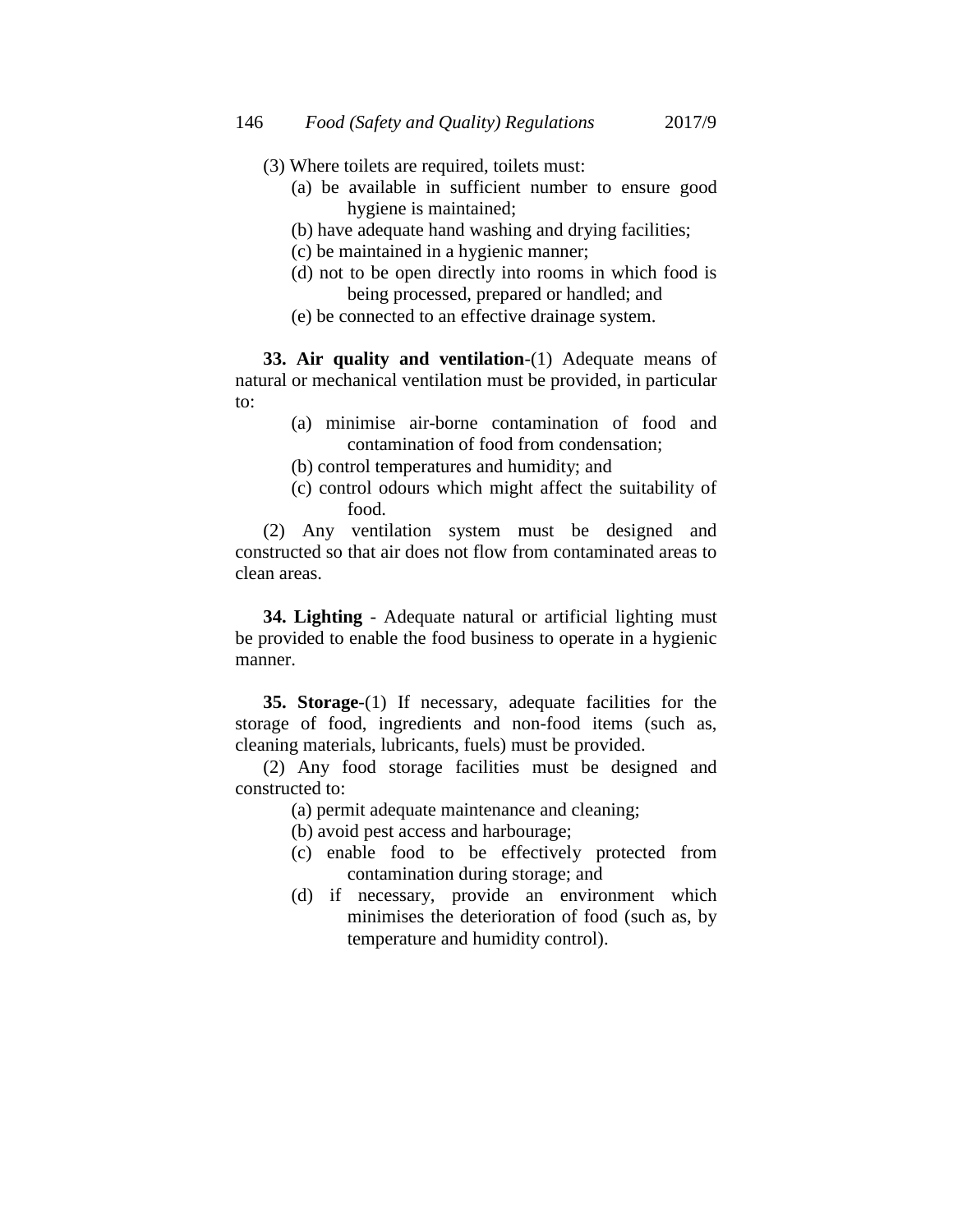(3) Where toilets are required, toilets must:

(a) be available in sufficient number to ensure good hygiene is maintained;

(b) have adequate hand washing and drying facilities;

(c) be maintained in a hygienic manner;

(d) not to be open directly into rooms in which food is being processed, prepared or handled; and

(e) be connected to an effective drainage system.

**33. Air quality and ventilation**-(1) Adequate means of natural or mechanical ventilation must be provided, in particular to:

(a) minimise air-borne contamination of food and contamination of food from condensation;

(b) control temperatures and humidity; and

(c) control odours which might affect the suitability of food.

(2) Any ventilation system must be designed and constructed so that air does not flow from contaminated areas to clean areas.

**34. Lighting** - Adequate natural or artificial lighting must be provided to enable the food business to operate in a hygienic manner.

**35. Storage**-(1) If necessary, adequate facilities for the storage of food, ingredients and non-food items (such as, cleaning materials, lubricants, fuels) must be provided.

(2) Any food storage facilities must be designed and constructed to:

(a) permit adequate maintenance and cleaning;

(b) avoid pest access and harbourage;

(c) enable food to be effectively protected from contamination during storage; and

(d) if necessary, provide an environment which minimises the deterioration of food (such as, by temperature and humidity control).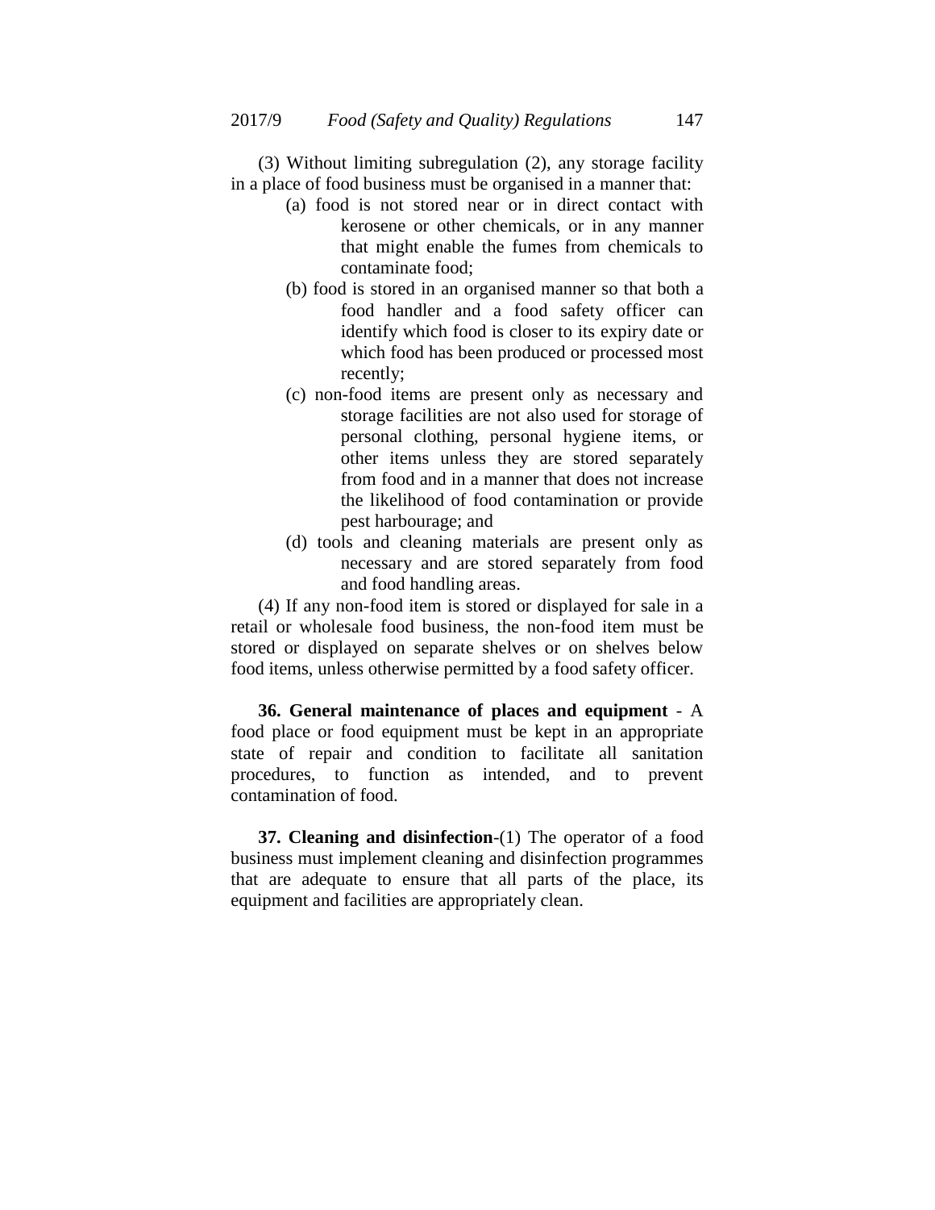(3) Without limiting subregulation (2), any storage facility in a place of food business must be organised in a manner that:

- (a) food is not stored near or in direct contact with kerosene or other chemicals, or in any manner that might enable the fumes from chemicals to contaminate food;
- (b) food is stored in an organised manner so that both a food handler and a food safety officer can identify which food is closer to its expiry date or which food has been produced or processed most recently;
- (c) non-food items are present only as necessary and storage facilities are not also used for storage of personal clothing, personal hygiene items, or other items unless they are stored separately from food and in a manner that does not increase the likelihood of food contamination or provide pest harbourage; and
- (d) tools and cleaning materials are present only as necessary and are stored separately from food and food handling areas.

(4) If any non-food item is stored or displayed for sale in a retail or wholesale food business, the non-food item must be stored or displayed on separate shelves or on shelves below food items, unless otherwise permitted by a food safety officer.

**36. General maintenance of places and equipment** - A food place or food equipment must be kept in an appropriate state of repair and condition to facilitate all sanitation procedures, to function as intended, and to prevent contamination of food.

**37. Cleaning and disinfection**-(1) The operator of a food business must implement cleaning and disinfection programmes that are adequate to ensure that all parts of the place, its equipment and facilities are appropriately clean.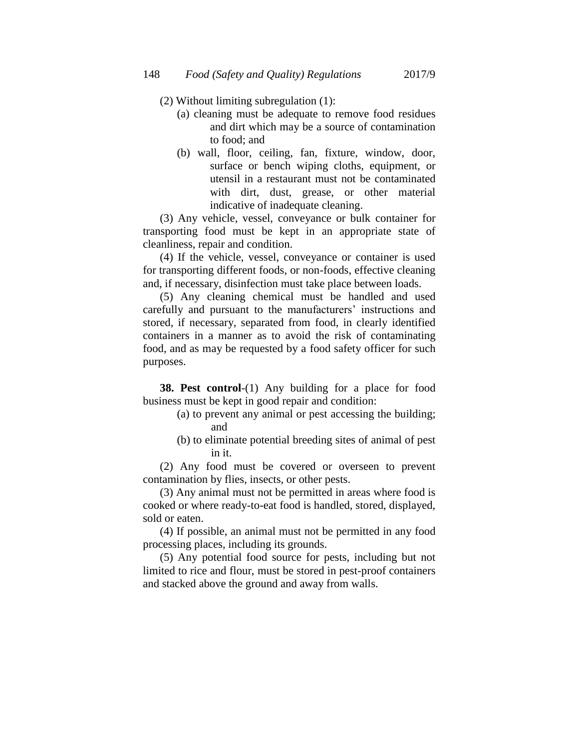(2) Without limiting subregulation (1):

(a) cleaning must be adequate to remove food residues and dirt which may be a source of contamination to food; and

(b) wall, floor, ceiling, fan, fixture, window, door, surface or bench wiping cloths, equipment, or utensil in a restaurant must not be contaminated with dirt, dust, grease, or other material indicative of inadequate cleaning.

(3) Any vehicle, vessel, conveyance or bulk container for transporting food must be kept in an appropriate state of cleanliness, repair and condition.

(4) If the vehicle, vessel, conveyance or container is used for transporting different foods, or non-foods, effective cleaning and, if necessary, disinfection must take place between loads.

(5) Any cleaning chemical must be handled and used carefully and pursuant to the manufacturers' instructions and stored, if necessary, separated from food, in clearly identified containers in a manner as to avoid the risk of contaminating food, and as may be requested by a food safety officer for such purposes.

**38. Pest control**-(1) Any building for a place for food business must be kept in good repair and condition:

(a) to prevent any animal or pest accessing the building; and

(b) to eliminate potential breeding sites of animal of pest in it.

(2) Any food must be covered or overseen to prevent contamination by flies, insects, or other pests.

(3) Any animal must not be permitted in areas where food is cooked or where ready-to-eat food is handled, stored, displayed, sold or eaten.

(4) If possible, an animal must not be permitted in any food processing places, including its grounds.

(5) Any potential food source for pests, including but not limited to rice and flour, must be stored in pest-proof containers and stacked above the ground and away from walls.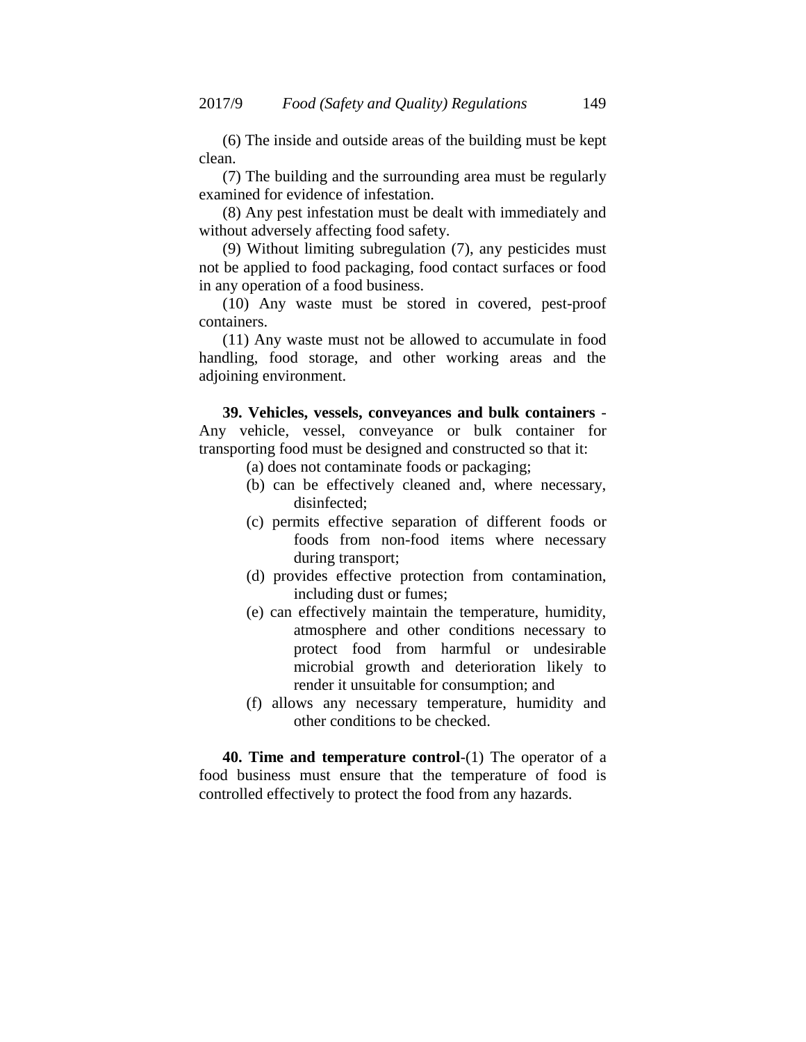(6) The inside and outside areas of the building must be kept clean.

(7) The building and the surrounding area must be regularly examined for evidence of infestation.

(8) Any pest infestation must be dealt with immediately and without adversely affecting food safety.

(9) Without limiting subregulation (7), any pesticides must not be applied to food packaging, food contact surfaces or food in any operation of a food business.

(10) Any waste must be stored in covered, pest-proof containers.

(11) Any waste must not be allowed to accumulate in food handling, food storage, and other working areas and the adjoining environment.

**39. Vehicles, vessels, conveyances and bulk containers** - Any vehicle, vessel, conveyance or bulk container for transporting food must be designed and constructed so that it:

(a) does not contaminate foods or packaging;

(b) can be effectively cleaned and, where necessary, disinfected;

(c) permits effective separation of different foods or foods from non-food items where necessary during transport;

(d) provides effective protection from contamination, including dust or fumes;

(e) can effectively maintain the temperature, humidity, atmosphere and other conditions necessary to protect food from harmful or undesirable microbial growth and deterioration likely to render it unsuitable for consumption; and

(f) allows any necessary temperature, humidity and other conditions to be checked.

**40. Time and temperature control**-(1) The operator of a food business must ensure that the temperature of food is controlled effectively to protect the food from any hazards.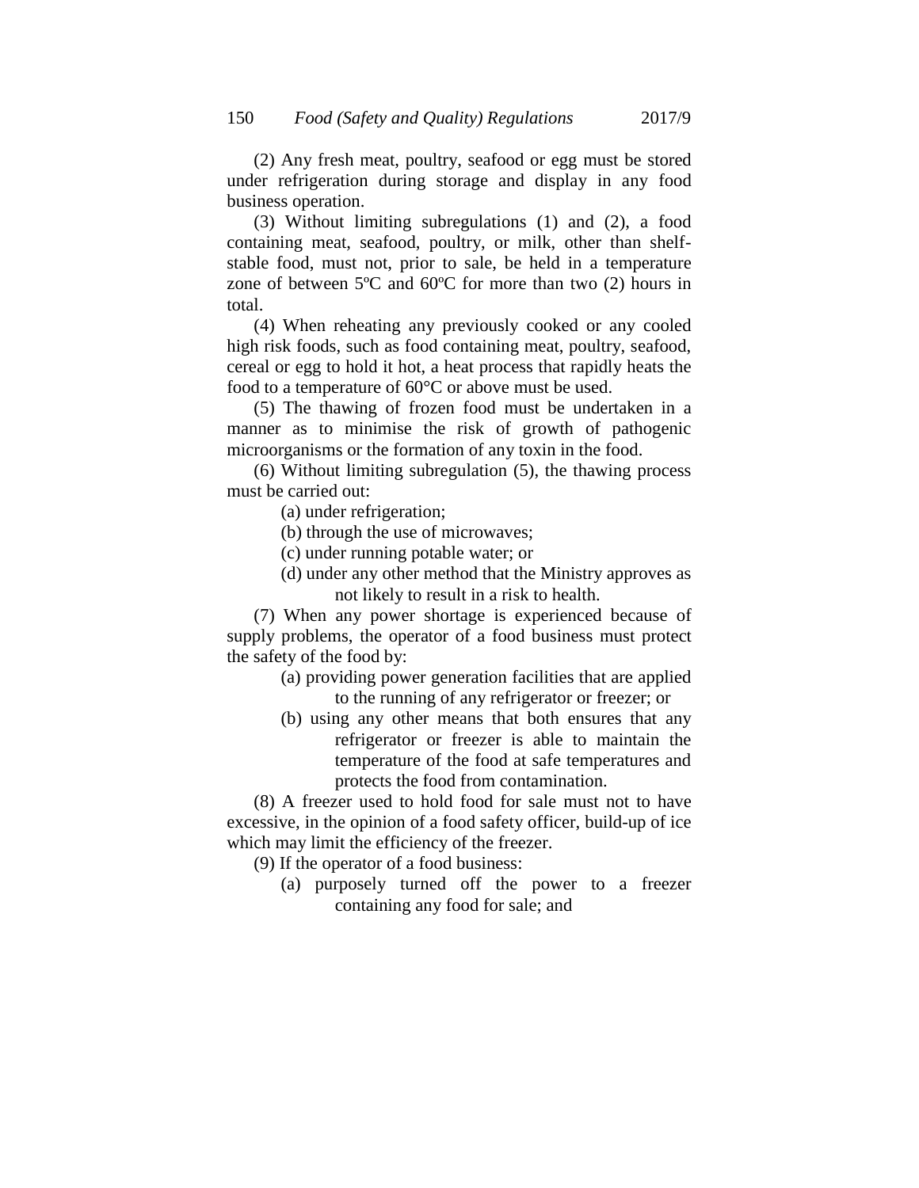(2) Any fresh meat, poultry, seafood or egg must be stored under refrigeration during storage and display in any food business operation.

(3) Without limiting subregulations (1) and (2), a food containing meat, seafood, poultry, or milk, other than shelf-stable food, must not, prior to sale, be held in a temperature zone of between 5ºC and 60ºC for more than two (2) hours in total.

(4) When reheating any previously cooked or any cooled high risk foods, such as food containing meat, poultry, seafood, cereal or egg to hold it hot, a heat process that rapidly heats the food to a temperature of 60°C or above must be used.

(5) The thawing of frozen food must be undertaken in a manner as to minimise the risk of growth of pathogenic microorganisms or the formation of any toxin in the food.

(6) Without limiting subregulation (5), the thawing process must be carried out:

(a) under refrigeration;

(b) through the use of microwaves;

(c) under running potable water; or

(d) under any other method that the Ministry approves as not likely to result in a risk to health.

(7) When any power shortage is experienced because of supply problems, the operator of a food business must protect the safety of the food by:

(a) providing power generation facilities that are applied to the running of any refrigerator or freezer; or

(b) using any other means that both ensures that any refrigerator or freezer is able to maintain the temperature of the food at safe temperatures and protects the food from contamination.

(8) A freezer used to hold food for sale must not to have excessive, in the opinion of a food safety officer, build-up of ice which may limit the efficiency of the freezer.

(9) If the operator of a food business:

(a) purposely turned off the power to a freezer containing any food for sale; and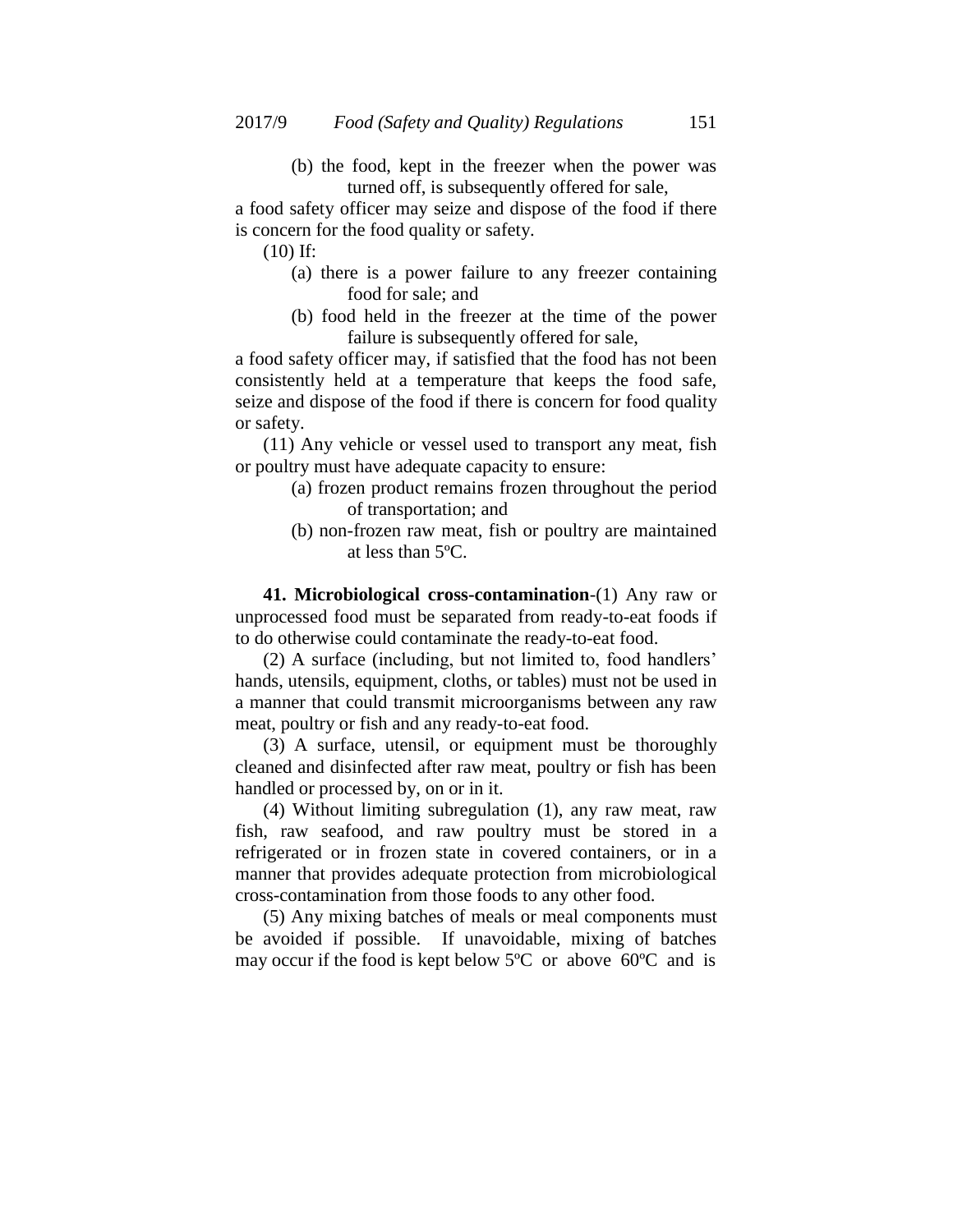(b) the food, kept in the freezer when the power was turned off, is subsequently offered for sale,

a food safety officer may seize and dispose of the food if there is concern for the food quality or safety.

(10) If:

(a) there is a power failure to any freezer containing food for sale; and

(b) food held in the freezer at the time of the power failure is subsequently offered for sale,

a food safety officer may, if satisfied that the food has not been consistently held at a temperature that keeps the food safe, seize and dispose of the food if there is concern for food quality or safety.

(11) Any vehicle or vessel used to transport any meat, fish or poultry must have adequate capacity to ensure:

(a) frozen product remains frozen throughout the period of transportation; and

(b) non-frozen raw meat, fish or poultry are maintained at less than 5ºC.

**41. Microbiological cross-contamination**-(1) Any raw or unprocessed food must be separated from ready-to-eat foods if to do otherwise could contaminate the ready-to-eat food.

(2) A surface (including, but not limited to, food handlers' hands, utensils, equipment, cloths, or tables) must not be used in a manner that could transmit microorganisms between any raw meat, poultry or fish and any ready-to-eat food.

(3) A surface, utensil, or equipment must be thoroughly cleaned and disinfected after raw meat, poultry or fish has been handled or processed by, on or in it.

(4) Without limiting subregulation (1), any raw meat, raw fish, raw seafood, and raw poultry must be stored in a refrigerated or in frozen state in covered containers, or in a manner that provides adequate protection from microbiological cross-contamination from those foods to any other food.

(5) Any mixing batches of meals or meal components must be avoided if possible. If unavoidable, mixing of batches may occur if the food is kept below 5ºC or above 60ºC and is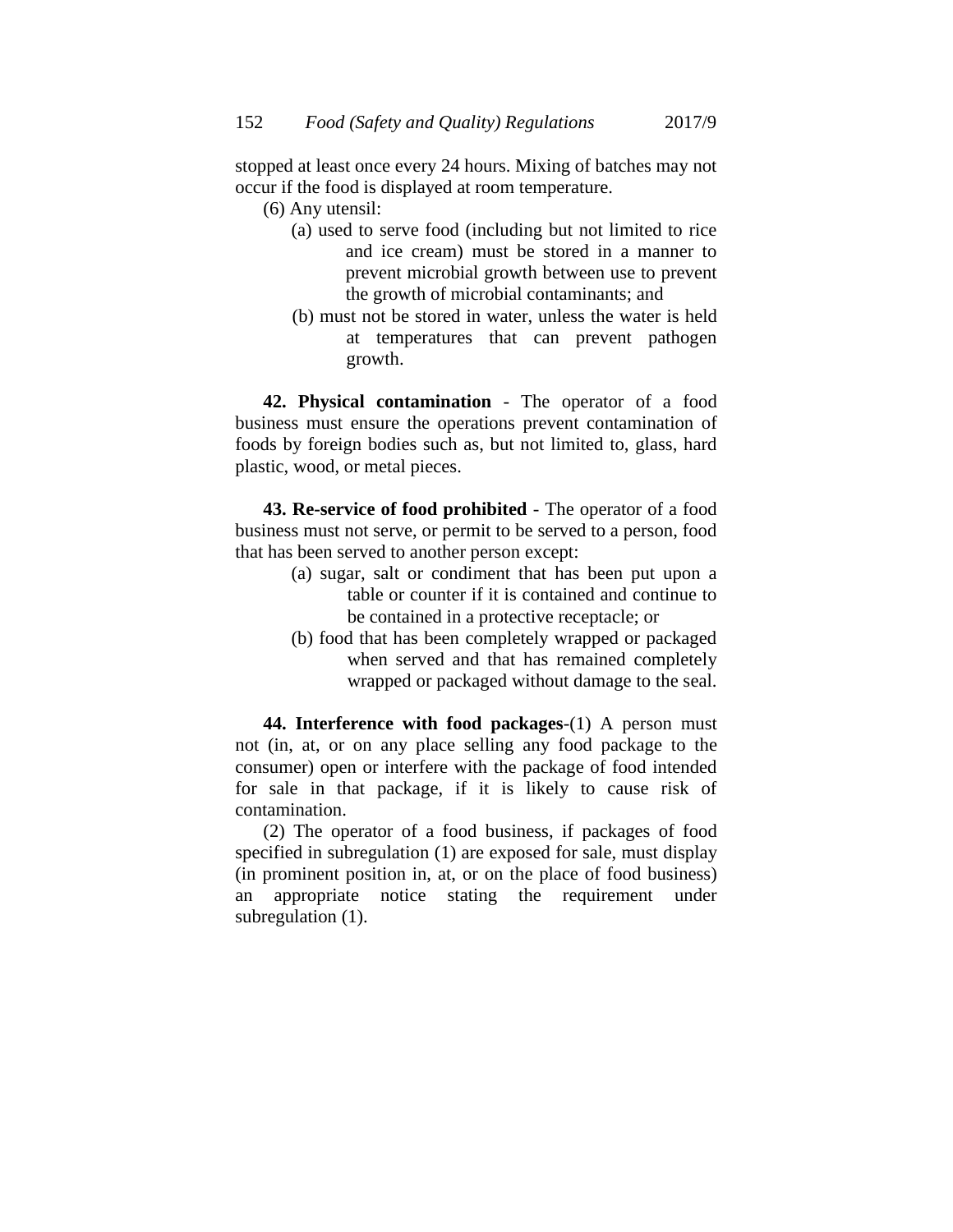stopped at least once every 24 hours. Mixing of batches may not occur if the food is displayed at room temperature.

(6) Any utensil:

- (a) used to serve food (including but not limited to rice and ice cream) must be stored in a manner to prevent microbial growth between use to prevent the growth of microbial contaminants; and
- (b) must not be stored in water, unless the water is held at temperatures that can prevent pathogen growth.

**42. Physical contamination** - The operator of a food business must ensure the operations prevent contamination of foods by foreign bodies such as, but not limited to, glass, hard plastic, wood, or metal pieces.

**43. Re-service of food prohibited** - The operator of a food business must not serve, or permit to be served to a person, food that has been served to another person except:

- (a) sugar, salt or condiment that has been put upon a table or counter if it is contained and continue to be contained in a protective receptacle; or
- (b) food that has been completely wrapped or packaged when served and that has remained completely wrapped or packaged without damage to the seal.

**44. Interference with food packages**-(1) A person must not (in, at, or on any place selling any food package to the consumer) open or interfere with the package of food intended for sale in that package, if it is likely to cause risk of contamination.

(2) The operator of a food business, if packages of food specified in subregulation (1) are exposed for sale, must display (in prominent position in, at, or on the place of food business) an appropriate notice stating the requirement under subregulation (1).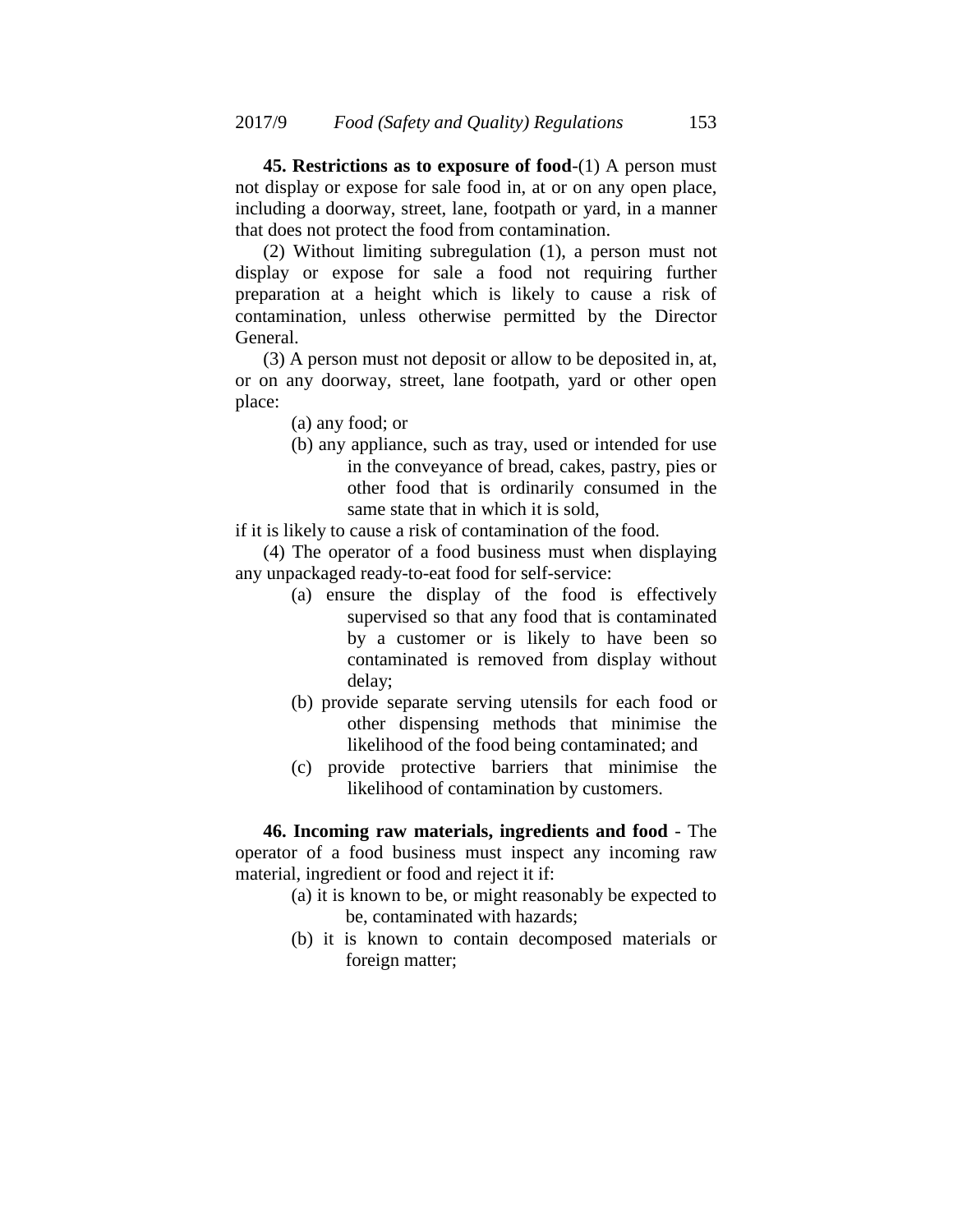**45. Restrictions as to exposure of food**-(1) A person must not display or expose for sale food in, at or on any open place, including a doorway, street, lane, footpath or yard, in a manner that does not protect the food from contamination.

(2) Without limiting subregulation (1), a person must not display or expose for sale a food not requiring further preparation at a height which is likely to cause a risk of contamination, unless otherwise permitted by the Director General.

(3) A person must not deposit or allow to be deposited in, at, or on any doorway, street, lane footpath, yard or other open place:

(a) any food; or

(b) any appliance, such as tray, used or intended for use in the conveyance of bread, cakes, pastry, pies or other food that is ordinarily consumed in the same state that in which it is sold,

if it is likely to cause a risk of contamination of the food.

(4) The operator of a food business must when displaying any unpackaged ready-to-eat food for self-service:

(a) ensure the display of the food is effectively supervised so that any food that is contaminated by a customer or is likely to have been so contaminated is removed from display without delay;

(b) provide separate serving utensils for each food or other dispensing methods that minimise the likelihood of the food being contaminated; and

(c) provide protective barriers that minimise the likelihood of contamination by customers.

**46. Incoming raw materials, ingredients and food** - The operator of a food business must inspect any incoming raw material, ingredient or food and reject it if:

(a) it is known to be, or might reasonably be expected to be, contaminated with hazards;

(b) it is known to contain decomposed materials or foreign matter;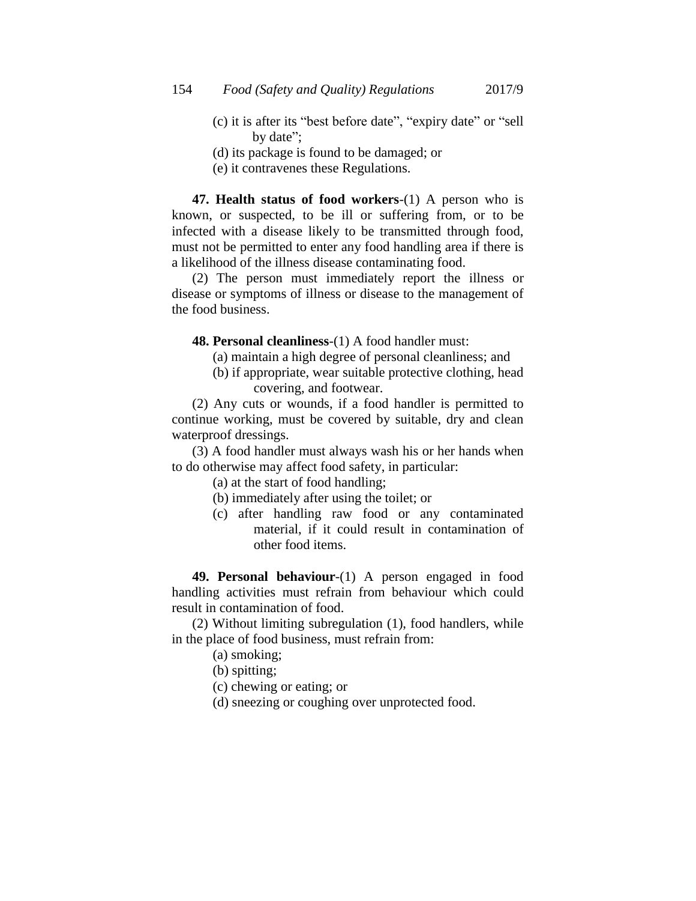(c) it is after its "best before date", "expiry date" or "sell by date";

(d) its package is found to be damaged; or

(e) it contravenes these Regulations.

**47. Health status of food workers**-(1) A person who is known, or suspected, to be ill or suffering from, or to be infected with a disease likely to be transmitted through food, must not be permitted to enter any food handling area if there is a likelihood of the illness disease contaminating food.

(2) The person must immediately report the illness or disease or symptoms of illness or disease to the management of the food business.

**48. Personal cleanliness**-(1) A food handler must:

(a) maintain a high degree of personal cleanliness; and

(b) if appropriate, wear suitable protective clothing, head covering, and footwear.

(2) Any cuts or wounds, if a food handler is permitted to continue working, must be covered by suitable, dry and clean waterproof dressings.

(3) A food handler must always wash his or her hands when to do otherwise may affect food safety, in particular:

(a) at the start of food handling;

(b) immediately after using the toilet; or

(c) after handling raw food or any contaminated material, if it could result in contamination of other food items.

**49. Personal behaviour**-(1) A person engaged in food handling activities must refrain from behaviour which could result in contamination of food.

(2) Without limiting subregulation (1), food handlers, while in the place of food business, must refrain from:

(a) smoking;

(b) spitting;

(c) chewing or eating; or

(d) sneezing or coughing over unprotected food.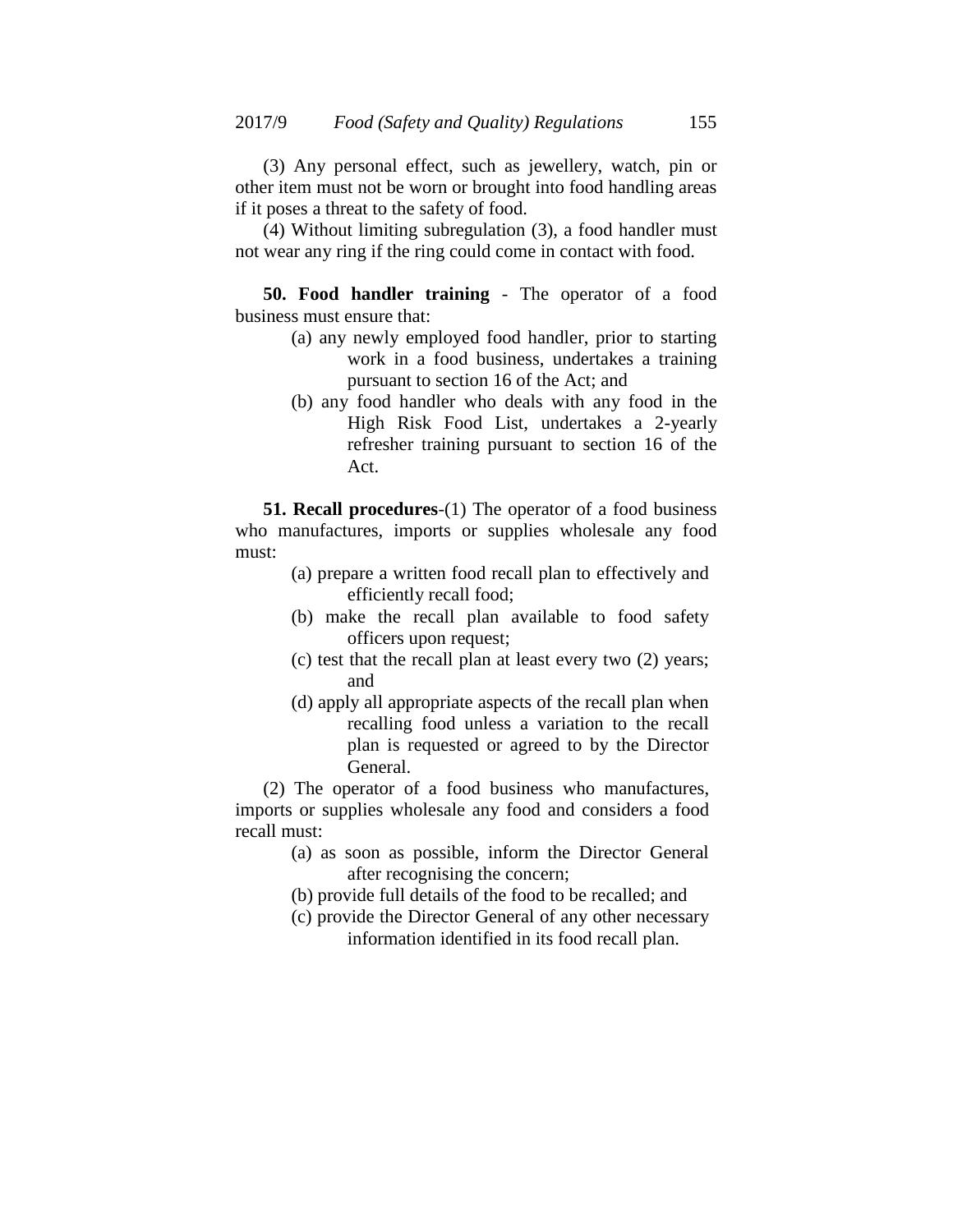(3) Any personal effect, such as jewellery, watch, pin or other item must not be worn or brought into food handling areas if it poses a threat to the safety of food.

(4) Without limiting subregulation (3), a food handler must not wear any ring if the ring could come in contact with food.

**50. Food handler training** - The operator of a food business must ensure that:

- (a) any newly employed food handler, prior to starting work in a food business, undertakes a training pursuant to section 16 of the Act; and
- (b) any food handler who deals with any food in the High Risk Food List, undertakes a 2-yearly refresher training pursuant to section 16 of the Act.

**51. Recall procedures**-(1) The operator of a food business who manufactures, imports or supplies wholesale any food must:

- (a) prepare a written food recall plan to effectively and efficiently recall food;
- (b) make the recall plan available to food safety officers upon request;
- (c) test that the recall plan at least every two (2) years; and
- (d) apply all appropriate aspects of the recall plan when recalling food unless a variation to the recall plan is requested or agreed to by the Director General.

(2) The operator of a food business who manufactures, imports or supplies wholesale any food and considers a food recall must:

- (a) as soon as possible, inform the Director General after recognising the concern;
- (b) provide full details of the food to be recalled; and
- (c) provide the Director General of any other necessary information identified in its food recall plan.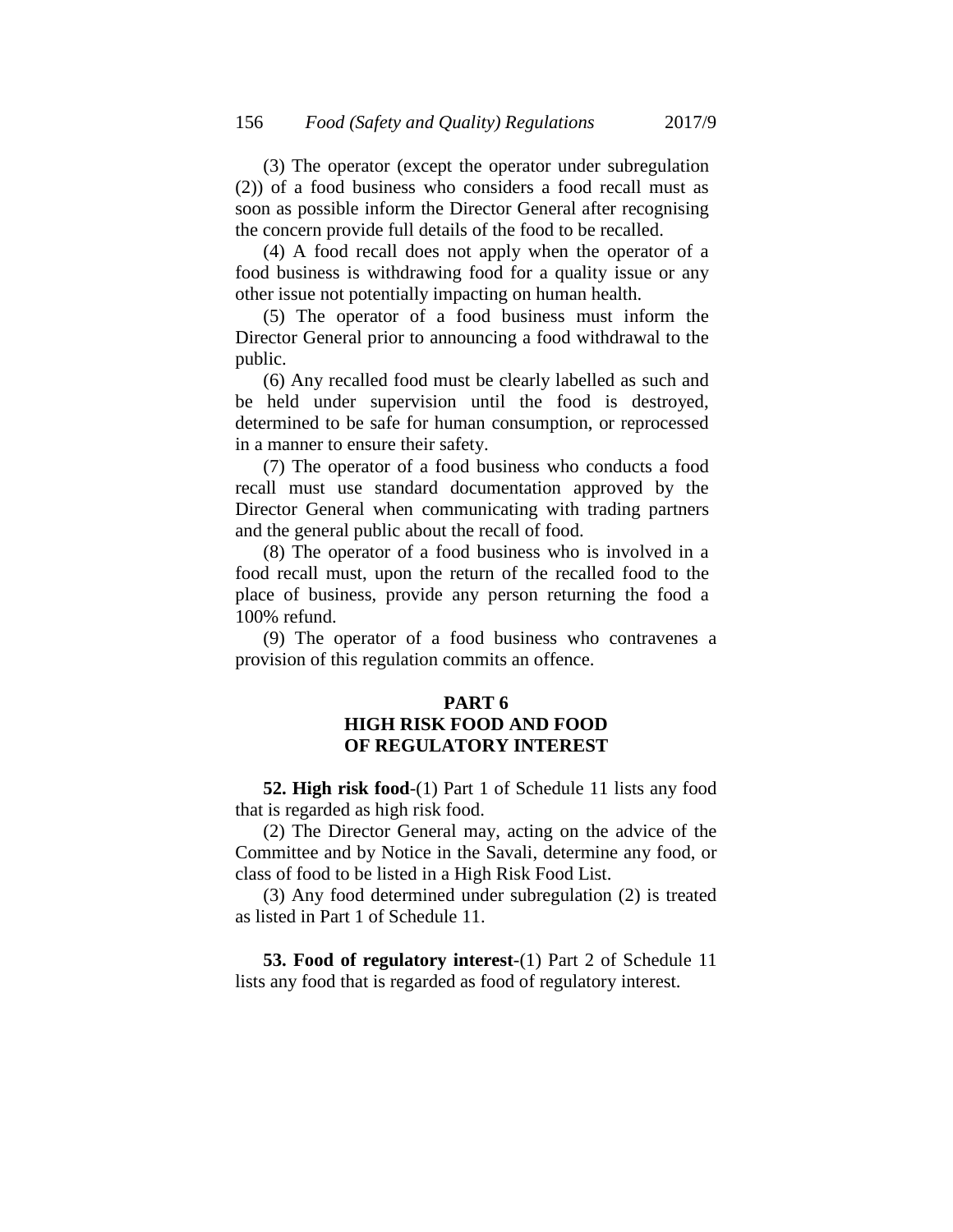(3) The operator (except the operator under subregulation (2)) of a food business who considers a food recall must as soon as possible inform the Director General after recognising the concern provide full details of the food to be recalled.

(4) A food recall does not apply when the operator of a food business is withdrawing food for a quality issue or any other issue not potentially impacting on human health.

(5) The operator of a food business must inform the Director General prior to announcing a food withdrawal to the public.

(6) Any recalled food must be clearly labelled as such and be held under supervision until the food is destroyed, determined to be safe for human consumption, or reprocessed in a manner to ensure their safety.

(7) The operator of a food business who conducts a food recall must use standard documentation approved by the Director General when communicating with trading partners and the general public about the recall of food.

(8) The operator of a food business who is involved in a food recall must, upon the return of the recalled food to the place of business, provide any person returning the food a 100% refund.

(9) The operator of a food business who contravenes a provision of this regulation commits an offence.

## PART 6
## HIGH RISK FOOD AND FOOD OF REGULATORY INTEREST

**52. High risk food**-(1) Part 1 of Schedule 11 lists any food that is regarded as high risk food.

(2) The Director General may, acting on the advice of the Committee and by Notice in the Savali, determine any food, or class of food to be listed in a High Risk Food List.

(3) Any food determined under subregulation (2) is treated as listed in Part 1 of Schedule 11.

**53. Food of regulatory interest**-(1) Part 2 of Schedule 11 lists any food that is regarded as food of regulatory interest.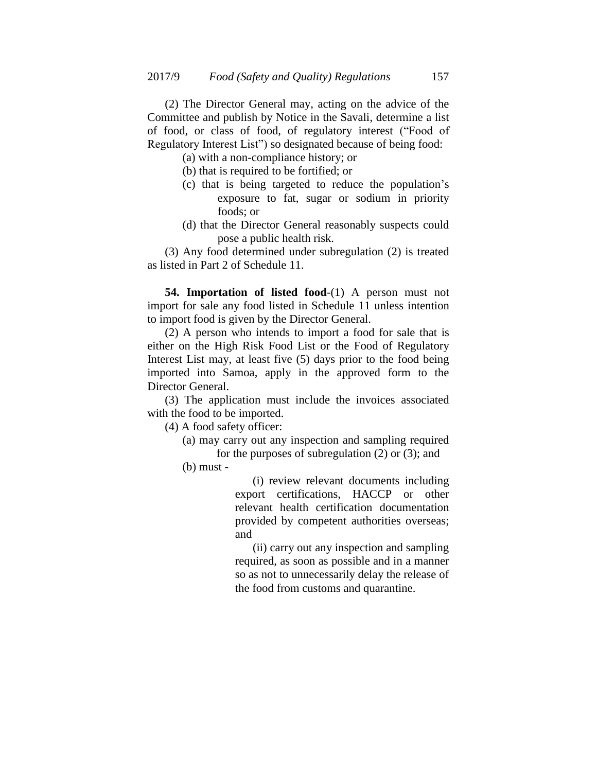(2) The Director General may, acting on the advice of the Committee and publish by Notice in the Savali, determine a list of food, or class of food, of regulatory interest ("Food of Regulatory Interest List") so designated because of being food:

(a) with a non-compliance history; or

(b) that is required to be fortified; or

(c) that is being targeted to reduce the population's exposure to fat, sugar or sodium in priority foods; or

(d) that the Director General reasonably suspects could pose a public health risk.

(3) Any food determined under subregulation (2) is treated as listed in Part 2 of Schedule 11.

**54. Importation of listed food**-(1) A person must not import for sale any food listed in Schedule 11 unless intention to import food is given by the Director General.

(2) A person who intends to import a food for sale that is either on the High Risk Food List or the Food of Regulatory Interest List may, at least five (5) days prior to the food being imported into Samoa, apply in the approved form to the Director General.

(3) The application must include the invoices associated with the food to be imported.

(4) A food safety officer:

(a) may carry out any inspection and sampling required for the purposes of subregulation (2) or (3); and

(b) must -

(i) review relevant documents including export certifications, HACCP or other relevant health certification documentation provided by competent authorities overseas; and

(ii) carry out any inspection and sampling required, as soon as possible and in a manner so as not to unnecessarily delay the release of the food from customs and quarantine.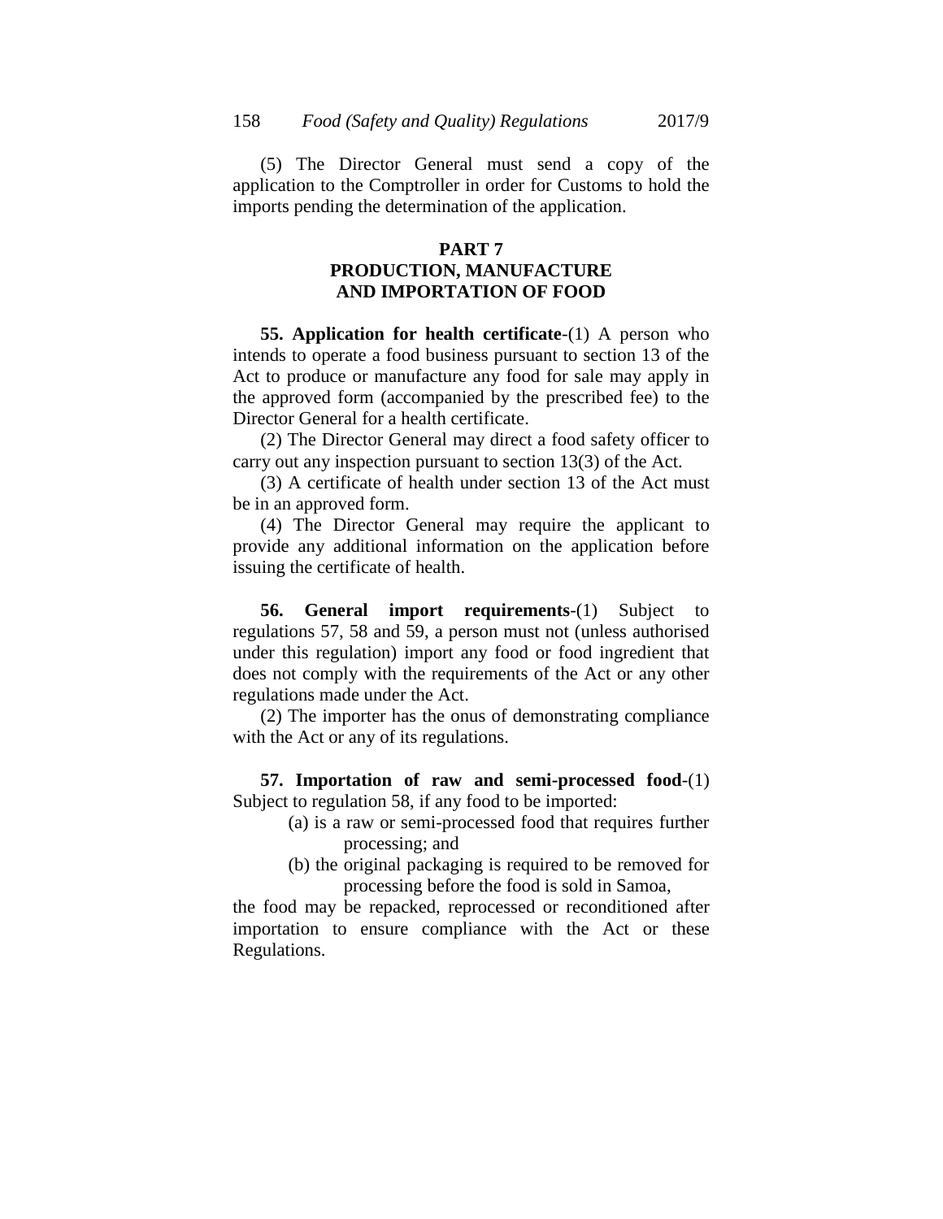(5) The Director General must send a copy of the application to the Comptroller in order for Customs to hold the imports pending the determination of the application.

## PART 7
## PRODUCTION, MANUFACTURE AND IMPORTATION OF FOOD

**55. Application for health certificate**-(1) A person who intends to operate a food business pursuant to section 13 of the Act to produce or manufacture any food for sale may apply in the approved form (accompanied by the prescribed fee) to the Director General for a health certificate.

(2) The Director General may direct a food safety officer to carry out any inspection pursuant to section 13(3) of the Act.

(3) A certificate of health under section 13 of the Act must be in an approved form.

(4) The Director General may require the applicant to provide any additional information on the application before issuing the certificate of health.

**56. General import requirements**-(1) Subject to regulations 57, 58 and 59, a person must not (unless authorised under this regulation) import any food or food ingredient that does not comply with the requirements of the Act or any other regulations made under the Act.

(2) The importer has the onus of demonstrating compliance with the Act or any of its regulations.

**57. Importation of raw and semi-processed food**-(1) Subject to regulation 58, if any food to be imported:

(a) is a raw or semi-processed food that requires further processing; and

(b) the original packaging is required to be removed for processing before the food is sold in Samoa,

the food may be repacked, reprocessed or reconditioned after importation to ensure compliance with the Act or these Regulations.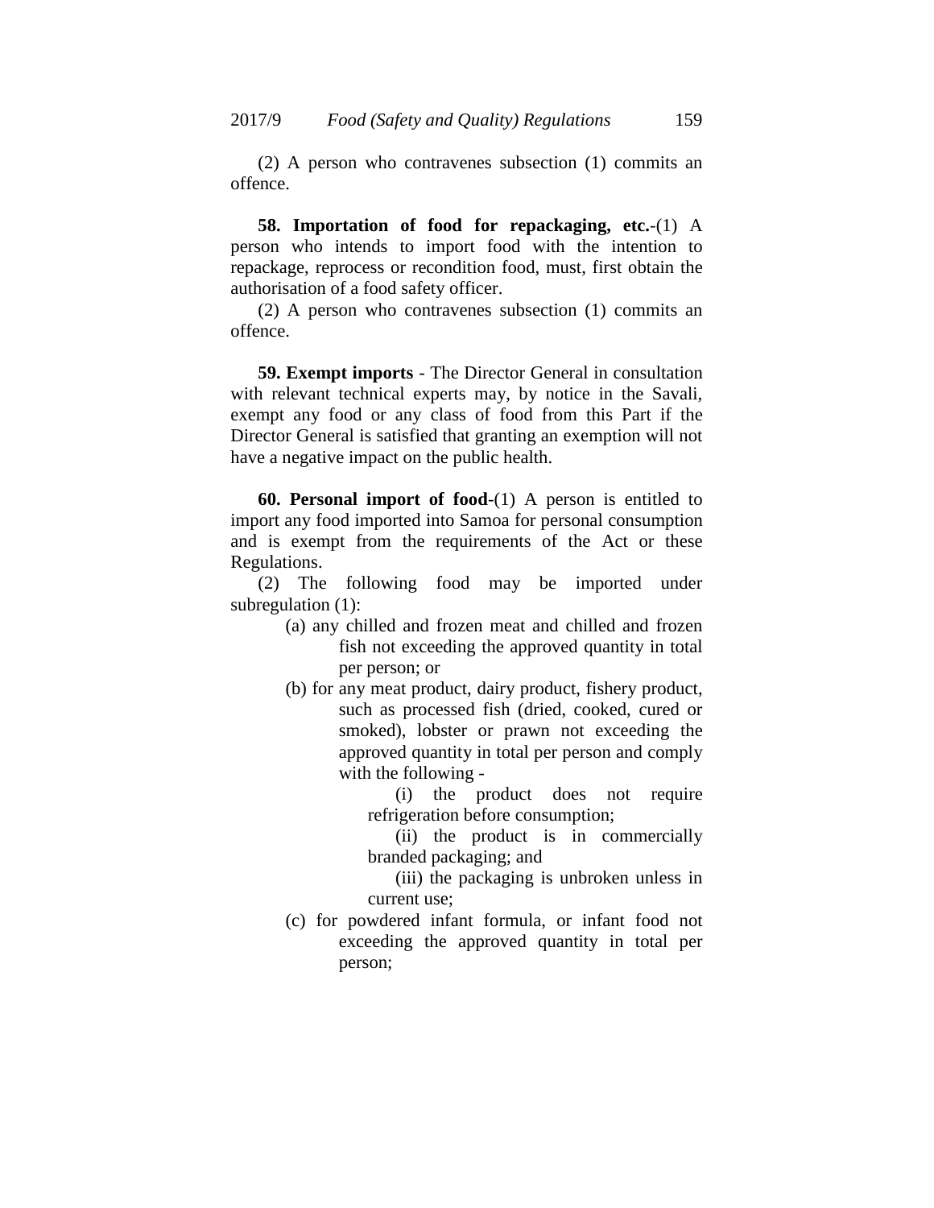(2) A person who contravenes subsection (1) commits an offence.

**58. Importation of food for repackaging, etc.**-(1) A person who intends to import food with the intention to repackage, reprocess or recondition food, must, first obtain the authorisation of a food safety officer.

(2) A person who contravenes subsection (1) commits an offence.

**59. Exempt imports** - The Director General in consultation with relevant technical experts may, by notice in the Savali, exempt any food or any class of food from this Part if the Director General is satisfied that granting an exemption will not have a negative impact on the public health.

**60. Personal import of food**-(1) A person is entitled to import any food imported into Samoa for personal consumption and is exempt from the requirements of the Act or these Regulations.

(2) The following food may be imported under subregulation (1):

- (a) any chilled and frozen meat and chilled and frozen fish not exceeding the approved quantity in total per person; or
- (b) for any meat product, dairy product, fishery product, such as processed fish (dried, cooked, cured or smoked), lobster or prawn not exceeding the approved quantity in total per person and comply with the following -
  - (i) the product does not require refrigeration before consumption;
  - (ii) the product is in commercially branded packaging; and
  - (iii) the packaging is unbroken unless in current use;
- (c) for powdered infant formula, or infant food not exceeding the approved quantity in total per person;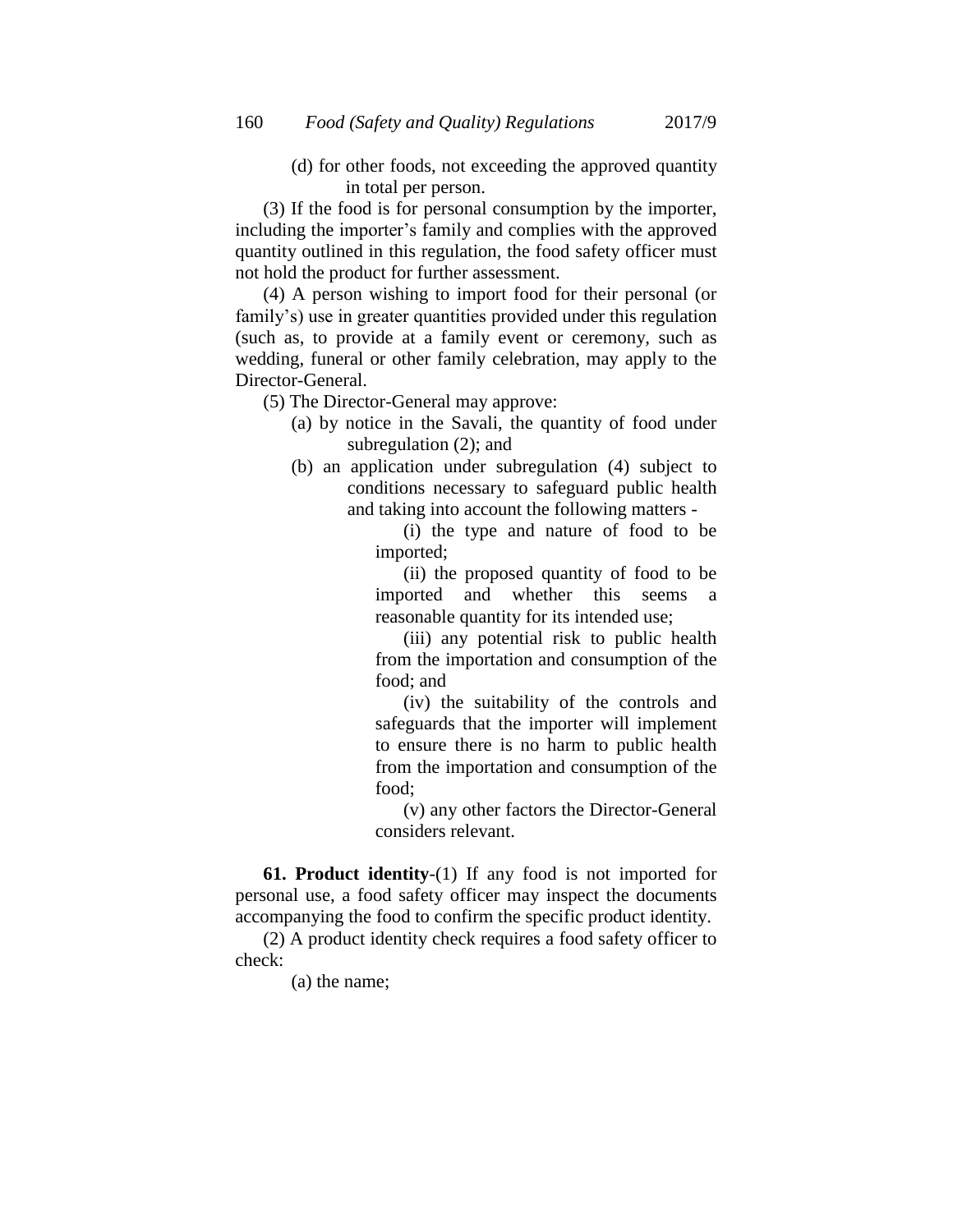(d) for other foods, not exceeding the approved quantity in total per person.

(3) If the food is for personal consumption by the importer, including the importer's family and complies with the approved quantity outlined in this regulation, the food safety officer must not hold the product for further assessment.

(4) A person wishing to import food for their personal (or family's) use in greater quantities provided under this regulation (such as, to provide at a family event or ceremony, such as wedding, funeral or other family celebration, may apply to the Director-General.

(5) The Director-General may approve:

(a) by notice in the Savali, the quantity of food under subregulation (2); and

(b) an application under subregulation (4) subject to conditions necessary to safeguard public health and taking into account the following matters -

(i) the type and nature of food to be imported;

(ii) the proposed quantity of food to be imported and whether this seems a reasonable quantity for its intended use;

(iii) any potential risk to public health from the importation and consumption of the food; and

(iv) the suitability of the controls and safeguards that the importer will implement to ensure there is no harm to public health from the importation and consumption of the food;

(v) any other factors the Director-General considers relevant.

**61. Product identity**-(1) If any food is not imported for personal use, a food safety officer may inspect the documents accompanying the food to confirm the specific product identity.

(2) A product identity check requires a food safety officer to check:

(a) the name;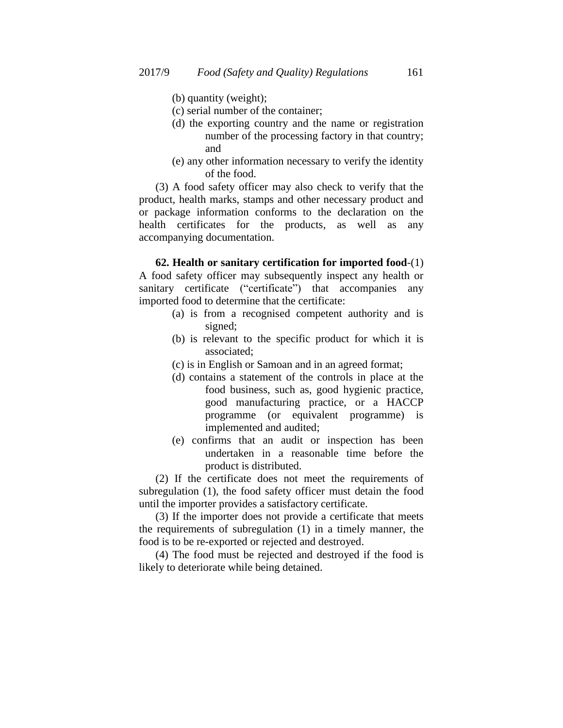(b) quantity (weight);

(c) serial number of the container;

(d) the exporting country and the name or registration number of the processing factory in that country; and

(e) any other information necessary to verify the identity of the food.

(3) A food safety officer may also check to verify that the product, health marks, stamps and other necessary product and or package information conforms to the declaration on the health certificates for the products, as well as any accompanying documentation.

**62. Health or sanitary certification for imported food**-(1) A food safety officer may subsequently inspect any health or sanitary certificate ("certificate") that accompanies any imported food to determine that the certificate:

(a) is from a recognised competent authority and is signed;

(b) is relevant to the specific product for which it is associated;

(c) is in English or Samoan and in an agreed format;

(d) contains a statement of the controls in place at the food business, such as, good hygienic practice, good manufacturing practice, or a HACCP programme (or equivalent programme) is implemented and audited;

(e) confirms that an audit or inspection has been undertaken in a reasonable time before the product is distributed.

(2) If the certificate does not meet the requirements of subregulation (1), the food safety officer must detain the food until the importer provides a satisfactory certificate.

(3) If the importer does not provide a certificate that meets the requirements of subregulation (1) in a timely manner, the food is to be re-exported or rejected and destroyed.

(4) The food must be rejected and destroyed if the food is likely to deteriorate while being detained.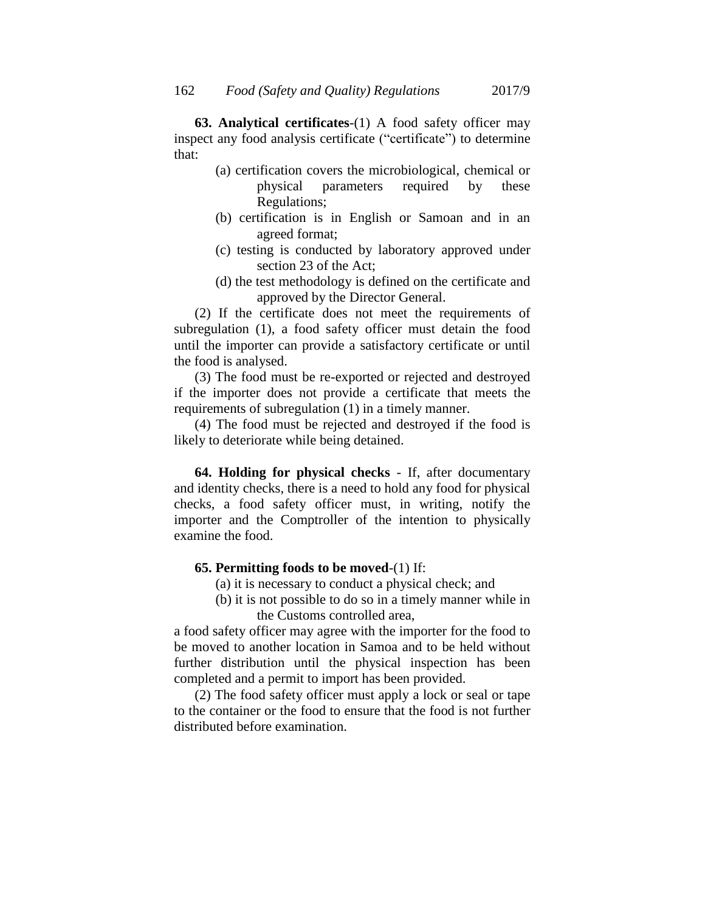**63. Analytical certificates**-(1) A food safety officer may inspect any food analysis certificate ("certificate") to determine that:

(a) certification covers the microbiological, chemical or physical parameters required by these Regulations;

(b) certification is in English or Samoan and in an agreed format;

(c) testing is conducted by laboratory approved under section 23 of the Act;

(d) the test methodology is defined on the certificate and approved by the Director General.

(2) If the certificate does not meet the requirements of subregulation (1), a food safety officer must detain the food until the importer can provide a satisfactory certificate or until the food is analysed.

(3) The food must be re-exported or rejected and destroyed if the importer does not provide a certificate that meets the requirements of subregulation (1) in a timely manner.

(4) The food must be rejected and destroyed if the food is likely to deteriorate while being detained.

**64. Holding for physical checks** - If, after documentary and identity checks, there is a need to hold any food for physical checks, a food safety officer must, in writing, notify the importer and the Comptroller of the intention to physically examine the food.

**65. Permitting foods to be moved**-(1) If:

(a) it is necessary to conduct a physical check; and

(b) it is not possible to do so in a timely manner while in the Customs controlled area,

a food safety officer may agree with the importer for the food to be moved to another location in Samoa and to be held without further distribution until the physical inspection has been completed and a permit to import has been provided.

(2) The food safety officer must apply a lock or seal or tape to the container or the food to ensure that the food is not further distributed before examination.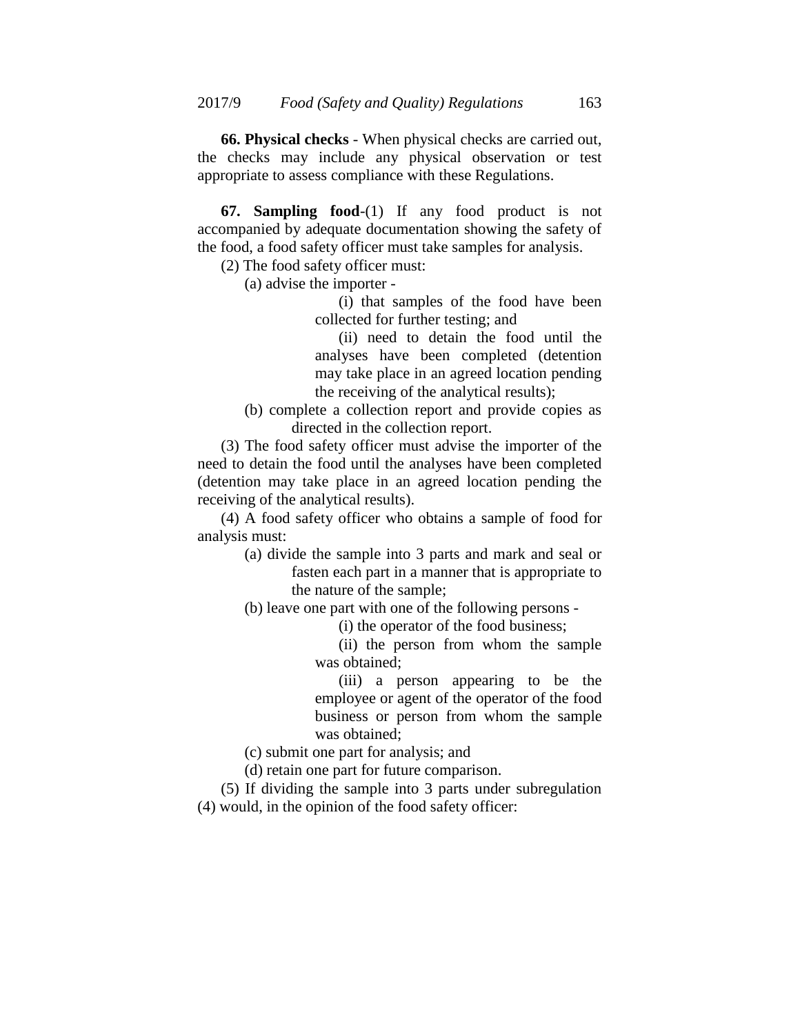**66. Physical checks** - When physical checks are carried out, the checks may include any physical observation or test appropriate to assess compliance with these Regulations.

**67. Sampling food**-(1) If any food product is not accompanied by adequate documentation showing the safety of the food, a food safety officer must take samples for analysis.

(2) The food safety officer must:

(a) advise the importer -

(i) that samples of the food have been collected for further testing; and

(ii) need to detain the food until the analyses have been completed (detention may take place in an agreed location pending the receiving of the analytical results);

(b) complete a collection report and provide copies as directed in the collection report.

(3) The food safety officer must advise the importer of the need to detain the food until the analyses have been completed (detention may take place in an agreed location pending the receiving of the analytical results).

(4) A food safety officer who obtains a sample of food for analysis must:

(a) divide the sample into 3 parts and mark and seal or fasten each part in a manner that is appropriate to the nature of the sample;

(b) leave one part with one of the following persons -

(i) the operator of the food business;

(ii) the person from whom the sample was obtained;

(iii) a person appearing to be the employee or agent of the operator of the food business or person from whom the sample was obtained;

(c) submit one part for analysis; and

(d) retain one part for future comparison.

(5) If dividing the sample into 3 parts under subregulation (4) would, in the opinion of the food safety officer: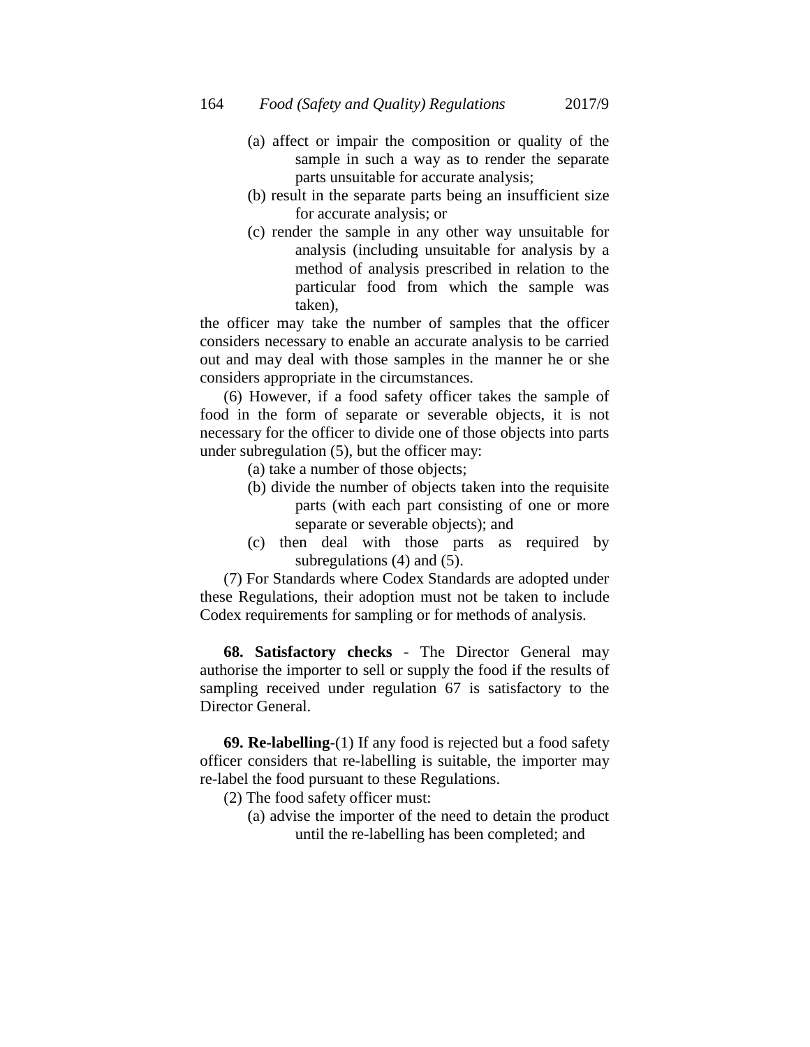(a) affect or impair the composition or quality of the sample in such a way as to render the separate parts unsuitable for accurate analysis;

(b) result in the separate parts being an insufficient size for accurate analysis; or

(c) render the sample in any other way unsuitable for analysis (including unsuitable for analysis by a method of analysis prescribed in relation to the particular food from which the sample was taken),

the officer may take the number of samples that the officer considers necessary to enable an accurate analysis to be carried out and may deal with those samples in the manner he or she considers appropriate in the circumstances.

(6) However, if a food safety officer takes the sample of food in the form of separate or severable objects, it is not necessary for the officer to divide one of those objects into parts under subregulation (5), but the officer may:

(a) take a number of those objects;

(b) divide the number of objects taken into the requisite parts (with each part consisting of one or more separate or severable objects); and

(c) then deal with those parts as required by subregulations (4) and (5).

(7) For Standards where Codex Standards are adopted under these Regulations, their adoption must not be taken to include Codex requirements for sampling or for methods of analysis.

**68. Satisfactory checks** - The Director General may authorise the importer to sell or supply the food if the results of sampling received under regulation 67 is satisfactory to the Director General.

**69. Re-labelling**-(1) If any food is rejected but a food safety officer considers that re-labelling is suitable, the importer may re-label the food pursuant to these Regulations.

(2) The food safety officer must:

(a) advise the importer of the need to detain the product until the re-labelling has been completed; and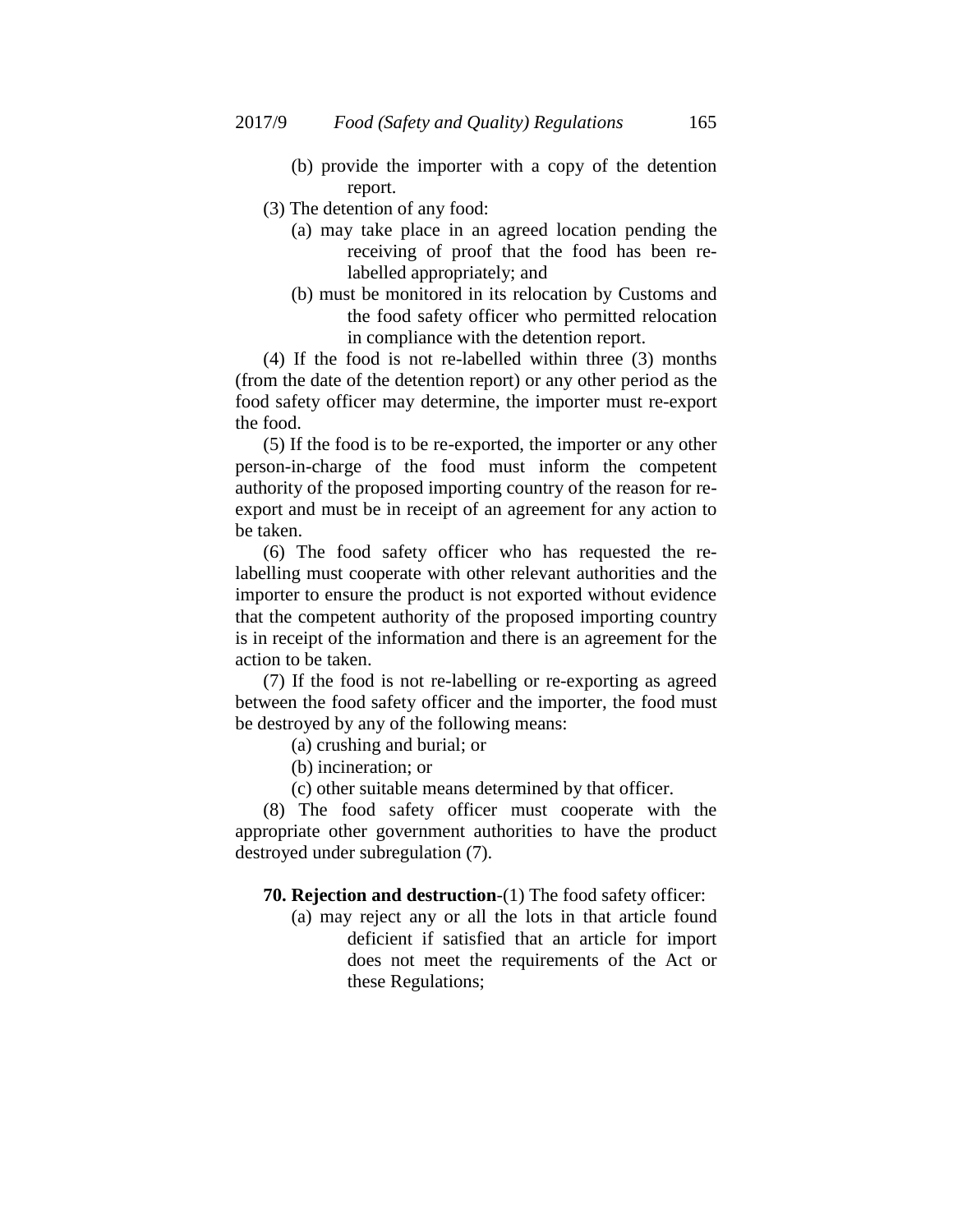(b) provide the importer with a copy of the detention report.

(3) The detention of any food:

(a) may take place in an agreed location pending the receiving of proof that the food has been re-labelled appropriately; and

(b) must be monitored in its relocation by Customs and the food safety officer who permitted relocation in compliance with the detention report.

(4) If the food is not re-labelled within three (3) months (from the date of the detention report) or any other period as the food safety officer may determine, the importer must re-export the food.

(5) If the food is to be re-exported, the importer or any other person-in-charge of the food must inform the competent authority of the proposed importing country of the reason for re-export and must be in receipt of an agreement for any action to be taken.

(6) The food safety officer who has requested the re-labelling must cooperate with other relevant authorities and the importer to ensure the product is not exported without evidence that the competent authority of the proposed importing country is in receipt of the information and there is an agreement for the action to be taken.

(7) If the food is not re-labelling or re-exporting as agreed between the food safety officer and the importer, the food must be destroyed by any of the following means:

(a) crushing and burial; or

(b) incineration; or

(c) other suitable means determined by that officer.

(8) The food safety officer must cooperate with the appropriate other government authorities to have the product destroyed under subregulation (7).

**70. Rejection and destruction**-(1) The food safety officer:

(a) may reject any or all the lots in that article found deficient if satisfied that an article for import does not meet the requirements of the Act or these Regulations;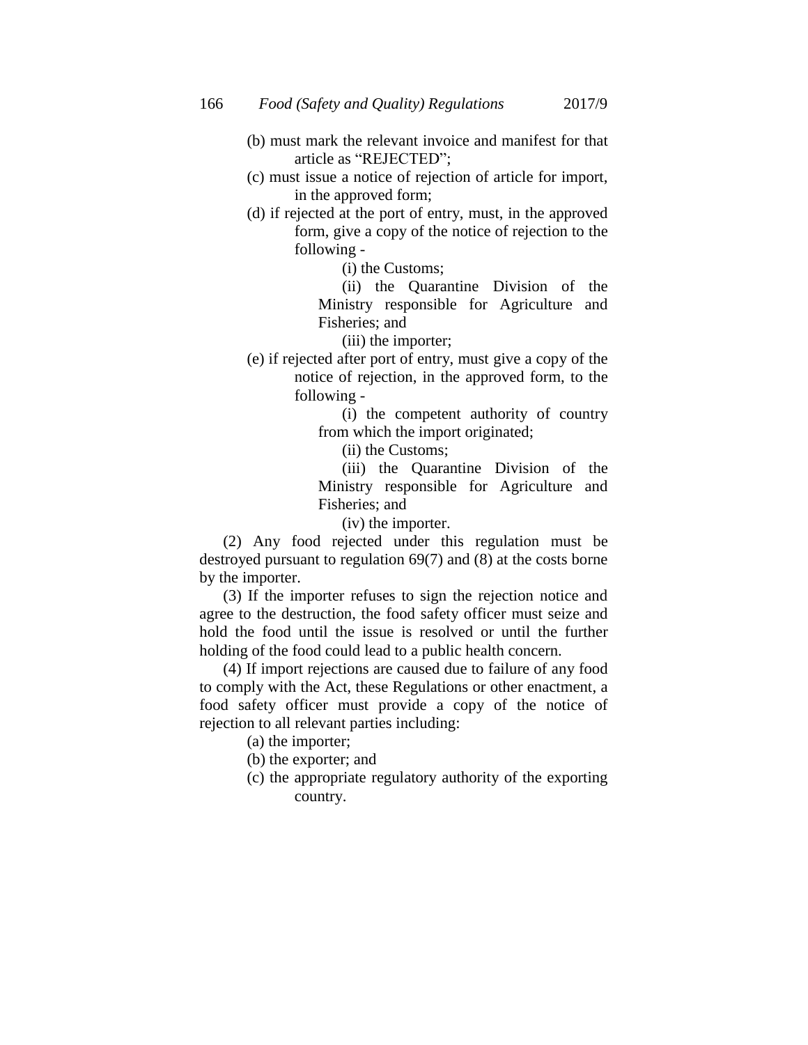(b) must mark the relevant invoice and manifest for that article as "REJECTED";

(c) must issue a notice of rejection of article for import, in the approved form;

(d) if rejected at the port of entry, must, in the approved form, give a copy of the notice of rejection to the following -

(i) the Customs;

(ii) the Quarantine Division of the Ministry responsible for Agriculture and Fisheries; and

(iii) the importer;

(e) if rejected after port of entry, must give a copy of the notice of rejection, in the approved form, to the following -

(i) the competent authority of country from which the import originated;

(ii) the Customs;

(iii) the Quarantine Division of the Ministry responsible for Agriculture and Fisheries; and

(iv) the importer.

(2) Any food rejected under this regulation must be destroyed pursuant to regulation 69(7) and (8) at the costs borne by the importer.

(3) If the importer refuses to sign the rejection notice and agree to the destruction, the food safety officer must seize and hold the food until the issue is resolved or until the further holding of the food could lead to a public health concern.

(4) If import rejections are caused due to failure of any food to comply with the Act, these Regulations or other enactment, a food safety officer must provide a copy of the notice of rejection to all relevant parties including:

(a) the importer;

(b) the exporter; and

(c) the appropriate regulatory authority of the exporting country.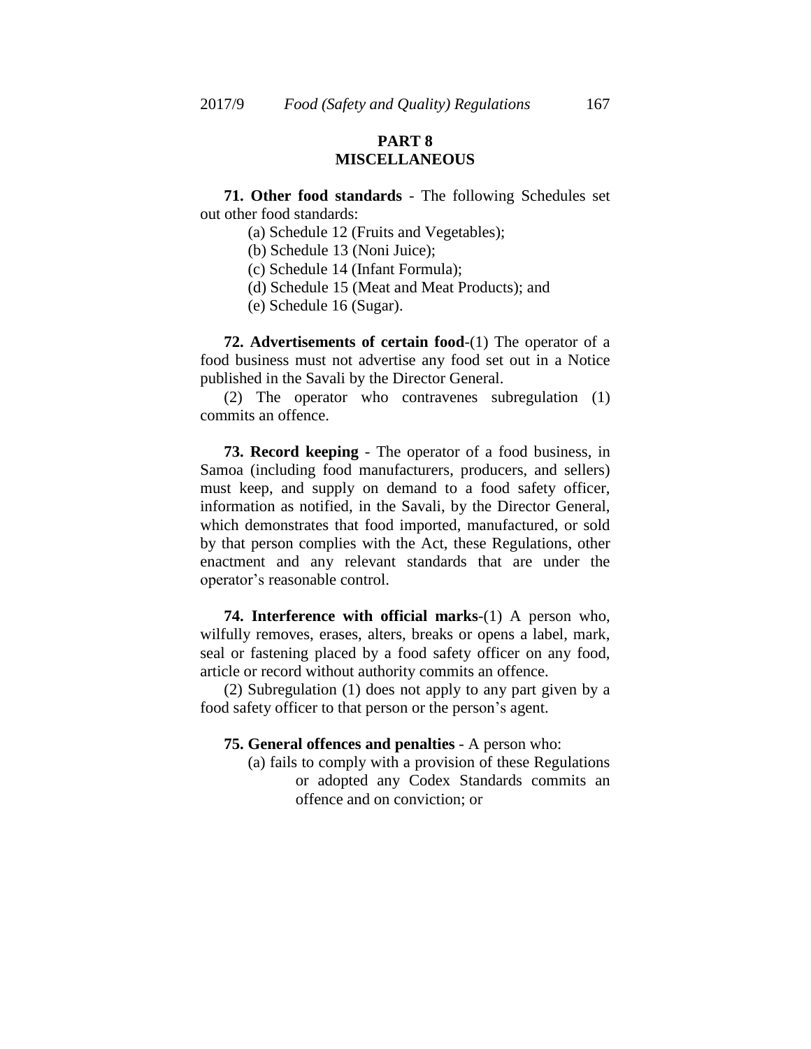# PART 8
# MISCELLANEOUS

**71. Other food standards** - The following Schedules set out other food standards:

(a) Schedule 12 (Fruits and Vegetables);

(b) Schedule 13 (Noni Juice);

(c) Schedule 14 (Infant Formula);

(d) Schedule 15 (Meat and Meat Products); and

(e) Schedule 16 (Sugar).

**72. Advertisements of certain food**-(1) The operator of a food business must not advertise any food set out in a Notice published in the Savali by the Director General.

(2) The operator who contravenes subregulation (1) commits an offence.

**73. Record keeping** - The operator of a food business, in Samoa (including food manufacturers, producers, and sellers) must keep, and supply on demand to a food safety officer, information as notified, in the Savali, by the Director General, which demonstrates that food imported, manufactured, or sold by that person complies with the Act, these Regulations, other enactment and any relevant standards that are under the operator's reasonable control.

**74. Interference with official marks**-(1) A person who, wilfully removes, erases, alters, breaks or opens a label, mark, seal or fastening placed by a food safety officer on any food, article or record without authority commits an offence.

(2) Subregulation (1) does not apply to any part given by a food safety officer to that person or the person's agent.

**75. General offences and penalties** - A person who:

(a) fails to comply with a provision of these Regulations or adopted any Codex Standards commits an offence and on conviction; or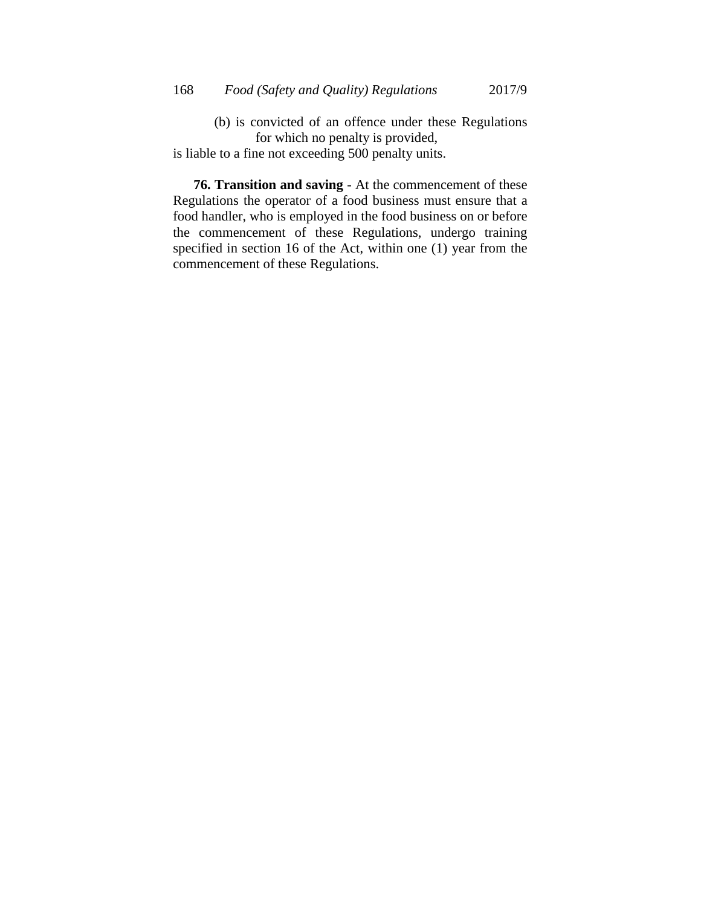(b) is convicted of an offence under these Regulations for which no penalty is provided,

is liable to a fine not exceeding 500 penalty units.

**76. Transition and saving** - At the commencement of these Regulations the operator of a food business must ensure that a food handler, who is employed in the food business on or before the commencement of these Regulations, undergo training specified in section 16 of the Act, within one (1) year from the commencement of these Regulations.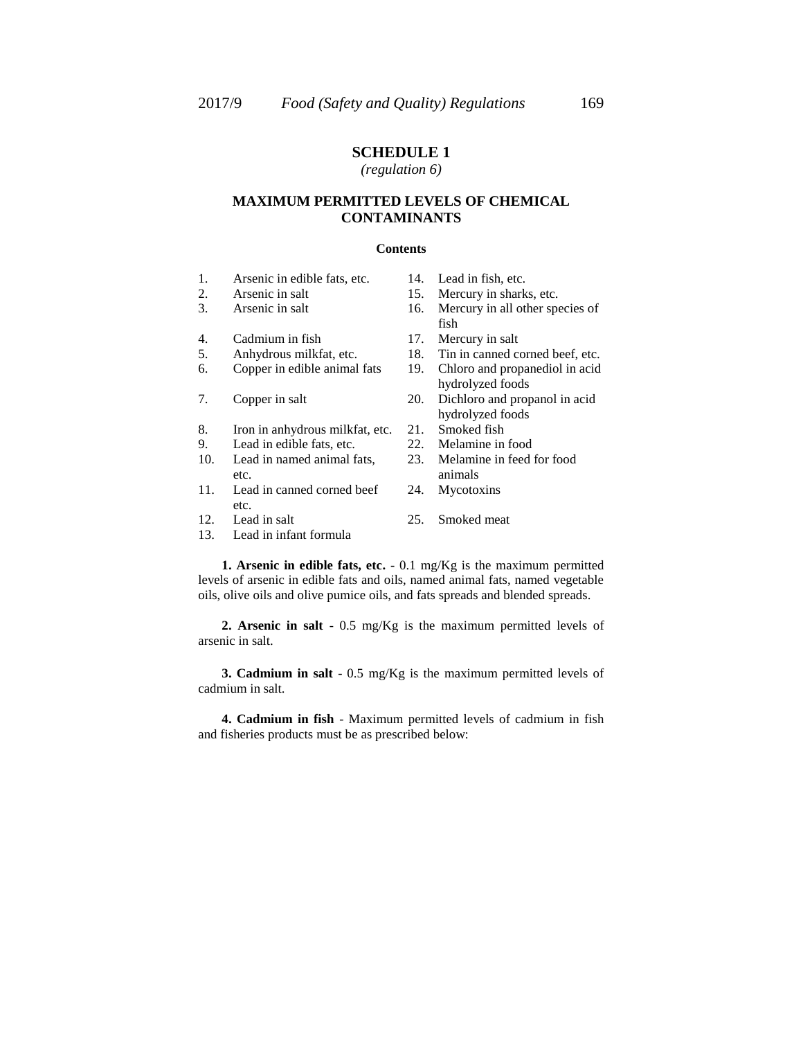## SCHEDULE 1

*(regulation 6)*

### MAXIMUM PERMITTED LEVELS OF CHEMICAL CONTAMINANTS

**Contents**

1. Arsenic in edible fats, etc.
2. Arsenic in salt
3. Arsenic in salt
4. Cadmium in fish
5. Anhydrous milkfat, etc.
6. Copper in edible animal fats
7. Copper in salt
8. Iron in anhydrous milkfat, etc.
9. Lead in edible fats, etc.
10. Lead in named animal fats, etc.
11. Lead in canned corned beef etc.
12. Lead in salt
13. Lead in infant formula
14. Lead in fish, etc.
15. Mercury in sharks, etc.
16. Mercury in all other species of fish
17. Mercury in salt
18. Tin in canned corned beef, etc.
19. Chloro and propanediol in acid hydrolyzed foods
20. Dichloro and propanol in acid hydrolyzed foods
21. Smoked fish
22. Melamine in food
23. Melamine in feed for food animals
24. Mycotoxins
25. Smoked meat

**1. Arsenic in edible fats, etc.** - 0.1 mg/Kg is the maximum permitted levels of arsenic in edible fats and oils, named animal fats, named vegetable oils, olive oils and olive pumice oils, and fats spreads and blended spreads.

**2. Arsenic in salt** - 0.5 mg/Kg is the maximum permitted levels of arsenic in salt.

**3. Cadmium in salt** - 0.5 mg/Kg is the maximum permitted levels of cadmium in salt.

**4. Cadmium in fish** - Maximum permitted levels of cadmium in fish and fisheries products must be as prescribed below: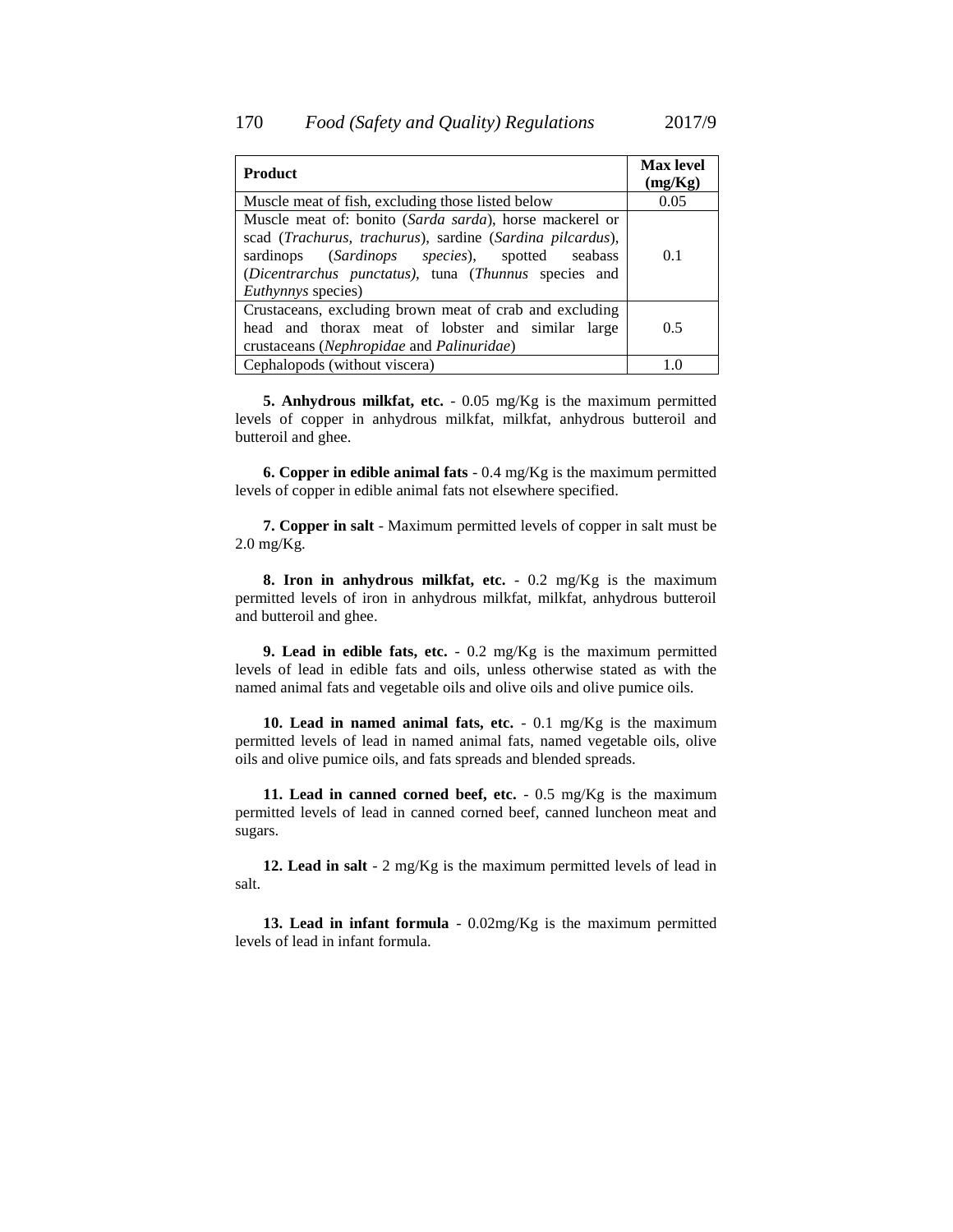| Product | Max level (mg/Kg) |
|---|---|
| Muscle meat of fish, excluding those listed below | 0.05 |
| Muscle meat of: bonito (*Sarda sarda*), horse mackerel or scad (*Trachurus, trachurus*), sardine (*Sardina pilcardus*), sardinops (*Sardinops species*), spotted seabass (*Dicentrarchus punctatus*), tuna (*Thunnus* species and *Euthynnys* species) | 0.1 |
| Crustaceans, excluding brown meat of crab and excluding head and thorax meat of lobster and similar large crustaceans (*Nephropidae* and *Palinuridae*) | 0.5 |
| Cephalopods (without viscera) | 1.0 |

**5. Anhydrous milkfat, etc.** - 0.05 mg/Kg is the maximum permitted levels of copper in anhydrous milkfat, milkfat, anhydrous butteroil and butteroil and ghee.

**6. Copper in edible animal fats** - 0.4 mg/Kg is the maximum permitted levels of copper in edible animal fats not elsewhere specified.

**7. Copper in salt** - Maximum permitted levels of copper in salt must be 2.0 mg/Kg.

**8. Iron in anhydrous milkfat, etc.** - 0.2 mg/Kg is the maximum permitted levels of iron in anhydrous milkfat, milkfat, anhydrous butteroil and butteroil and ghee.

**9. Lead in edible fats, etc.** - 0.2 mg/Kg is the maximum permitted levels of lead in edible fats and oils, unless otherwise stated as with the named animal fats and vegetable oils and olive oils and olive pumice oils.

**10. Lead in named animal fats, etc.** - 0.1 mg/Kg is the maximum permitted levels of lead in named animal fats, named vegetable oils, olive oils and olive pumice oils, and fats spreads and blended spreads.

**11. Lead in canned corned beef, etc.** - 0.5 mg/Kg is the maximum permitted levels of lead in canned corned beef, canned luncheon meat and sugars.

**12. Lead in salt** - 2 mg/Kg is the maximum permitted levels of lead in salt.

**13. Lead in infant formula** - 0.02mg/Kg is the maximum permitted levels of lead in infant formula.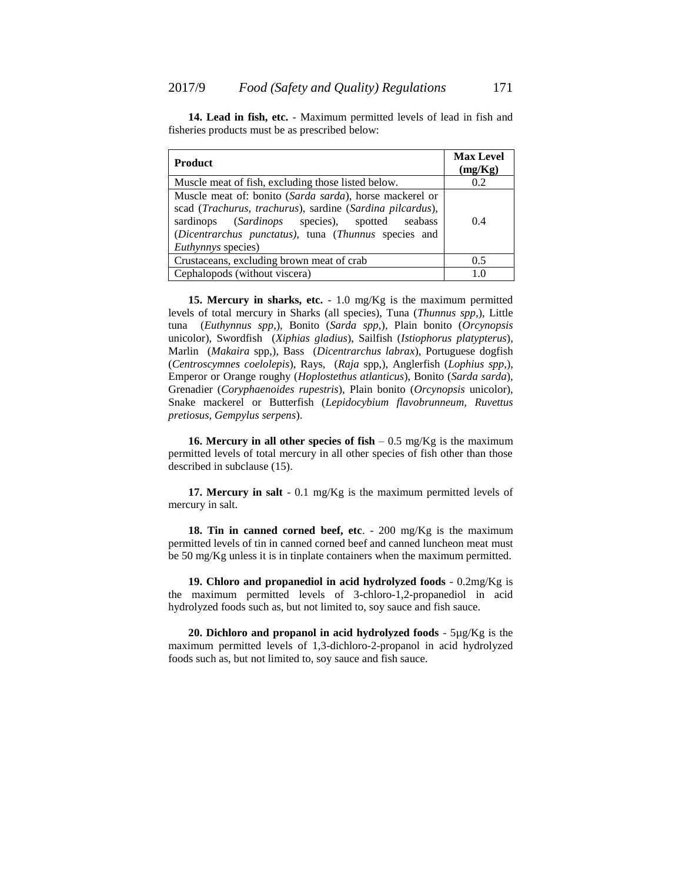**14. Lead in fish, etc.** - Maximum permitted levels of lead in fish and fisheries products must be as prescribed below:

| Product | Max Level (mg/Kg) |
| --- | --- |
| Muscle meat of fish, excluding those listed below. | 0.2 |
| Muscle meat of: bonito (*Sarda sarda*), horse mackerel or scad (*Trachurus, trachurus*), sardine (*Sardina pilcardus*), sardinops (*Sardinops* species), spotted seabass (*Dicentrarchus punctatus),* tuna (*Thunnus* species and *Euthynnys* species) | 0.4 |
| Crustaceans, excluding brown meat of crab | 0.5 |
| Cephalopods (without viscera) | 1.0 |

**15. Mercury in sharks, etc.** - 1.0 mg/Kg is the maximum permitted levels of total mercury in Sharks (all species), Tuna (*Thunnus spp*,), Little tuna (*Euthynnus spp*,), Bonito (*Sarda spp*,), Plain bonito (*Orcynopsis* unicolor), Swordfish (*Xiphias gladius*), Sailfish (*Istiophorus platypterus*), Marlin (*Makaira* spp,), Bass (*Dicentrarchus labrax*), Portuguese dogfish (*Centroscymnes coelolepis*), Rays, (*Raja* spp,), Anglerfish (*Lophius spp*,), Emperor or Orange roughy (*Hoplostethus atlanticus*), Bonito (*Sarda sarda*), Grenadier (*Coryphaenoides rupestris*), Plain bonito (*Orcynopsis* unicolor), Snake mackerel or Butterfish (*Lepidocybium flavobrunneum, Ruvettus pretiosus, Gempylus serpens*).

**16. Mercury in all other species of fish** – 0.5 mg/Kg is the maximum permitted levels of total mercury in all other species of fish other than those described in subclause (15).

**17. Mercury in salt** - 0.1 mg/Kg is the maximum permitted levels of mercury in salt.

**18. Tin in canned corned beef, etc**. - 200 mg/Kg is the maximum permitted levels of tin in canned corned beef and canned luncheon meat must be 50 mg/Kg unless it is in tinplate containers when the maximum permitted.

**19. Chloro and propanediol in acid hydrolyzed foods** - 0.2mg/Kg is the maximum permitted levels of 3-chloro-1,2-propanediol in acid hydrolyzed foods such as, but not limited to, soy sauce and fish sauce.

**20. Dichloro and propanol in acid hydrolyzed foods** - 5µg/Kg is the maximum permitted levels of 1,3-dichloro-2-propanol in acid hydrolyzed foods such as, but not limited to, soy sauce and fish sauce.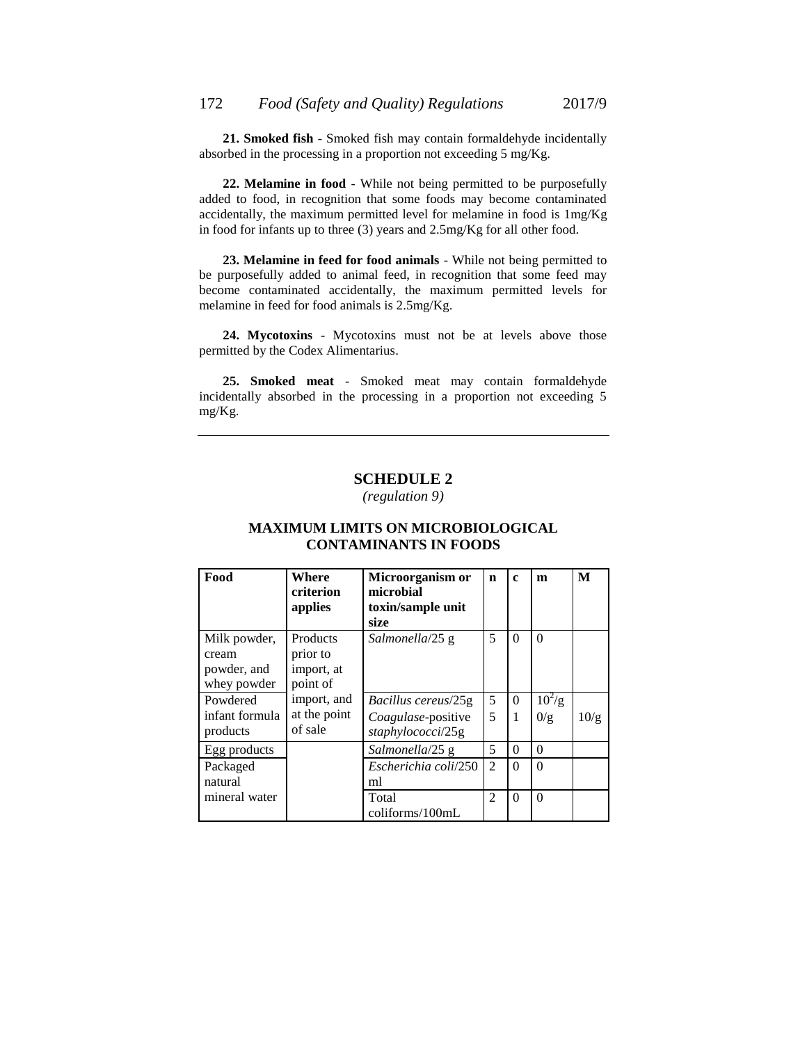**21. Smoked fish** - Smoked fish may contain formaldehyde incidentally absorbed in the processing in a proportion not exceeding 5 mg/Kg.

**22. Melamine in food** - While not being permitted to be purposefully added to food, in recognition that some foods may become contaminated accidentally, the maximum permitted level for melamine in food is 1mg/Kg in food for infants up to three (3) years and 2.5mg/Kg for all other food.

**23. Melamine in feed for food animals** - While not being permitted to be purposefully added to animal feed, in recognition that some feed may become contaminated accidentally, the maximum permitted levels for melamine in feed for food animals is 2.5mg/Kg.

**24. Mycotoxins** - Mycotoxins must not be at levels above those permitted by the Codex Alimentarius.

**25. Smoked meat** - Smoked meat may contain formaldehyde incidentally absorbed in the processing in a proportion not exceeding 5 mg/Kg.

---

## SCHEDULE 2

*(regulation 9)*

### MAXIMUM LIMITS ON MICROBIOLOGICAL CONTAMINANTS IN FOODS

| Food | Where criterion applies | Microorganism or microbial toxin/sample unit size | n | c | m | M |
|---|---|---|---|---|---|---|
| Milk powder, cream powder, and whey powder | Products prior to import, at point of import, and at the point of sale | *Salmonella*/25 g | 5 | 0 | 0 | |
| Powdered infant formula products | | *Bacillus cereus*/25g | 5 | 0 | $10^2$/g | |
| | | *Coagulase*-positive *staphylococci*/25g | 5 | 1 | 0/g | 10/g |
| Egg products | | *Salmonella*/25 g | 5 | 0 | 0 | |
| Packaged natural mineral water | | *Escherichia coli*/250 ml | 2 | 0 | 0 | |
| | | Total coliforms/100mL | 2 | 0 | 0 | |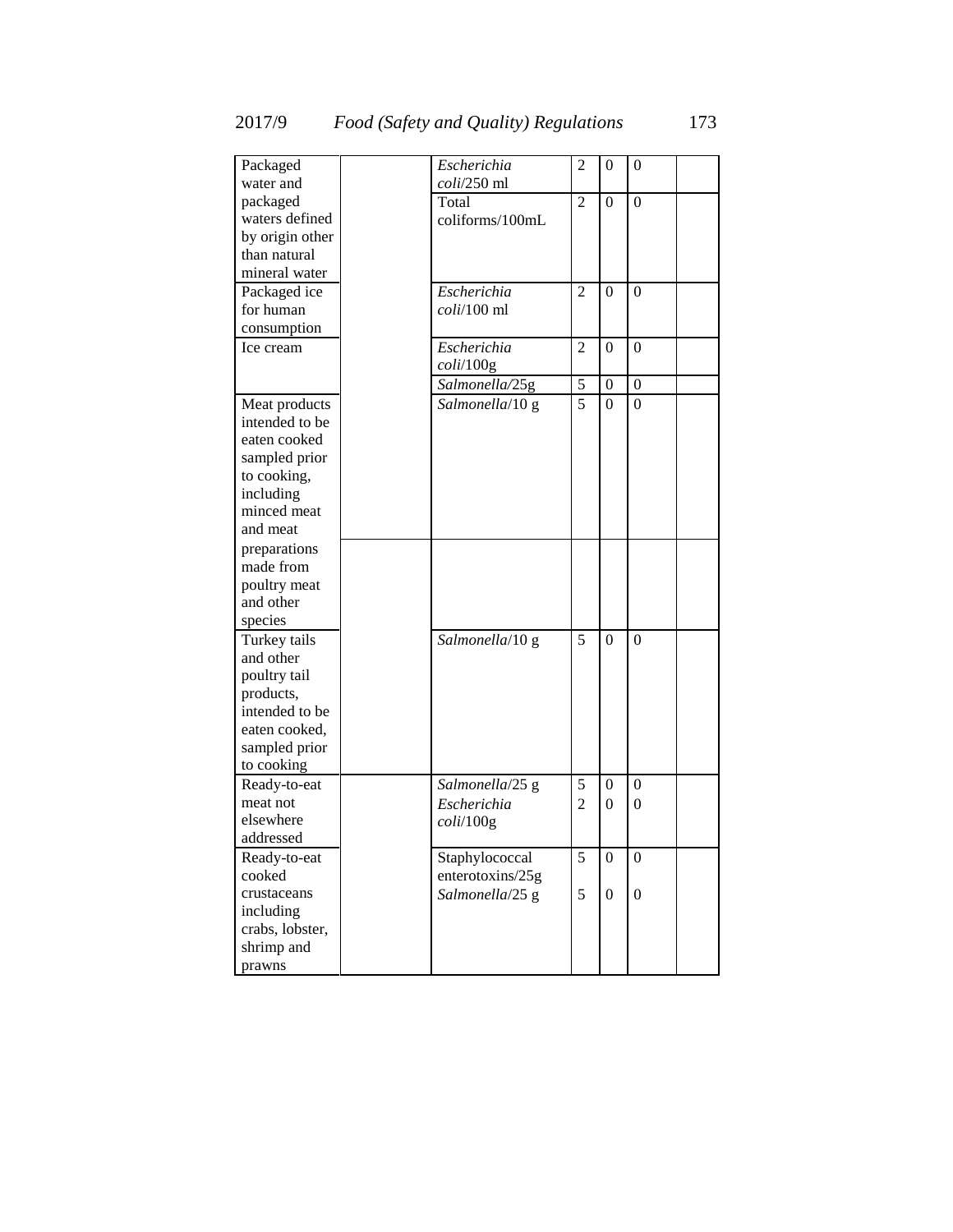| | | | | | | |
|---|---|---|---|---|---|---|
| Packaged water and packaged waters defined by origin other than natural mineral water | | *Escherichia coli*/250 ml | 2 | 0 | 0 | |
| | | Total coliforms/100mL | 2 | 0 | 0 | |
| Packaged ice for human consumption | | *Escherichia coli*/100 ml | 2 | 0 | 0 | |
| Ice cream | | *Escherichia coli*/100g | 2 | 0 | 0 | |
| | | *Salmonella*/25g | 5 | 0 | 0 | |
| Meat products intended to be eaten cooked sampled prior to cooking, including minced meat and meat | | *Salmonella*/10 g | 5 | 0 | 0 | |
| preparations made from poultry meat and other species | | | | | | |
| Turkey tails and other poultry tail products, intended to be eaten cooked, sampled prior to cooking | | *Salmonella*/10 g | 5 | 0 | 0 | |
| Ready-to-eat meat not elsewhere addressed | | *Salmonella*/25 g | 5 | 0 | 0 | |
| | | *Escherichia coli*/100g | 2 | 0 | 0 | |
| Ready-to-eat cooked crustaceans including crabs, lobster, shrimp and prawns | | Staphylococcal enterotoxins/25g | 5 | 0 | 0 | |
| | | *Salmonella*/25 g | 5 | 0 | 0 | |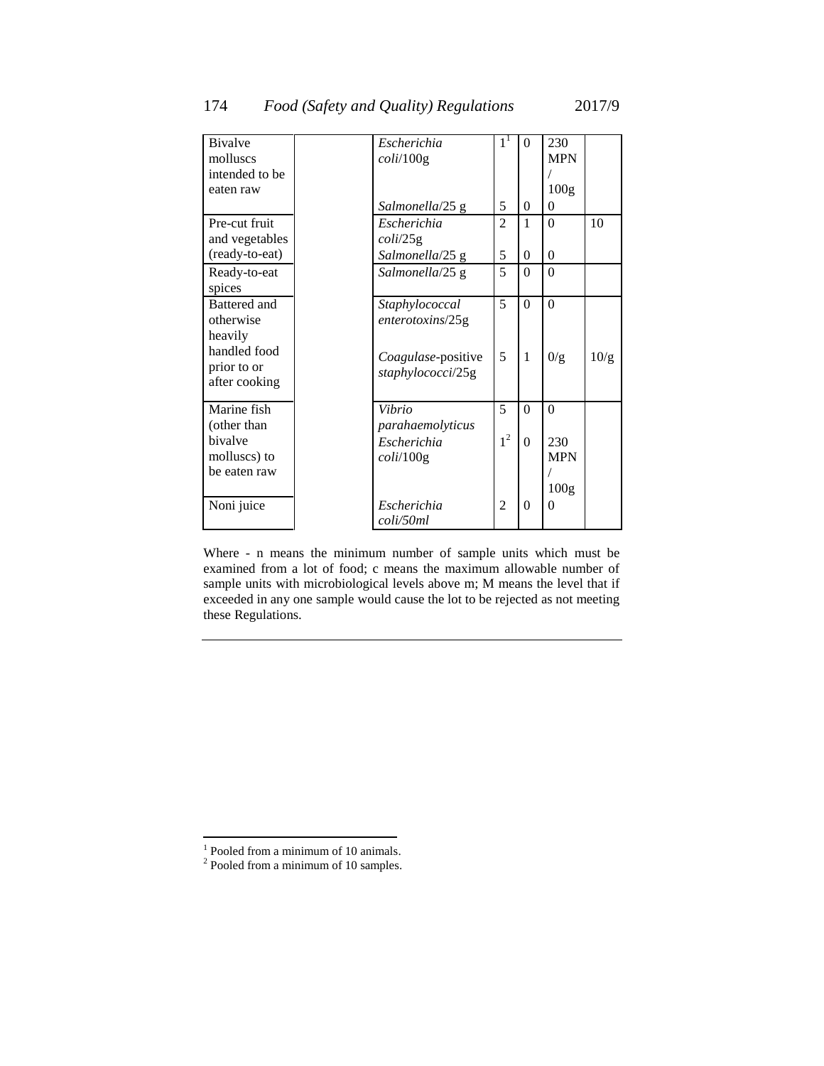| | | | | | | |
|---|---|---|---|---|---|---|
| Bivalve molluscs intended to be eaten raw | | *Escherichia coli*/100g | 1[1] | 0 | 230 MPN / 100g | |
| | | *Salmonella*/25 g | 5 | 0 | 0 | |
| Pre-cut fruit and vegetables (ready-to-eat) | | *Escherichia coli*/25g | 2 | 1 | 0 | 10 |
| | | *Salmonella*/25 g | 5 | 0 | 0 | |
| Ready-to-eat spices | | *Salmonella*/25 g | 5 | 0 | 0 | |
| Battered and otherwise heavily handled food prior to or after cooking | | *Staphylococcal enterotoxins*/25g | 5 | 0 | 0 | |
| | | *Coagulase*-positive *staphylococci*/25g | 5 | 1 | 0/g | 10/g |
| Marine fish (other than bivalve molluscs) to be eaten raw | | *Vibrio parahaemolyticus* | 5 | 0 | 0 | |
| | | *Escherichia coli*/100g | 1[2] | 0 | 230 MPN / 100g | |
| Noni juice | | *Escherichia coli/50ml* | 2 | 0 | 0 | |

Where - n means the minimum number of sample units which must be examined from a lot of food; c means the maximum allowable number of sample units with microbiological levels above m; M means the level that if exceeded in any one sample would cause the lot to be rejected as not meeting these Regulations.

[1] Pooled from a minimum of 10 animals.

[2] Pooled from a minimum of 10 samples.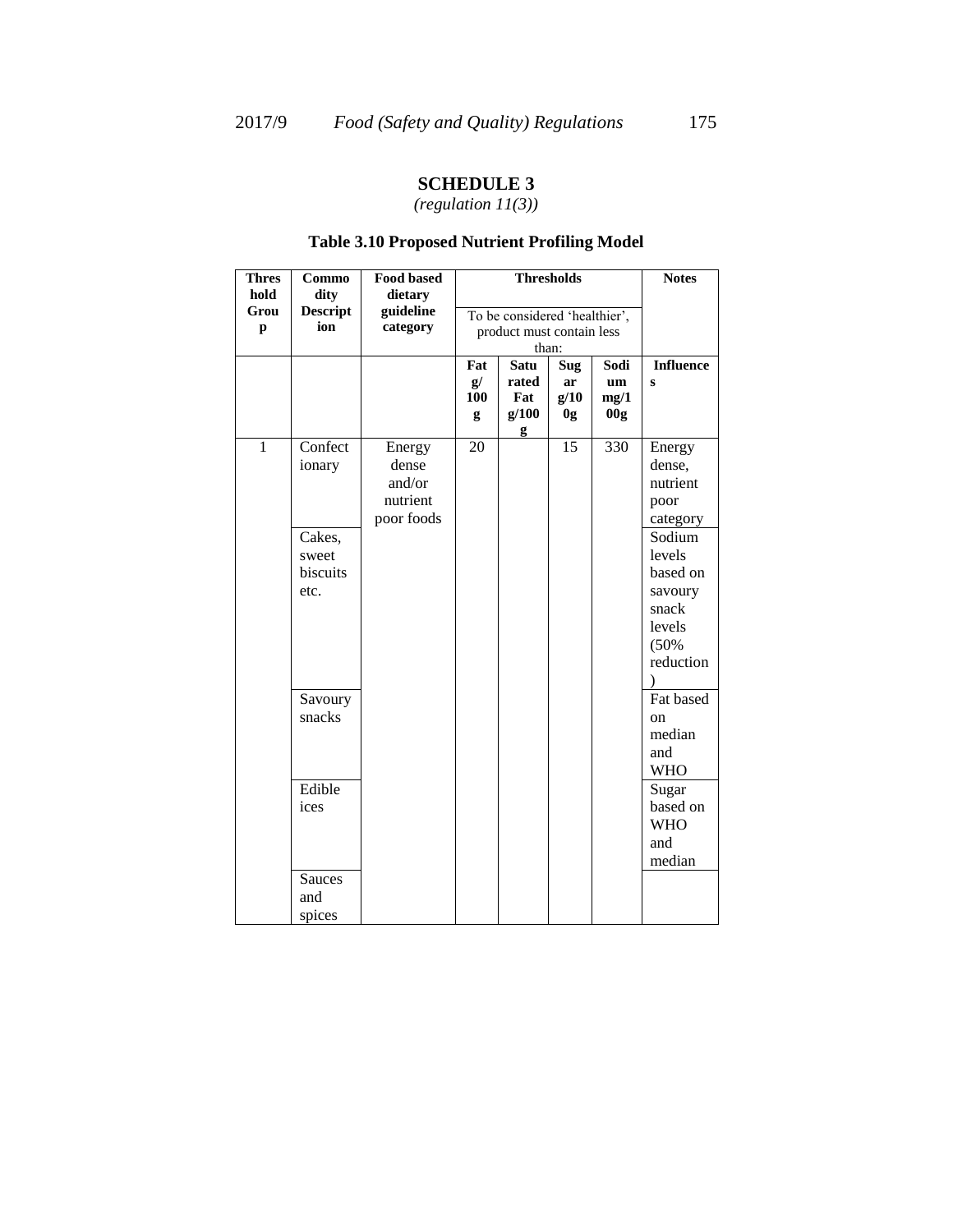## SCHEDULE 3

*(regulation 11(3))*

### Table 3.10 Proposed Nutrient Profiling Model

| Threshold Group | Commodity Description | Food based dietary guideline category | Thresholds To be considered 'healthier', product must contain less than: | | | | Notes |
|---|---|---|---|---|---|---|---|
| | | | Fat g/100g | Saturated Fat g/100g | Sugar g/100g | Sodium mg/100g | Influences |
| 1 | Confectionary | Energy dense and/or nutrient poor foods | 20 | | 15 | 330 | Energy dense, nutrient poor category |
| | Cakes, sweet biscuits etc. | | | | | | Sodium levels based on savoury snack levels (50% reduction) |
| | Savoury snacks | | | | | | Fat based on median and WHO |
| | Edible ices | | | | | | Sugar based on WHO and median |
| | Sauces and spices | | | | | | |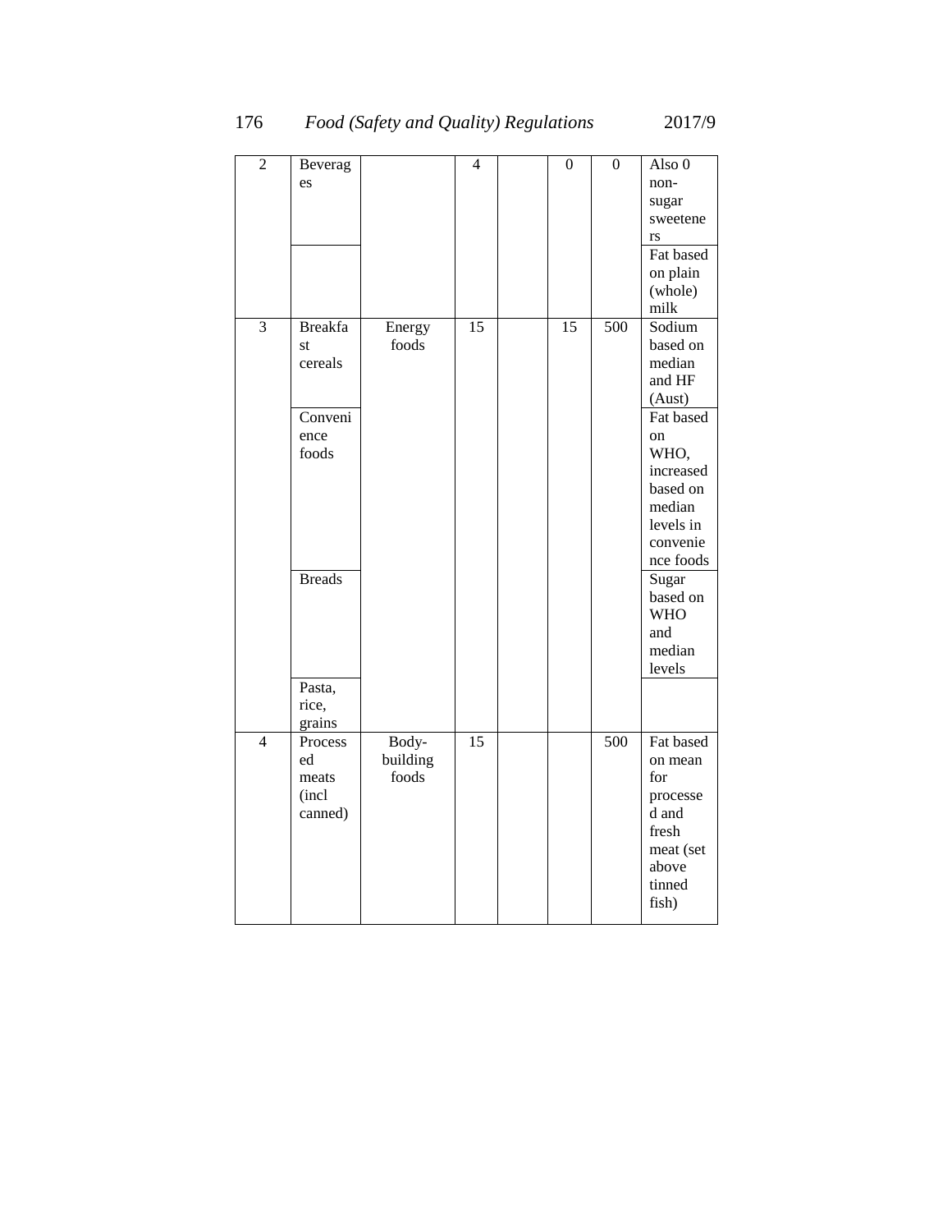| 2 | Beverages | | 4 | | 0 | 0 | Also 0 non-sugar sweeteners |
|---|---|---|---|---|---|---|---|
| | | | | | | | Fat based on plain (whole) milk |
| 3 | Breakfast cereals | Energy foods | 15 | | 15 | 500 | Sodium based on median and HF (Aust) |
| | Convenience foods | | | | | | Fat based on WHO, increased based on median levels in convenience foods |
| | Breads | | | | | | Sugar based on WHO and median levels |
| | Pasta, rice, grains | | | | | | |
| 4 | Processed meats (incl canned) | Body-building foods | 15 | | | 500 | Fat based on mean for processed and fresh meat (set above tinned fish) |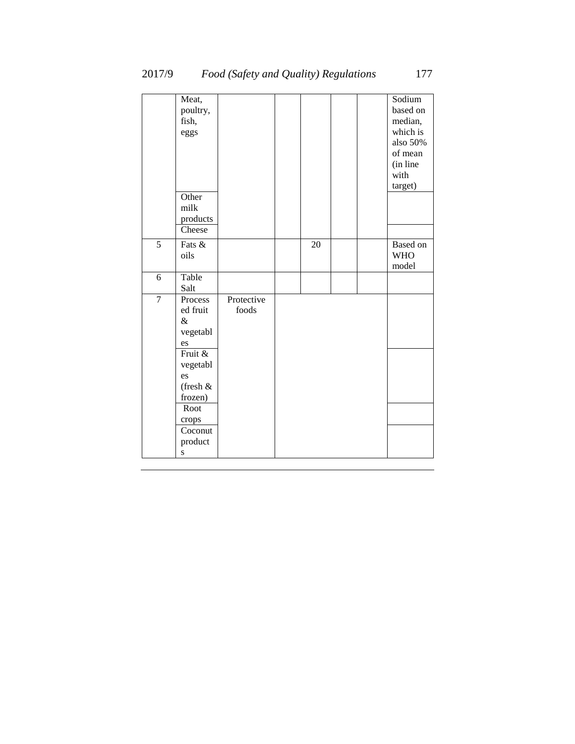| | | | | | | | |
|---|---|---|---|---|---|---|---|
| | Meat, poultry, fish, eggs | | | | | | Sodium based on median, which is also 50% of mean (in line with target) |
| | Other milk products | | | | | | |
| | Cheese | | | | | | |
| 5 | Fats & oils | | | 20 | | | Based on WHO model |
| 6 | Table Salt | | | | | | |
| 7 | Processed fruit & vegetables | Protective foods | | | | | |
| | Fruit & vegetables (fresh & frozen) | | | | | | |
| | Root crops | | | | | | |
| | Coconut products | | | | | | |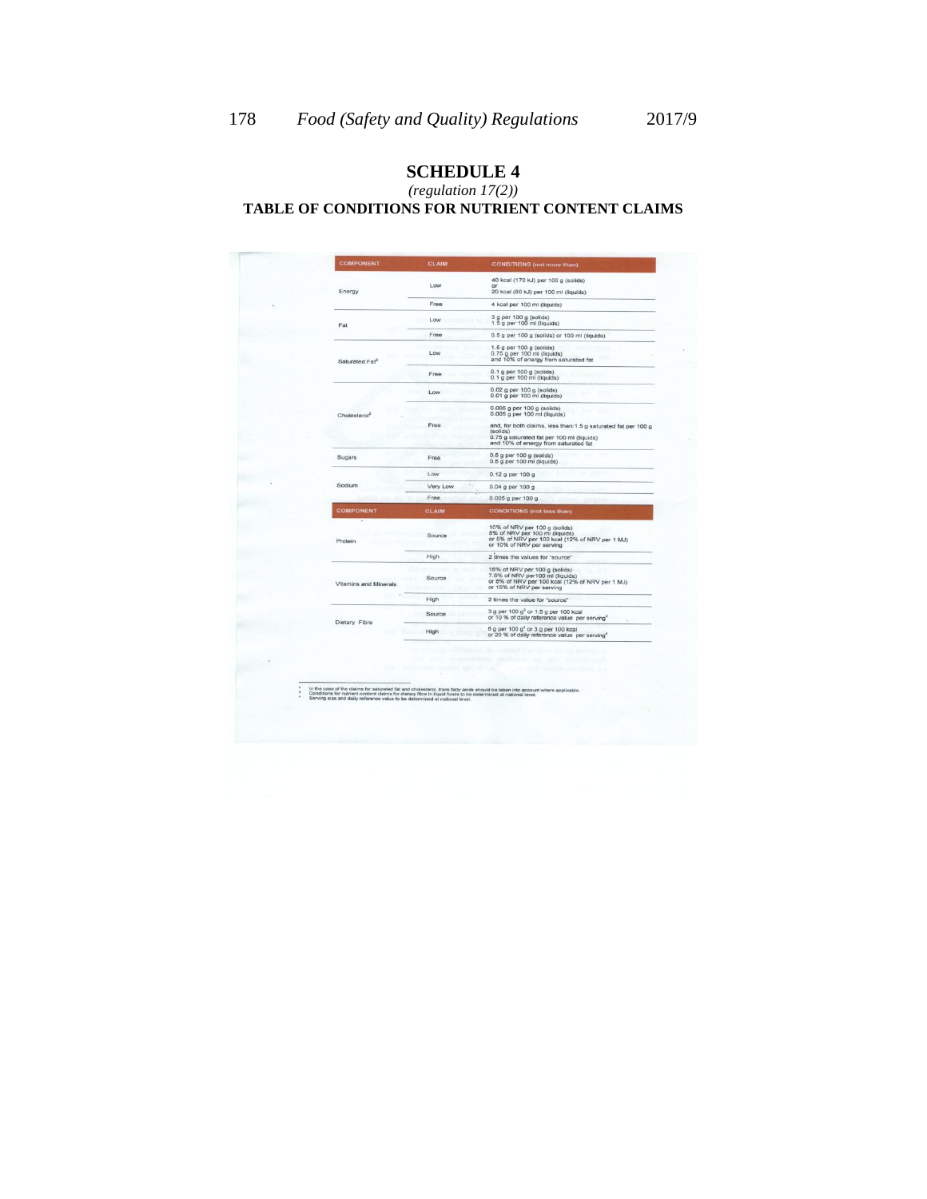## SCHEDULE 4

*(regulation 17(2))*

**TABLE OF CONDITIONS FOR NUTRIENT CONTENT CLAIMS**

| COMPONENT | CLAIM | CONDITIONS (not more than) |
|---|---|---|
| Energy | Low | 40 kcal (170 kJ) per 100 g (solids) or 20 kcal (80 kJ) per 100 ml (liquids) |
| | Free | 4 kcal per 100 ml (liquids) |
| Fat | Low | 3 g per 100 g (solids) 1.5 g per 100 ml (liquids) |
| | Free | 0.5 g per 100 g (solids) or 100 ml (liquids) |
| Saturated Fat[2] | Low | 1.5 g per 100 g (solids) 0.75 g per 100 ml (liquids) and 10% of energy from saturated fat |
| | Free | 0.1 g per 100 g (solids) 0.1 g per 100 ml (liquids) |
| Cholesterol[2] | Low | 0.02 g per 100 g (solids) 0.01 g per 100 ml (liquids) |
| | Free | 0.005 g per 100 g (solids) 0.005 g per 100 ml (liquids) and, for both claims, less than: 1.5 g saturated fat per 100 g (solids) 0.75 g saturated fat per 100 ml (liquids) and 10% of energy from saturated fat |
| Sugars | Free | 0.5 g per 100 g (solids) 0.5 g per 100 ml (liquids) |
| Sodium | Low | 0.12 g per 100 g |
| | Very Low | 0.04 g per 100 g |
| | Free | 0.005 g per 100 g |
| **COMPONENT** | **CLAIM** | **CONDITIONS (not less than)** |
| Protein | Source | 10% of NRV per 100 g (solids) 5% of NRV per 100 ml (liquids) or 5% of NRV per 100 kcal (12% of NRV per 1 MJ) or 10% of NRV per serving |
| | High | 2 times the values for "source" |
| Vitamins and Minerals | Source | 15% of NRV per 100 g (solids) 7.5% of NRV per100 ml (liquids) or 5% of NRV per 100 kcal (12% of NRV per 1 MJ) or 15% of NRV per serving |
| | High | 2 times the value for "source" |
| Dietary Fibre | Source | 3 g per 100 g[3] or 1.5 g per 100 kcal or 10 % of daily reference value per serving[4] |
| | High | 6 g per 100 g[3] or 3 g per 100 kcal or 20 % of daily reference value per serving[4] |

[2] In the case of the claims for saturated fat and cholesterol, trans fatty acids should be taken into account where applicable.
[3] Conditions for nutrient content claims for dietary fibre in liquid foods to be determined at national level.
[4] Serving size and daily reference value to be determined at national level.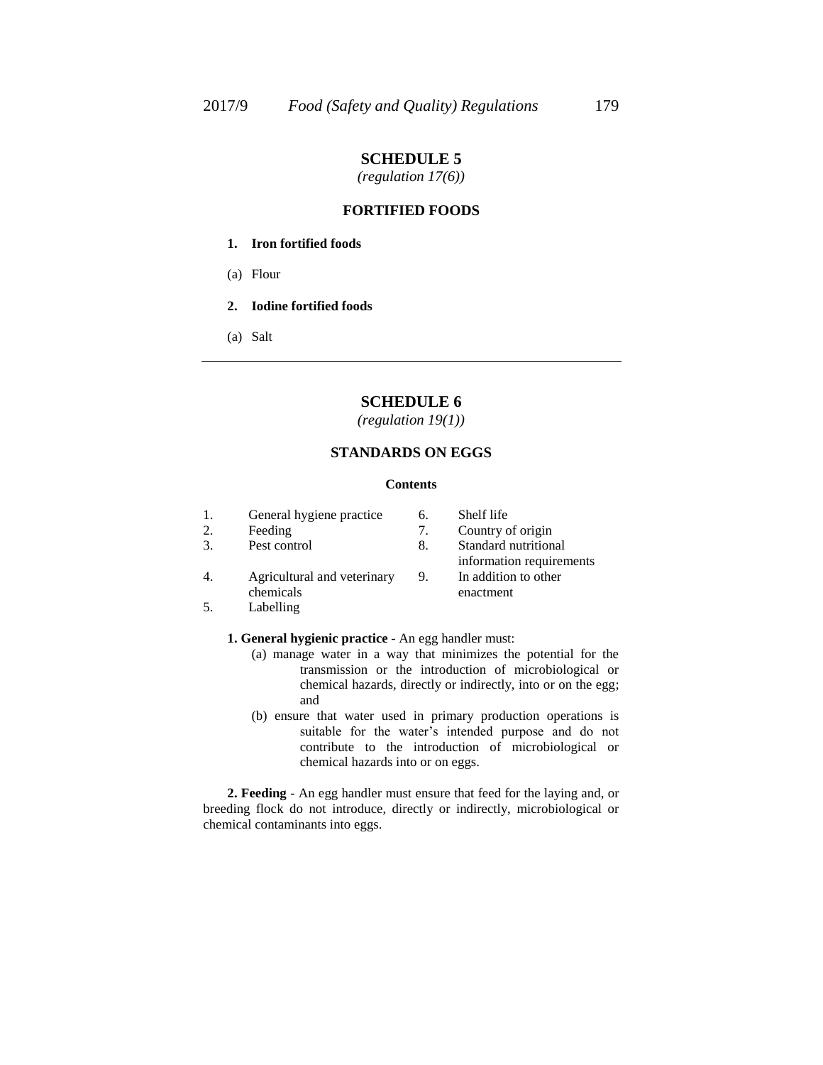# SCHEDULE 5

*(regulation 17(6))*

## FORTIFIED FOODS

**1. Iron fortified foods**

(a) Flour

**2. Iodine fortified foods**

(a) Salt

---

# SCHEDULE 6

*(regulation 19(1))*

## STANDARDS ON EGGS

**Contents**

1. General hygiene practice
2. Feeding
3. Pest control
4. Agricultural and veterinary chemicals
5. Labelling
6. Shelf life
7. Country of origin
8. Standard nutritional information requirements
9. In addition to other enactment

**1. General hygienic practice** - An egg handler must:

(a) manage water in a way that minimizes the potential for the transmission or the introduction of microbiological or chemical hazards, directly or indirectly, into or on the egg; and

(b) ensure that water used in primary production operations is suitable for the water's intended purpose and do not contribute to the introduction of microbiological or chemical hazards into or on eggs.

**2. Feeding** - An egg handler must ensure that feed for the laying and, or breeding flock do not introduce, directly or indirectly, microbiological or chemical contaminants into eggs.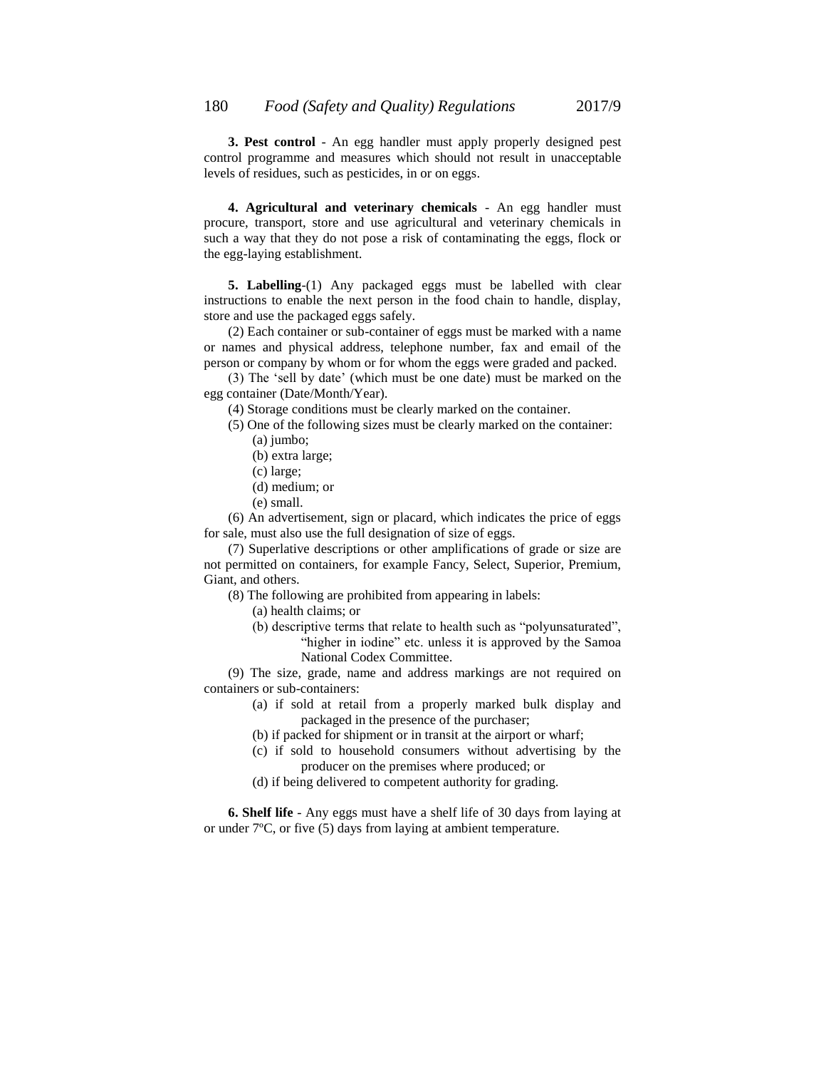**3. Pest control** - An egg handler must apply properly designed pest control programme and measures which should not result in unacceptable levels of residues, such as pesticides, in or on eggs.

**4. Agricultural and veterinary chemicals** - An egg handler must procure, transport, store and use agricultural and veterinary chemicals in such a way that they do not pose a risk of contaminating the eggs, flock or the egg-laying establishment.

**5. Labelling**-(1) Any packaged eggs must be labelled with clear instructions to enable the next person in the food chain to handle, display, store and use the packaged eggs safely.

(2) Each container or sub-container of eggs must be marked with a name or names and physical address, telephone number, fax and email of the person or company by whom or for whom the eggs were graded and packed.

(3) The 'sell by date' (which must be one date) must be marked on the egg container (Date/Month/Year).

(4) Storage conditions must be clearly marked on the container.

(5) One of the following sizes must be clearly marked on the container:

(a) jumbo;

(b) extra large;

(c) large;

(d) medium; or

(e) small.

(6) An advertisement, sign or placard, which indicates the price of eggs for sale, must also use the full designation of size of eggs.

(7) Superlative descriptions or other amplifications of grade or size are not permitted on containers, for example Fancy, Select, Superior, Premium, Giant, and others.

(8) The following are prohibited from appearing in labels:

(a) health claims; or

(b) descriptive terms that relate to health such as "polyunsaturated", "higher in iodine" etc. unless it is approved by the Samoa National Codex Committee.

(9) The size, grade, name and address markings are not required on containers or sub-containers:

(a) if sold at retail from a properly marked bulk display and packaged in the presence of the purchaser;

(b) if packed for shipment or in transit at the airport or wharf;

(c) if sold to household consumers without advertising by the producer on the premises where produced; or

(d) if being delivered to competent authority for grading.

**6. Shelf life** - Any eggs must have a shelf life of 30 days from laying at or under 7ºC, or five (5) days from laying at ambient temperature.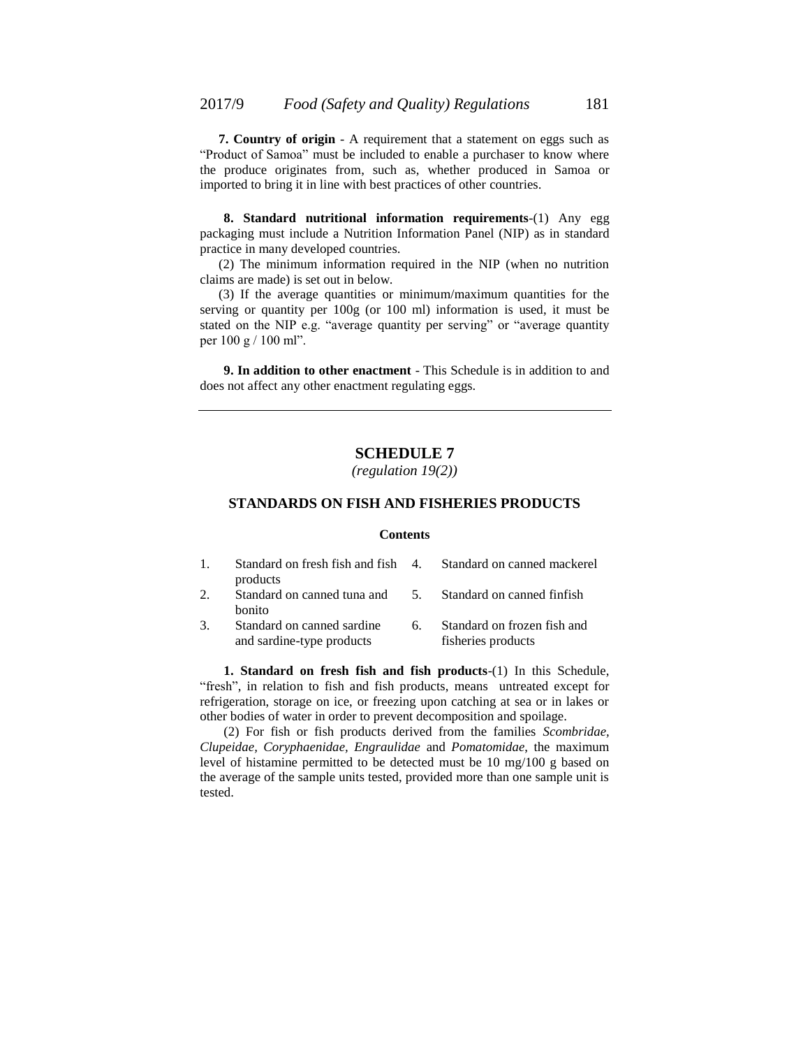**7. Country of origin** - A requirement that a statement on eggs such as "Product of Samoa" must be included to enable a purchaser to know where the produce originates from, such as, whether produced in Samoa or imported to bring it in line with best practices of other countries.

**8. Standard nutritional information requirements**-(1) Any egg packaging must include a Nutrition Information Panel (NIP) as in standard practice in many developed countries.

(2) The minimum information required in the NIP (when no nutrition claims are made) is set out in below.

(3) If the average quantities or minimum/maximum quantities for the serving or quantity per 100g (or 100 ml) information is used, it must be stated on the NIP e.g. "average quantity per serving" or "average quantity per 100 g / 100 ml".

**9. In addition to other enactment** - This Schedule is in addition to and does not affect any other enactment regulating eggs.

---

## SCHEDULE 7

*(regulation 19(2))*

### STANDARDS ON FISH AND FISHERIES PRODUCTS

**Contents**

1. Standard on fresh fish and fish products
2. Standard on canned tuna and bonito
3. Standard on canned sardine and sardine-type products
4. Standard on canned mackerel
5. Standard on canned finfish
6. Standard on frozen fish and fisheries products

**1. Standard on fresh fish and fish products**-(1) In this Schedule, "fresh", in relation to fish and fish products, means untreated except for refrigeration, storage on ice, or freezing upon catching at sea or in lakes or other bodies of water in order to prevent decomposition and spoilage.

(2) For fish or fish products derived from the families *Scombridae, Clupeidae, Coryphaenidae, Engraulidae* and *Pomatomidae*, the maximum level of histamine permitted to be detected must be 10 mg/100 g based on the average of the sample units tested, provided more than one sample unit is tested.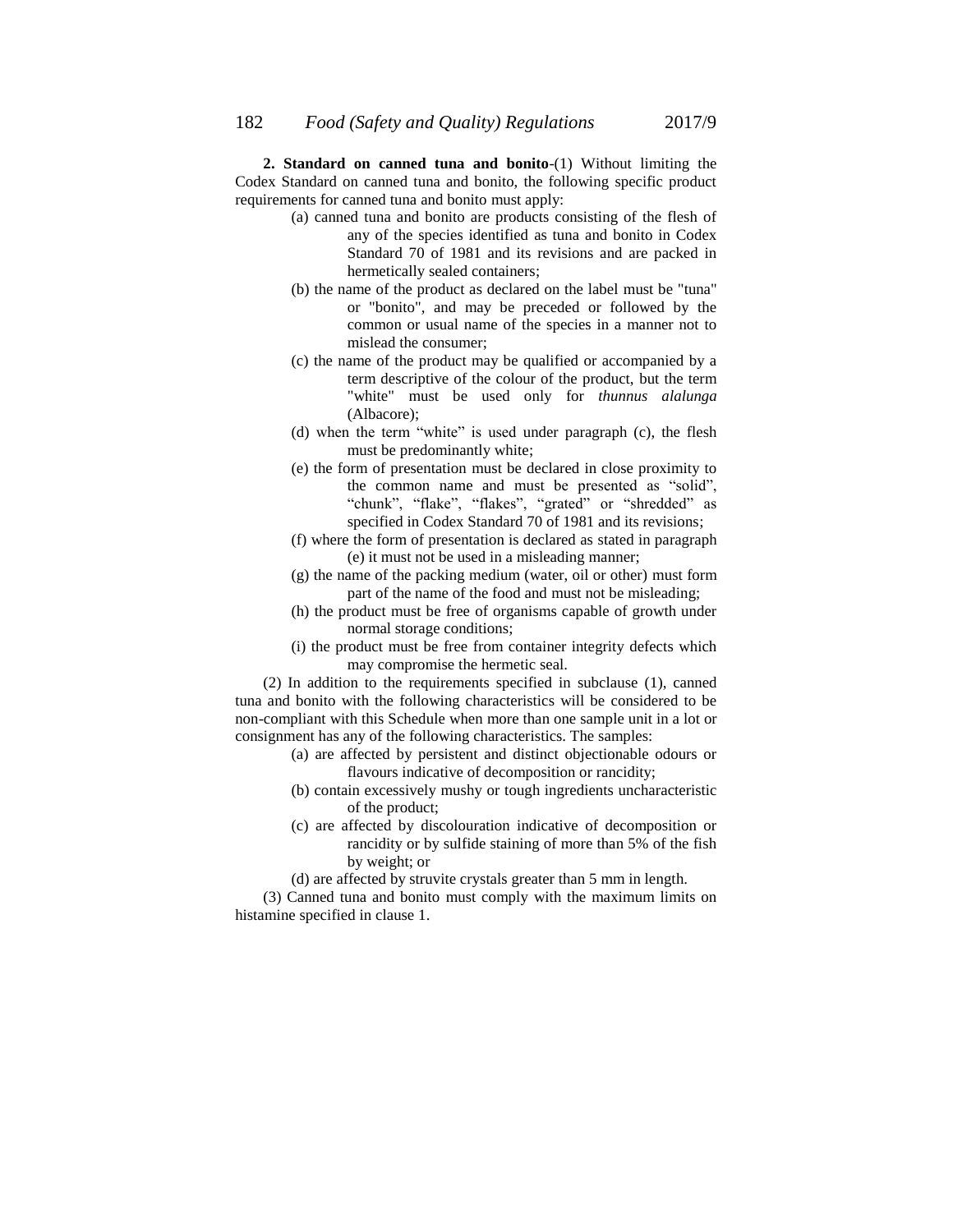**2. Standard on canned tuna and bonito**-(1) Without limiting the Codex Standard on canned tuna and bonito, the following specific product requirements for canned tuna and bonito must apply:

(a) canned tuna and bonito are products consisting of the flesh of any of the species identified as tuna and bonito in Codex Standard 70 of 1981 and its revisions and are packed in hermetically sealed containers;

(b) the name of the product as declared on the label must be "tuna" or "bonito", and may be preceded or followed by the common or usual name of the species in a manner not to mislead the consumer;

(c) the name of the product may be qualified or accompanied by a term descriptive of the colour of the product, but the term "white" must be used only for *thunnus alalunga* (Albacore);

(d) when the term "white" is used under paragraph (c), the flesh must be predominantly white;

(e) the form of presentation must be declared in close proximity to the common name and must be presented as "solid", "chunk", "flake", "flakes", "grated" or "shredded" as specified in Codex Standard 70 of 1981 and its revisions;

(f) where the form of presentation is declared as stated in paragraph (e) it must not be used in a misleading manner;

(g) the name of the packing medium (water, oil or other) must form part of the name of the food and must not be misleading;

(h) the product must be free of organisms capable of growth under normal storage conditions;

(i) the product must be free from container integrity defects which may compromise the hermetic seal.

(2) In addition to the requirements specified in subclause (1), canned tuna and bonito with the following characteristics will be considered to be non-compliant with this Schedule when more than one sample unit in a lot or consignment has any of the following characteristics. The samples:

(a) are affected by persistent and distinct objectionable odours or flavours indicative of decomposition or rancidity;

(b) contain excessively mushy or tough ingredients uncharacteristic of the product;

(c) are affected by discolouration indicative of decomposition or rancidity or by sulfide staining of more than 5% of the fish by weight; or

(d) are affected by struvite crystals greater than 5 mm in length.

(3) Canned tuna and bonito must comply with the maximum limits on histamine specified in clause 1.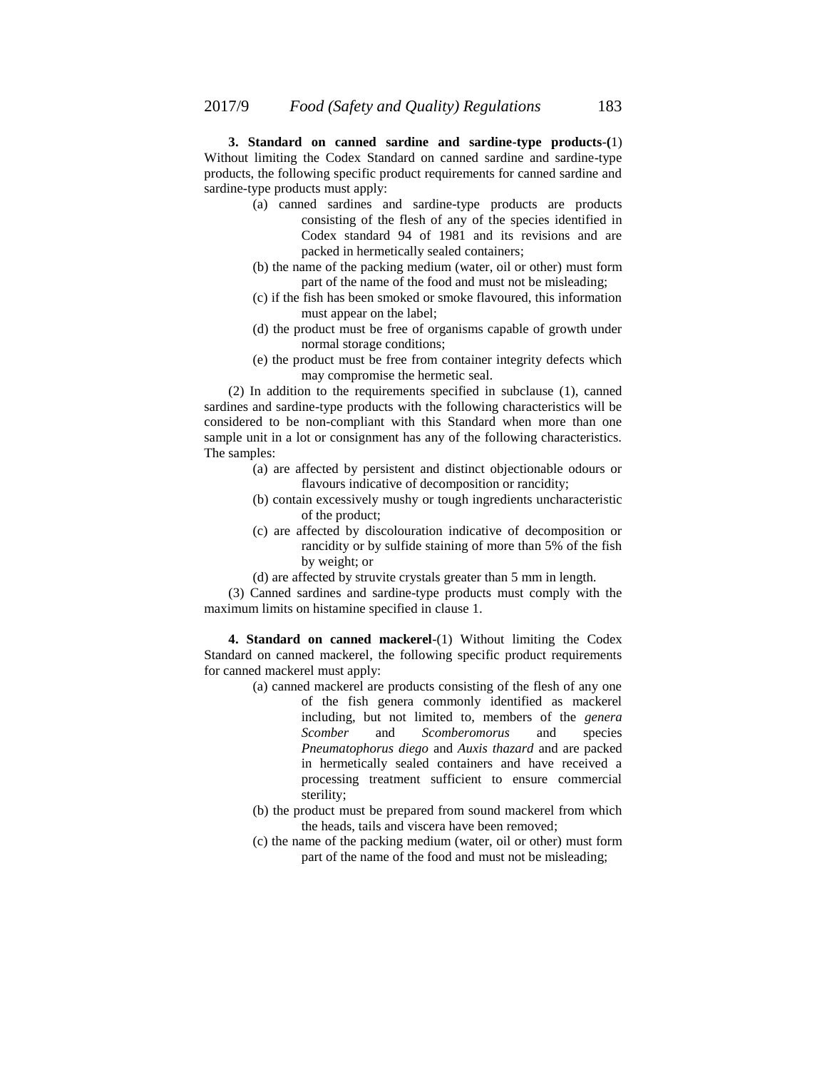**3. Standard on canned sardine and sardine-type products**-(1) Without limiting the Codex Standard on canned sardine and sardine-type products, the following specific product requirements for canned sardine and sardine-type products must apply:

(a) canned sardines and sardine-type products are products consisting of the flesh of any of the species identified in Codex standard 94 of 1981 and its revisions and are packed in hermetically sealed containers;

(b) the name of the packing medium (water, oil or other) must form part of the name of the food and must not be misleading;

(c) if the fish has been smoked or smoke flavoured, this information must appear on the label;

(d) the product must be free of organisms capable of growth under normal storage conditions;

(e) the product must be free from container integrity defects which may compromise the hermetic seal.

(2) In addition to the requirements specified in subclause (1), canned sardines and sardine-type products with the following characteristics will be considered to be non-compliant with this Standard when more than one sample unit in a lot or consignment has any of the following characteristics. The samples:

(a) are affected by persistent and distinct objectionable odours or flavours indicative of decomposition or rancidity;

(b) contain excessively mushy or tough ingredients uncharacteristic of the product;

(c) are affected by discolouration indicative of decomposition or rancidity or by sulfide staining of more than 5% of the fish by weight; or

(d) are affected by struvite crystals greater than 5 mm in length.

(3) Canned sardines and sardine-type products must comply with the maximum limits on histamine specified in clause 1.

**4. Standard on canned mackerel**-(1) Without limiting the Codex Standard on canned mackerel, the following specific product requirements for canned mackerel must apply:

(a) canned mackerel are products consisting of the flesh of any one of the fish genera commonly identified as mackerel including, but not limited to, members of the *genera Scomber* and *Scomberomorus* and species *Pneumatophorus diego* and *Auxis thazard* and are packed in hermetically sealed containers and have received a processing treatment sufficient to ensure commercial sterility;

(b) the product must be prepared from sound mackerel from which the heads, tails and viscera have been removed;

(c) the name of the packing medium (water, oil or other) must form part of the name of the food and must not be misleading;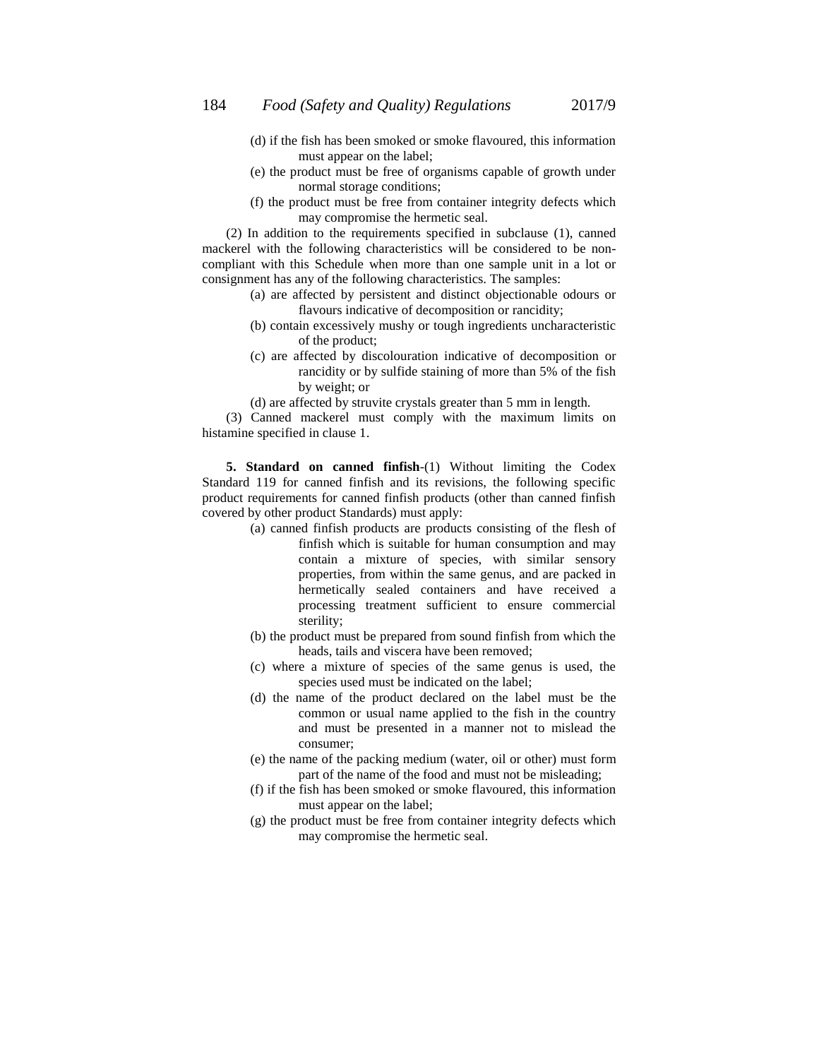(d) if the fish has been smoked or smoke flavoured, this information must appear on the label;

(e) the product must be free of organisms capable of growth under normal storage conditions;

(f) the product must be free from container integrity defects which may compromise the hermetic seal.

(2) In addition to the requirements specified in subclause (1), canned mackerel with the following characteristics will be considered to be non-compliant with this Schedule when more than one sample unit in a lot or consignment has any of the following characteristics. The samples:

(a) are affected by persistent and distinct objectionable odours or flavours indicative of decomposition or rancidity;

(b) contain excessively mushy or tough ingredients uncharacteristic of the product;

(c) are affected by discolouration indicative of decomposition or rancidity or by sulfide staining of more than 5% of the fish by weight; or

(d) are affected by struvite crystals greater than 5 mm in length.

(3) Canned mackerel must comply with the maximum limits on histamine specified in clause 1.

**5. Standard on canned finfish**-(1) Without limiting the Codex Standard 119 for canned finfish and its revisions, the following specific product requirements for canned finfish products (other than canned finfish covered by other product Standards) must apply:

(a) canned finfish products are products consisting of the flesh of finfish which is suitable for human consumption and may contain a mixture of species, with similar sensory properties, from within the same genus, and are packed in hermetically sealed containers and have received a processing treatment sufficient to ensure commercial sterility;

(b) the product must be prepared from sound finfish from which the heads, tails and viscera have been removed;

(c) where a mixture of species of the same genus is used, the species used must be indicated on the label;

(d) the name of the product declared on the label must be the common or usual name applied to the fish in the country and must be presented in a manner not to mislead the consumer;

(e) the name of the packing medium (water, oil or other) must form part of the name of the food and must not be misleading;

(f) if the fish has been smoked or smoke flavoured, this information must appear on the label;

(g) the product must be free from container integrity defects which may compromise the hermetic seal.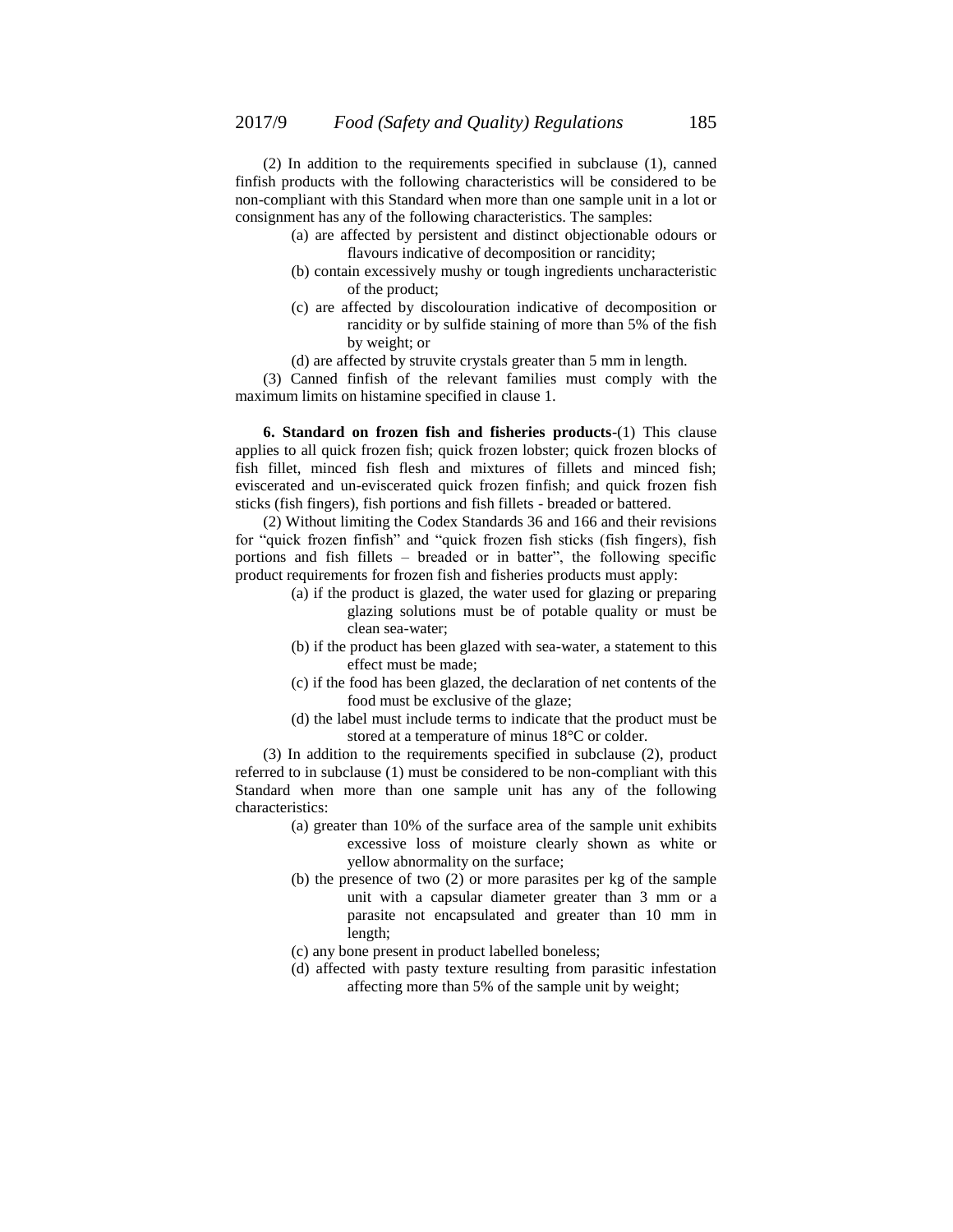(2) In addition to the requirements specified in subclause (1), canned finfish products with the following characteristics will be considered to be non-compliant with this Standard when more than one sample unit in a lot or consignment has any of the following characteristics. The samples:

- (a) are affected by persistent and distinct objectionable odours or flavours indicative of decomposition or rancidity;
- (b) contain excessively mushy or tough ingredients uncharacteristic of the product;
- (c) are affected by discolouration indicative of decomposition or rancidity or by sulfide staining of more than 5% of the fish by weight; or
- (d) are affected by struvite crystals greater than 5 mm in length.

(3) Canned finfish of the relevant families must comply with the maximum limits on histamine specified in clause 1.

**6. Standard on frozen fish and fisheries products**-(1) This clause applies to all quick frozen fish; quick frozen lobster; quick frozen blocks of fish fillet, minced fish flesh and mixtures of fillets and minced fish; eviscerated and un-eviscerated quick frozen finfish; and quick frozen fish sticks (fish fingers), fish portions and fish fillets - breaded or battered.

(2) Without limiting the Codex Standards 36 and 166 and their revisions for "quick frozen finfish" and "quick frozen fish sticks (fish fingers), fish portions and fish fillets – breaded or in batter", the following specific product requirements for frozen fish and fisheries products must apply:

- (a) if the product is glazed, the water used for glazing or preparing glazing solutions must be of potable quality or must be clean sea-water;
- (b) if the product has been glazed with sea-water, a statement to this effect must be made;
- (c) if the food has been glazed, the declaration of net contents of the food must be exclusive of the glaze;
- (d) the label must include terms to indicate that the product must be stored at a temperature of minus 18°C or colder.

(3) In addition to the requirements specified in subclause (2), product referred to in subclause (1) must be considered to be non-compliant with this Standard when more than one sample unit has any of the following characteristics:

- (a) greater than 10% of the surface area of the sample unit exhibits excessive loss of moisture clearly shown as white or yellow abnormality on the surface;
- (b) the presence of two (2) or more parasites per kg of the sample unit with a capsular diameter greater than 3 mm or a parasite not encapsulated and greater than 10 mm in length;
- (c) any bone present in product labelled boneless;
- (d) affected with pasty texture resulting from parasitic infestation affecting more than 5% of the sample unit by weight;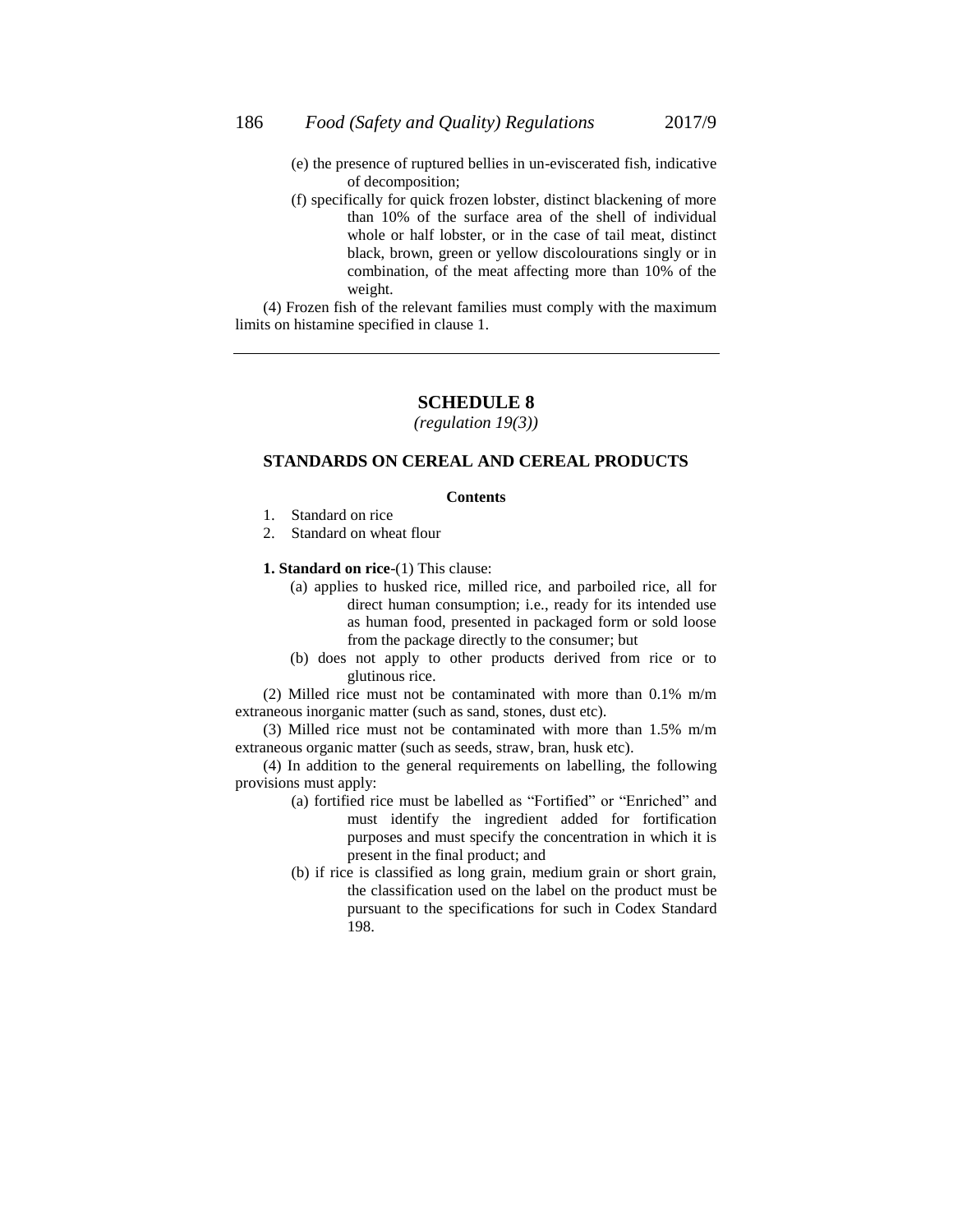(e) the presence of ruptured bellies in un-eviscerated fish, indicative of decomposition;

(f) specifically for quick frozen lobster, distinct blackening of more than 10% of the surface area of the shell of individual whole or half lobster, or in the case of tail meat, distinct black, brown, green or yellow discolourations singly or in combination, of the meat affecting more than 10% of the weight.

(4) Frozen fish of the relevant families must comply with the maximum limits on histamine specified in clause 1.

---

## SCHEDULE 8

*(regulation 19(3))*

### STANDARDS ON CEREAL AND CEREAL PRODUCTS

**Contents**

1. Standard on rice
2. Standard on wheat flour

**1. Standard on rice**-(1) This clause:

(a) applies to husked rice, milled rice, and parboiled rice, all for direct human consumption; i.e., ready for its intended use as human food, presented in packaged form or sold loose from the package directly to the consumer; but

(b) does not apply to other products derived from rice or to glutinous rice.

(2) Milled rice must not be contaminated with more than 0.1% m/m extraneous inorganic matter (such as sand, stones, dust etc).

(3) Milled rice must not be contaminated with more than 1.5% m/m extraneous organic matter (such as seeds, straw, bran, husk etc).

(4) In addition to the general requirements on labelling, the following provisions must apply:

(a) fortified rice must be labelled as "Fortified" or "Enriched" and must identify the ingredient added for fortification purposes and must specify the concentration in which it is present in the final product; and

(b) if rice is classified as long grain, medium grain or short grain, the classification used on the label on the product must be pursuant to the specifications for such in Codex Standard 198.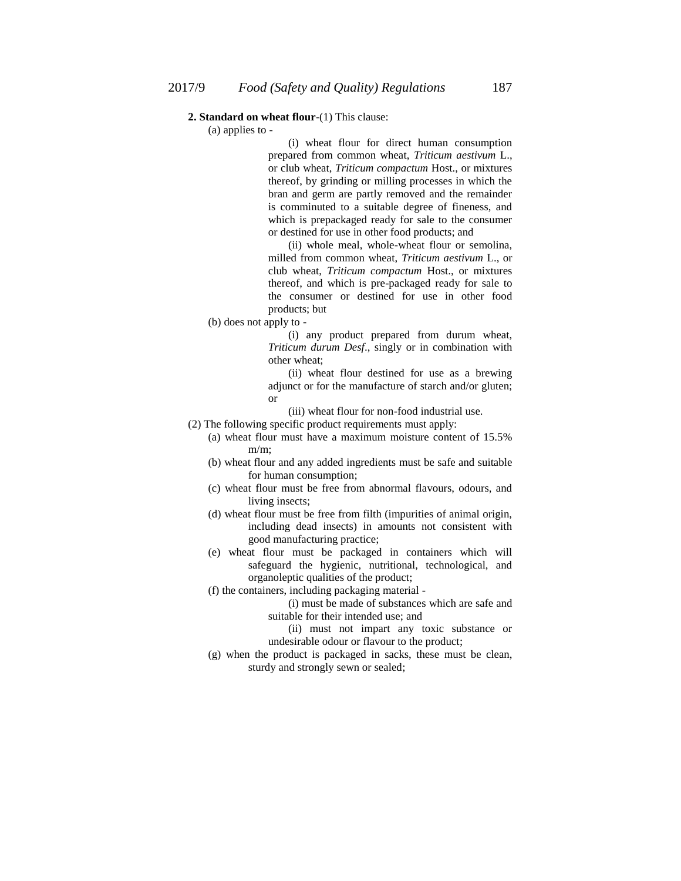**2. Standard on wheat flour**-(1) This clause:

(a) applies to -

(i) wheat flour for direct human consumption prepared from common wheat, *Triticum aestivum* L., or club wheat, *Triticum compactum* Host., or mixtures thereof, by grinding or milling processes in which the bran and germ are partly removed and the remainder is comminuted to a suitable degree of fineness, and which is prepackaged ready for sale to the consumer or destined for use in other food products; and

(ii) whole meal, whole-wheat flour or semolina, milled from common wheat, *Triticum aestivum* L., or club wheat, *Triticum compactum* Host., or mixtures thereof, and which is pre-packaged ready for sale to the consumer or destined for use in other food products; but

(b) does not apply to -

(i) any product prepared from durum wheat, *Triticum durum Desf*., singly or in combination with other wheat;

(ii) wheat flour destined for use as a brewing adjunct or for the manufacture of starch and/or gluten; or

(iii) wheat flour for non-food industrial use.

(2) The following specific product requirements must apply:

(a) wheat flour must have a maximum moisture content of 15.5% m/m;

(b) wheat flour and any added ingredients must be safe and suitable for human consumption;

(c) wheat flour must be free from abnormal flavours, odours, and living insects;

(d) wheat flour must be free from filth (impurities of animal origin, including dead insects) in amounts not consistent with good manufacturing practice;

(e) wheat flour must be packaged in containers which will safeguard the hygienic, nutritional, technological, and organoleptic qualities of the product;

(f) the containers, including packaging material -

(i) must be made of substances which are safe and suitable for their intended use; and

(ii) must not impart any toxic substance or undesirable odour or flavour to the product;

(g) when the product is packaged in sacks, these must be clean, sturdy and strongly sewn or sealed;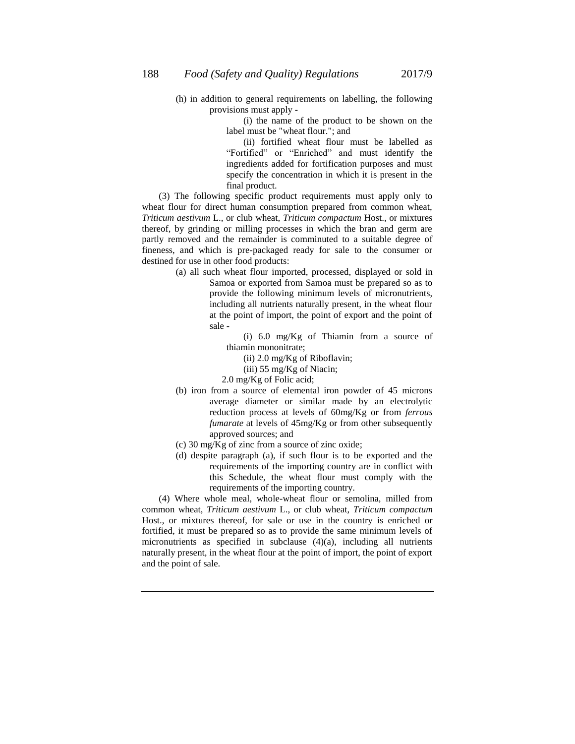(h) in addition to general requirements on labelling, the following provisions must apply -

(i) the name of the product to be shown on the label must be "wheat flour."; and

(ii) fortified wheat flour must be labelled as "Fortified" or "Enriched" and must identify the ingredients added for fortification purposes and must specify the concentration in which it is present in the final product.

(3) The following specific product requirements must apply only to wheat flour for direct human consumption prepared from common wheat, *Triticum aestivum* L., or club wheat, *Triticum compactum* Host., or mixtures thereof, by grinding or milling processes in which the bran and germ are partly removed and the remainder is comminuted to a suitable degree of fineness, and which is pre-packaged ready for sale to the consumer or destined for use in other food products:

(a) all such wheat flour imported, processed, displayed or sold in Samoa or exported from Samoa must be prepared so as to provide the following minimum levels of micronutrients, including all nutrients naturally present, in the wheat flour at the point of import, the point of export and the point of sale -

(i) 6.0 mg/Kg of Thiamin from a source of thiamin mononitrate;

(ii) 2.0 mg/Kg of Riboflavin;

(iii) 55 mg/Kg of Niacin;

2.0 mg/Kg of Folic acid;

(b) iron from a source of elemental iron powder of 45 microns average diameter or similar made by an electrolytic reduction process at levels of 60mg/Kg or from *ferrous fumarate* at levels of 45mg/Kg or from other subsequently approved sources; and

(c) 30 mg/Kg of zinc from a source of zinc oxide;

(d) despite paragraph (a), if such flour is to be exported and the requirements of the importing country are in conflict with this Schedule, the wheat flour must comply with the requirements of the importing country.

(4) Where whole meal, whole-wheat flour or semolina, milled from common wheat, *Triticum aestivum* L., or club wheat, *Triticum compactum* Host., or mixtures thereof, for sale or use in the country is enriched or fortified, it must be prepared so as to provide the same minimum levels of micronutrients as specified in subclause (4)(a), including all nutrients naturally present, in the wheat flour at the point of import, the point of export and the point of sale.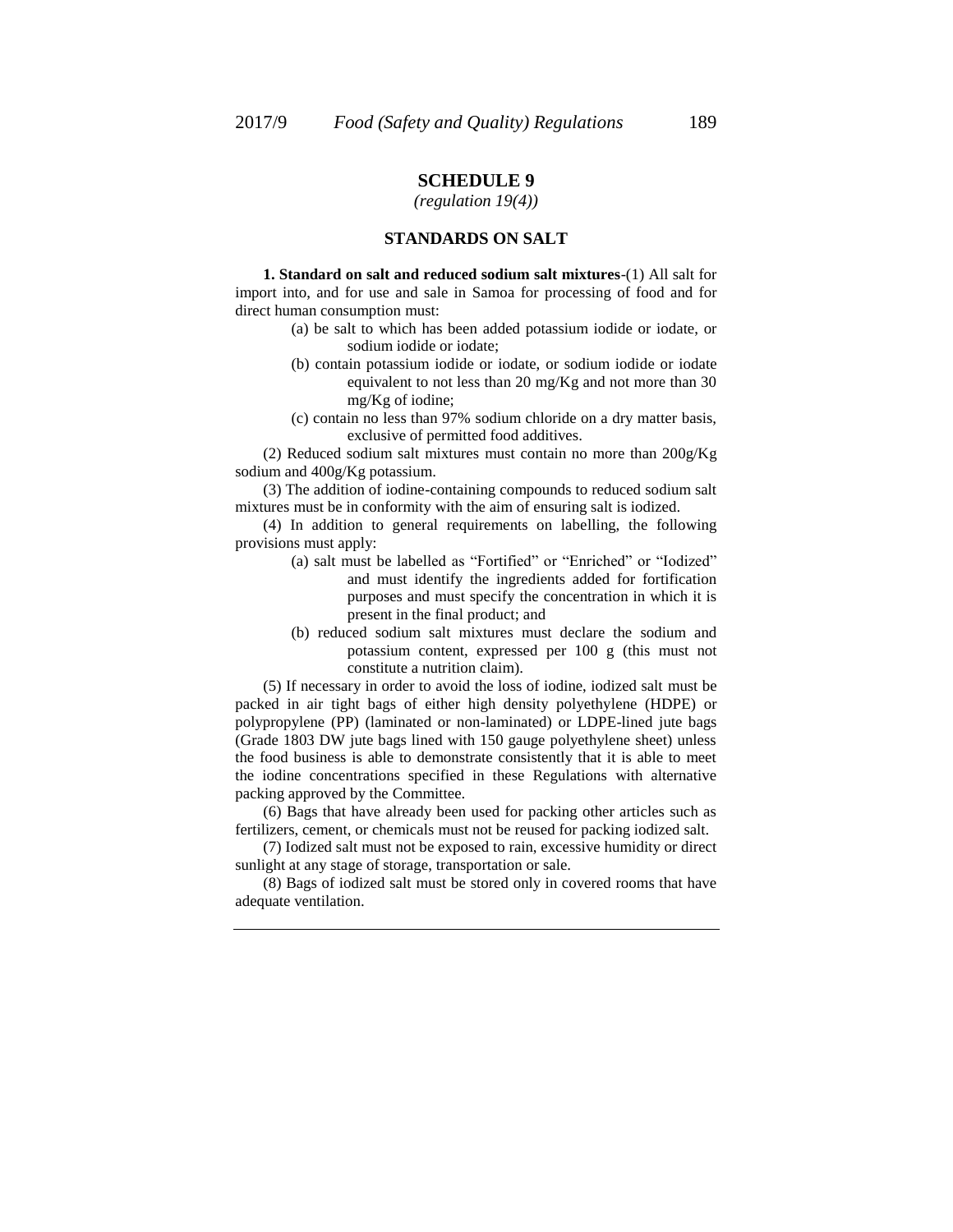# SCHEDULE 9

*(regulation 19(4))*

## STANDARDS ON SALT

**1. Standard on salt and reduced sodium salt mixtures**-(1) All salt for import into, and for use and sale in Samoa for processing of food and for direct human consumption must:

(a) be salt to which has been added potassium iodide or iodate, or sodium iodide or iodate;

(b) contain potassium iodide or iodate, or sodium iodide or iodate equivalent to not less than 20 mg/Kg and not more than 30 mg/Kg of iodine;

(c) contain no less than 97% sodium chloride on a dry matter basis, exclusive of permitted food additives.

(2) Reduced sodium salt mixtures must contain no more than 200g/Kg sodium and 400g/Kg potassium.

(3) The addition of iodine-containing compounds to reduced sodium salt mixtures must be in conformity with the aim of ensuring salt is iodized.

(4) In addition to general requirements on labelling, the following provisions must apply:

(a) salt must be labelled as "Fortified" or "Enriched" or "Iodized" and must identify the ingredients added for fortification purposes and must specify the concentration in which it is present in the final product; and

(b) reduced sodium salt mixtures must declare the sodium and potassium content, expressed per 100 g (this must not constitute a nutrition claim).

(5) If necessary in order to avoid the loss of iodine, iodized salt must be packed in air tight bags of either high density polyethylene (HDPE) or polypropylene (PP) (laminated or non-laminated) or LDPE-lined jute bags (Grade 1803 DW jute bags lined with 150 gauge polyethylene sheet) unless the food business is able to demonstrate consistently that it is able to meet the iodine concentrations specified in these Regulations with alternative packing approved by the Committee.

(6) Bags that have already been used for packing other articles such as fertilizers, cement, or chemicals must not be reused for packing iodized salt.

(7) Iodized salt must not be exposed to rain, excessive humidity or direct sunlight at any stage of storage, transportation or sale.

(8) Bags of iodized salt must be stored only in covered rooms that have adequate ventilation.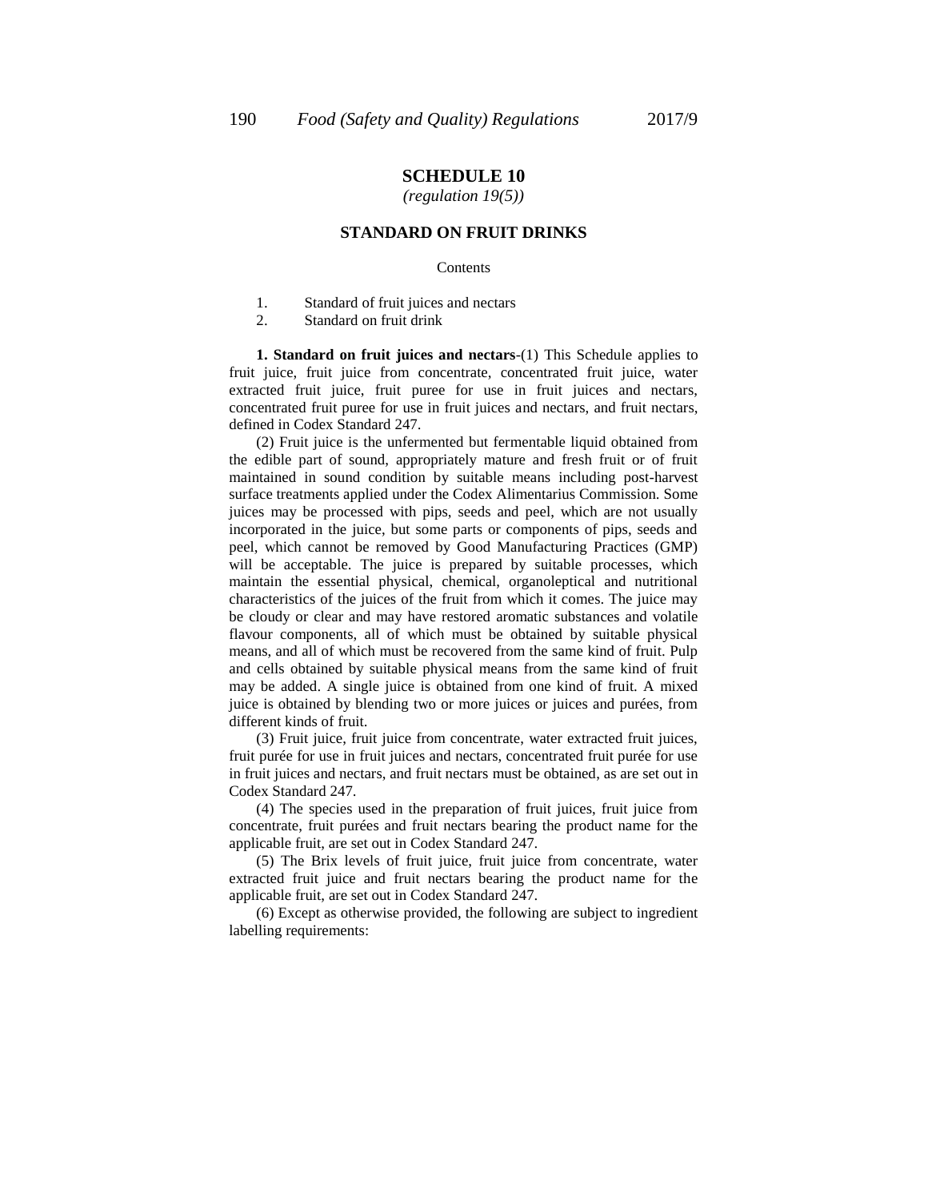## SCHEDULE 10

*(regulation 19(5))*

### STANDARD ON FRUIT DRINKS

Contents

1. Standard of fruit juices and nectars
2. Standard on fruit drink

**1. Standard on fruit juices and nectars**-(1) This Schedule applies to fruit juice, fruit juice from concentrate, concentrated fruit juice, water extracted fruit juice, fruit puree for use in fruit juices and nectars, concentrated fruit puree for use in fruit juices and nectars, and fruit nectars, defined in Codex Standard 247.

(2) Fruit juice is the unfermented but fermentable liquid obtained from the edible part of sound, appropriately mature and fresh fruit or of fruit maintained in sound condition by suitable means including post-harvest surface treatments applied under the Codex Alimentarius Commission. Some juices may be processed with pips, seeds and peel, which are not usually incorporated in the juice, but some parts or components of pips, seeds and peel, which cannot be removed by Good Manufacturing Practices (GMP) will be acceptable. The juice is prepared by suitable processes, which maintain the essential physical, chemical, organoleptical and nutritional characteristics of the juices of the fruit from which it comes. The juice may be cloudy or clear and may have restored aromatic substances and volatile flavour components, all of which must be obtained by suitable physical means, and all of which must be recovered from the same kind of fruit. Pulp and cells obtained by suitable physical means from the same kind of fruit may be added. A single juice is obtained from one kind of fruit. A mixed juice is obtained by blending two or more juices or juices and purées, from different kinds of fruit.

(3) Fruit juice, fruit juice from concentrate, water extracted fruit juices, fruit purée for use in fruit juices and nectars, concentrated fruit purée for use in fruit juices and nectars, and fruit nectars must be obtained, as are set out in Codex Standard 247.

(4) The species used in the preparation of fruit juices, fruit juice from concentrate, fruit purées and fruit nectars bearing the product name for the applicable fruit, are set out in Codex Standard 247.

(5) The Brix levels of fruit juice, fruit juice from concentrate, water extracted fruit juice and fruit nectars bearing the product name for the applicable fruit, are set out in Codex Standard 247.

(6) Except as otherwise provided, the following are subject to ingredient labelling requirements: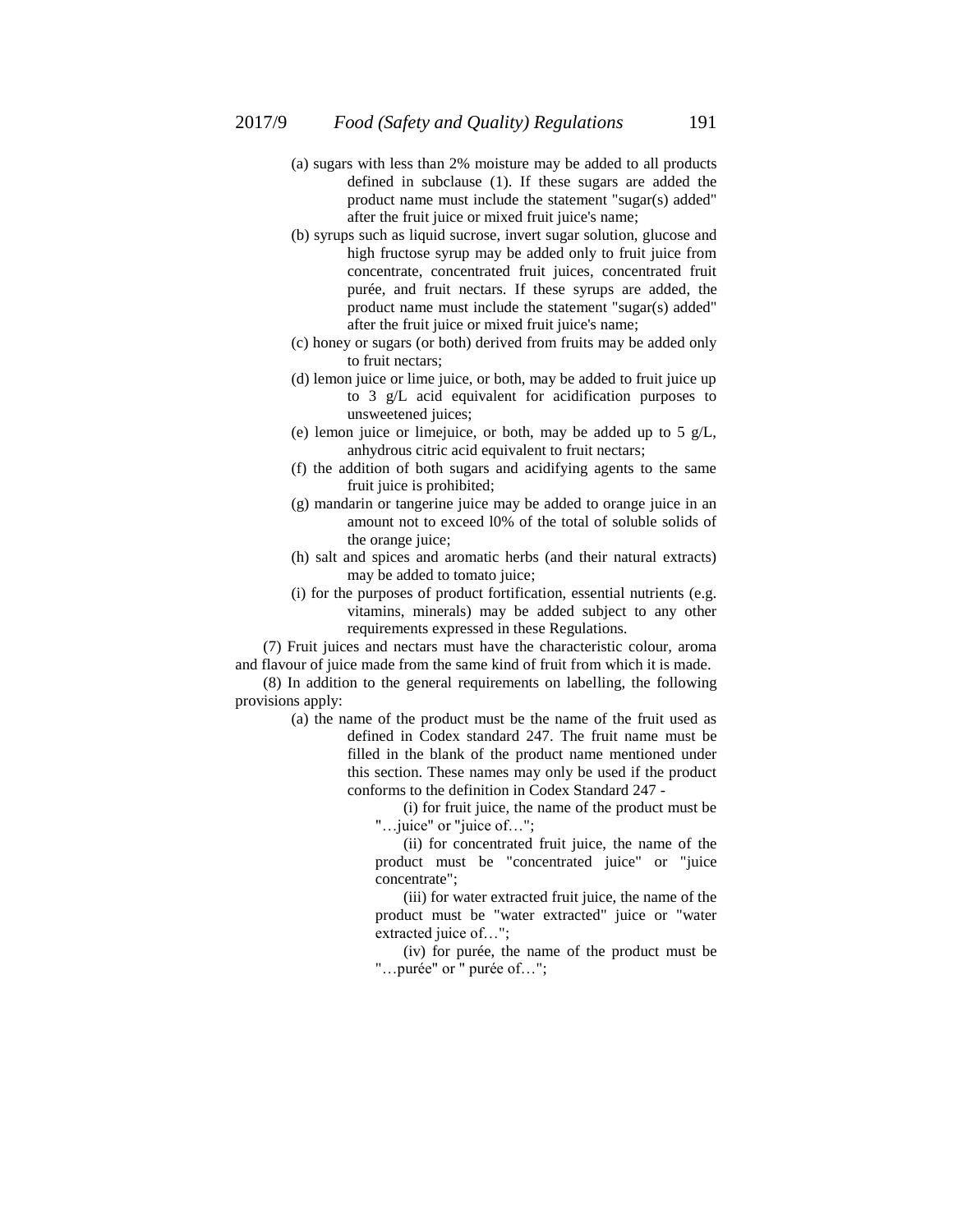(a) sugars with less than 2% moisture may be added to all products defined in subclause (1). If these sugars are added the product name must include the statement "sugar(s) added" after the fruit juice or mixed fruit juice's name;

(b) syrups such as liquid sucrose, invert sugar solution, glucose and high fructose syrup may be added only to fruit juice from concentrate, concentrated fruit juices, concentrated fruit purée, and fruit nectars. If these syrups are added, the product name must include the statement "sugar(s) added" after the fruit juice or mixed fruit juice's name;

(c) honey or sugars (or both) derived from fruits may be added only to fruit nectars;

(d) lemon juice or lime juice, or both, may be added to fruit juice up to 3 g/L acid equivalent for acidification purposes to unsweetened juices;

(e) lemon juice or limejuice, or both, may be added up to 5 g/L, anhydrous citric acid equivalent to fruit nectars;

(f) the addition of both sugars and acidifying agents to the same fruit juice is prohibited;

(g) mandarin or tangerine juice may be added to orange juice in an amount not to exceed l0% of the total of soluble solids of the orange juice;

(h) salt and spices and aromatic herbs (and their natural extracts) may be added to tomato juice;

(i) for the purposes of product fortification, essential nutrients (e.g. vitamins, minerals) may be added subject to any other requirements expressed in these Regulations.

(7) Fruit juices and nectars must have the characteristic colour, aroma and flavour of juice made from the same kind of fruit from which it is made.

(8) In addition to the general requirements on labelling, the following provisions apply:

(a) the name of the product must be the name of the fruit used as defined in Codex standard 247. The fruit name must be filled in the blank of the product name mentioned under this section. These names may only be used if the product conforms to the definition in Codex Standard 247 -

(i) for fruit juice, the name of the product must be "…juice" or "juice of…";

(ii) for concentrated fruit juice, the name of the product must be "concentrated juice" or "juice concentrate";

(iii) for water extracted fruit juice, the name of the product must be "water extracted" juice or "water extracted juice of…";

(iv) for purée, the name of the product must be "…purée" or " purée of…";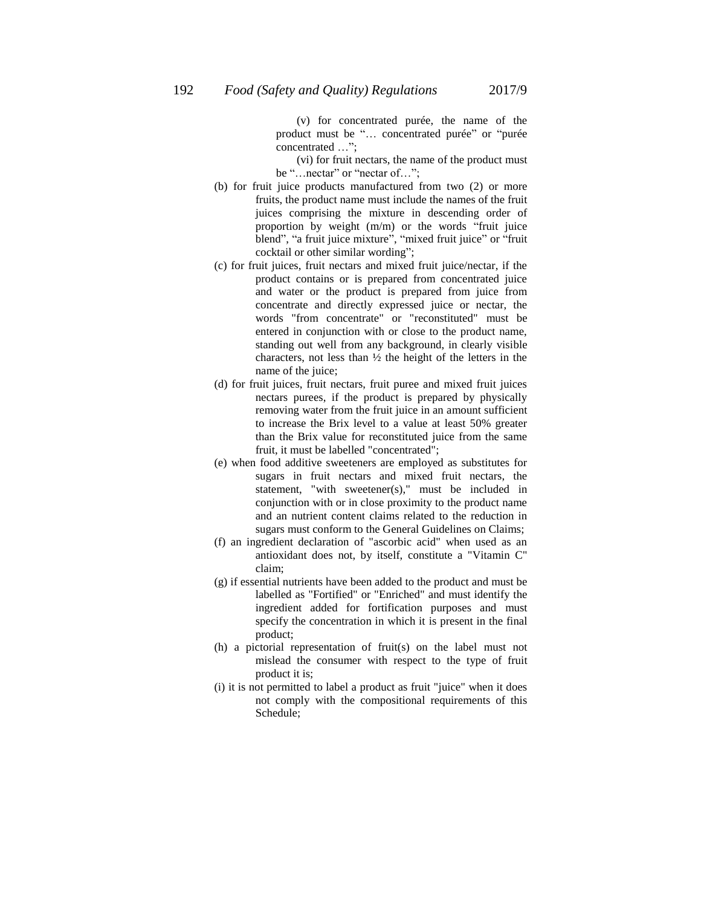(v) for concentrated purée, the name of the product must be "… concentrated purée" or "purée concentrated …";

(vi) for fruit nectars, the name of the product must be "…nectar" or "nectar of…";

(b) for fruit juice products manufactured from two (2) or more fruits, the product name must include the names of the fruit juices comprising the mixture in descending order of proportion by weight (m/m) or the words "fruit juice blend", "a fruit juice mixture", "mixed fruit juice" or "fruit cocktail or other similar wording";

(c) for fruit juices, fruit nectars and mixed fruit juice/nectar, if the product contains or is prepared from concentrated juice and water or the product is prepared from juice from concentrate and directly expressed juice or nectar, the words "from concentrate" or "reconstituted" must be entered in conjunction with or close to the product name, standing out well from any background, in clearly visible characters, not less than ½ the height of the letters in the name of the juice;

(d) for fruit juices, fruit nectars, fruit puree and mixed fruit juices nectars purees, if the product is prepared by physically removing water from the fruit juice in an amount sufficient to increase the Brix level to a value at least 50% greater than the Brix value for reconstituted juice from the same fruit, it must be labelled "concentrated";

(e) when food additive sweeteners are employed as substitutes for sugars in fruit nectars and mixed fruit nectars, the statement, "with sweetener(s)," must be included in conjunction with or in close proximity to the product name and an nutrient content claims related to the reduction in sugars must conform to the General Guidelines on Claims;

(f) an ingredient declaration of "ascorbic acid" when used as an antioxidant does not, by itself, constitute a "Vitamin C" claim;

(g) if essential nutrients have been added to the product and must be labelled as "Fortified" or "Enriched" and must identify the ingredient added for fortification purposes and must specify the concentration in which it is present in the final product;

(h) a pictorial representation of fruit(s) on the label must not mislead the consumer with respect to the type of fruit product it is;

(i) it is not permitted to label a product as fruit "juice" when it does not comply with the compositional requirements of this Schedule;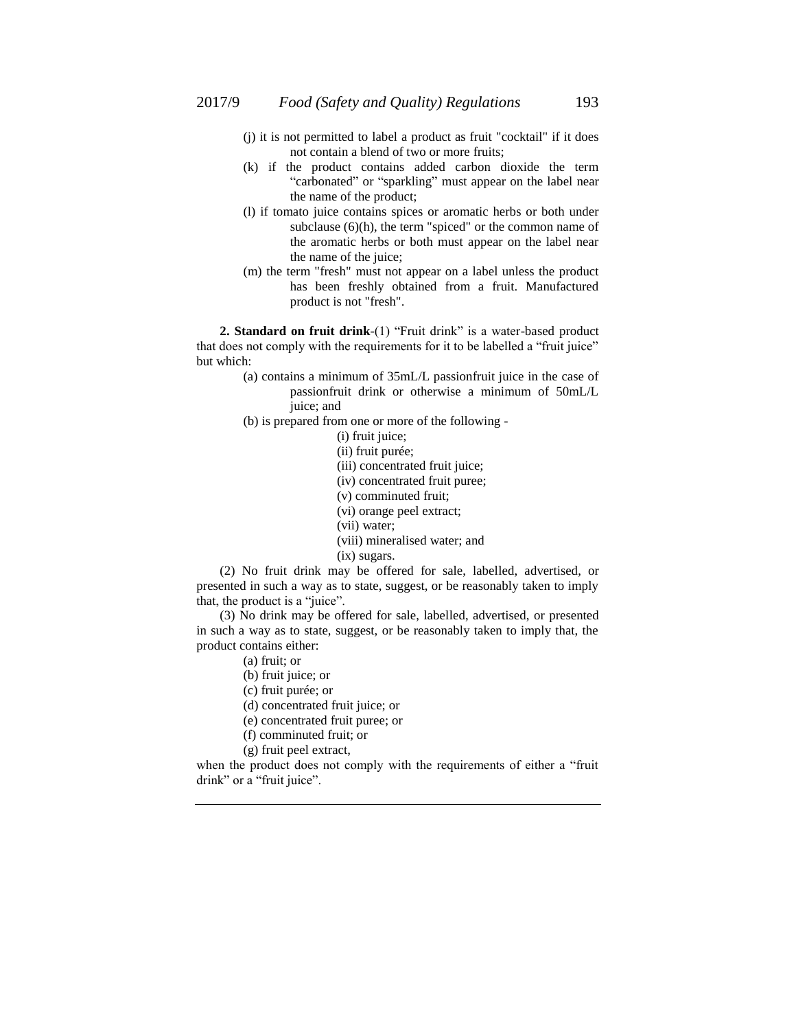(j) it is not permitted to label a product as fruit "cocktail" if it does not contain a blend of two or more fruits;

(k) if the product contains added carbon dioxide the term "carbonated" or "sparkling" must appear on the label near the name of the product;

(l) if tomato juice contains spices or aromatic herbs or both under subclause (6)(h), the term "spiced" or the common name of the aromatic herbs or both must appear on the label near the name of the juice;

(m) the term "fresh" must not appear on a label unless the product has been freshly obtained from a fruit. Manufactured product is not "fresh".

**2. Standard on fruit drink**-(1) "Fruit drink" is a water-based product that does not comply with the requirements for it to be labelled a "fruit juice" but which:

(a) contains a minimum of 35mL/L passionfruit juice in the case of passionfruit drink or otherwise a minimum of 50mL/L juice; and

(b) is prepared from one or more of the following -

(i) fruit juice;
(ii) fruit purée;
(iii) concentrated fruit juice;
(iv) concentrated fruit puree;
(v) comminuted fruit;
(vi) orange peel extract;
(vii) water;
(viii) mineralised water; and
(ix) sugars.

(2) No fruit drink may be offered for sale, labelled, advertised, or presented in such a way as to state, suggest, or be reasonably taken to imply that, the product is a "juice".

(3) No drink may be offered for sale, labelled, advertised, or presented in such a way as to state, suggest, or be reasonably taken to imply that, the product contains either:

(a) fruit; or
(b) fruit juice; or
(c) fruit purée; or
(d) concentrated fruit juice; or
(e) concentrated fruit puree; or
(f) comminuted fruit; or
(g) fruit peel extract,

when the product does not comply with the requirements of either a "fruit drink" or a "fruit juice".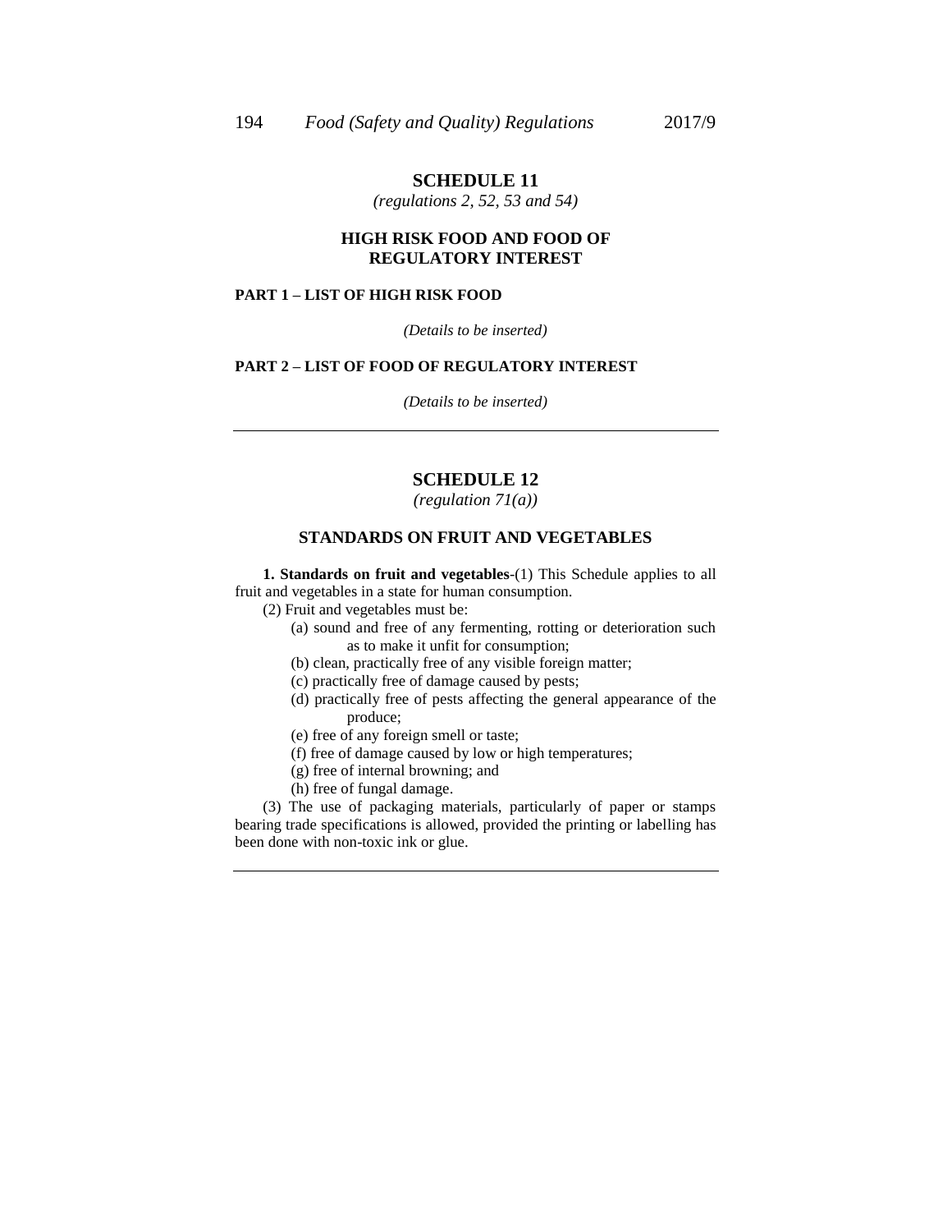## SCHEDULE 11

*(regulations 2, 52, 53 and 54)*

### HIGH RISK FOOD AND FOOD OF REGULATORY INTEREST

**PART 1 – LIST OF HIGH RISK FOOD**

*(Details to be inserted)*

**PART 2 – LIST OF FOOD OF REGULATORY INTEREST**

*(Details to be inserted)*

---

## SCHEDULE 12

*(regulation 71(a))*

### STANDARDS ON FRUIT AND VEGETABLES

**1. Standards on fruit and vegetables**-(1) This Schedule applies to all fruit and vegetables in a state for human consumption.

(2) Fruit and vegetables must be:

(a) sound and free of any fermenting, rotting or deterioration such as to make it unfit for consumption;

(b) clean, practically free of any visible foreign matter;

(c) practically free of damage caused by pests;

(d) practically free of pests affecting the general appearance of the produce;

(e) free of any foreign smell or taste;

(f) free of damage caused by low or high temperatures;

(g) free of internal browning; and

(h) free of fungal damage.

(3) The use of packaging materials, particularly of paper or stamps bearing trade specifications is allowed, provided the printing or labelling has been done with non-toxic ink or glue.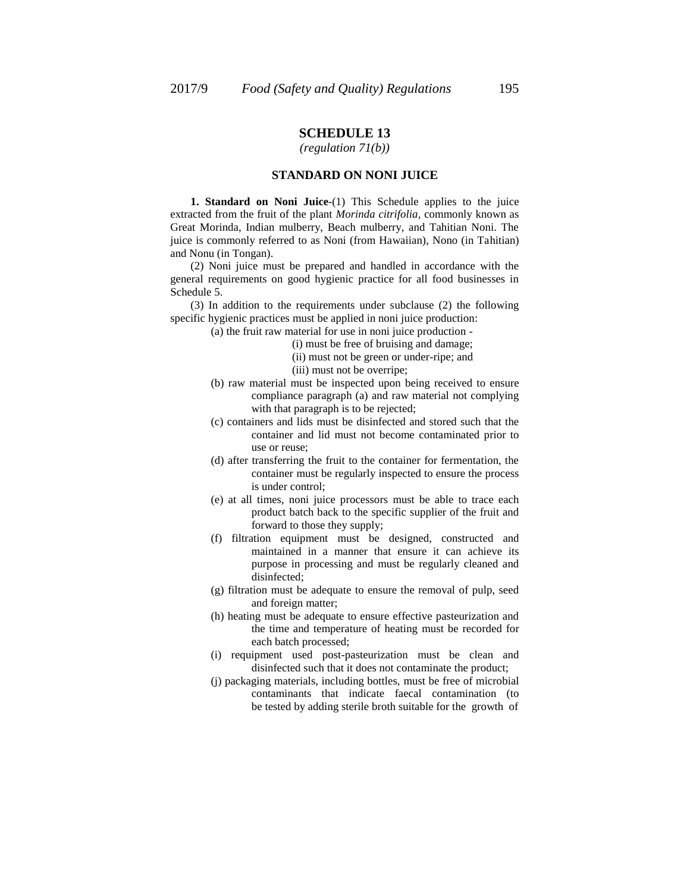## SCHEDULE 13

*(regulation 71(b))*

### STANDARD ON NONI JUICE

**1. Standard on Noni Juice**-(1) This Schedule applies to the juice extracted from the fruit of the plant *Morinda citrifolia*, commonly known as Great Morinda, Indian mulberry, Beach mulberry, and Tahitian Noni. The juice is commonly referred to as Noni (from Hawaiian), Nono (in Tahitian) and Nonu (in Tongan).

(2) Noni juice must be prepared and handled in accordance with the general requirements on good hygienic practice for all food businesses in Schedule 5.

(3) In addition to the requirements under subclause (2) the following specific hygienic practices must be applied in noni juice production:

(a) the fruit raw material for use in noni juice production -

(i) must be free of bruising and damage;

(ii) must not be green or under-ripe; and

(iii) must not be overripe;

(b) raw material must be inspected upon being received to ensure compliance paragraph (a) and raw material not complying with that paragraph is to be rejected;

(c) containers and lids must be disinfected and stored such that the container and lid must not become contaminated prior to use or reuse;

(d) after transferring the fruit to the container for fermentation, the container must be regularly inspected to ensure the process is under control;

(e) at all times, noni juice processors must be able to trace each product batch back to the specific supplier of the fruit and forward to those they supply;

(f) filtration equipment must be designed, constructed and maintained in a manner that ensure it can achieve its purpose in processing and must be regularly cleaned and disinfected;

(g) filtration must be adequate to ensure the removal of pulp, seed and foreign matter;

(h) heating must be adequate to ensure effective pasteurization and the time and temperature of heating must be recorded for each batch processed;

(i) equipment used post-pasteurization must be clean and disinfected such that it does not contaminate the product;

(j) packaging materials, including bottles, must be free of microbial contaminants that indicate faecal contamination (to be tested by adding sterile broth suitable for the growth of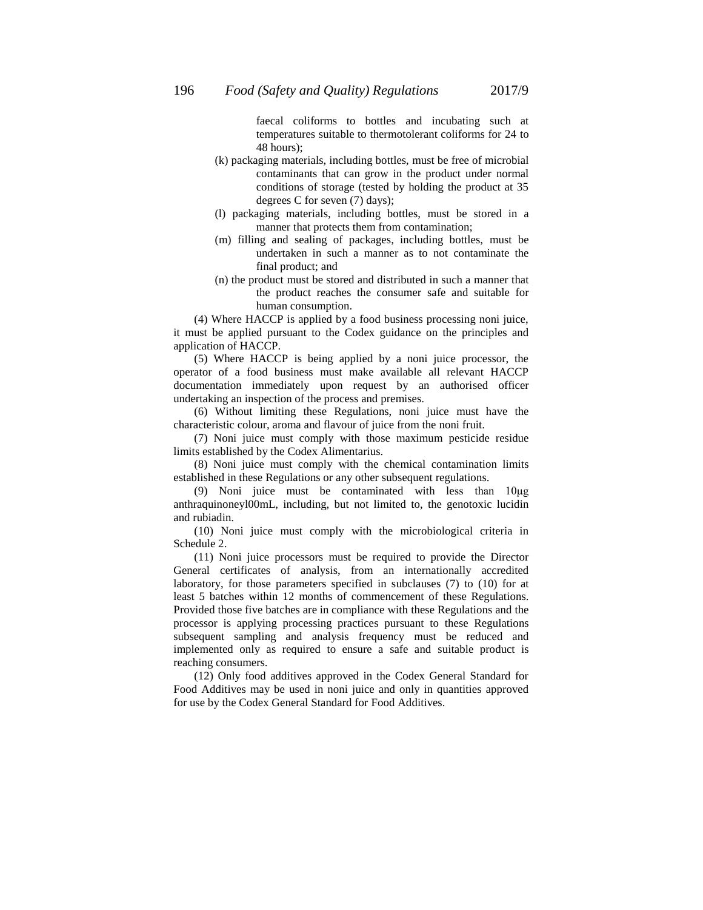faecal coliforms to bottles and incubating such at temperatures suitable to thermotolerant coliforms for 24 to 48 hours);

(k) packaging materials, including bottles, must be free of microbial contaminants that can grow in the product under normal conditions of storage (tested by holding the product at 35 degrees C for seven (7) days);

(l) packaging materials, including bottles, must be stored in a manner that protects them from contamination;

(m) filling and sealing of packages, including bottles, must be undertaken in such a manner as to not contaminate the final product; and

(n) the product must be stored and distributed in such a manner that the product reaches the consumer safe and suitable for human consumption.

(4) Where HACCP is applied by a food business processing noni juice, it must be applied pursuant to the Codex guidance on the principles and application of HACCP.

(5) Where HACCP is being applied by a noni juice processor, the operator of a food business must make available all relevant HACCP documentation immediately upon request by an authorised officer undertaking an inspection of the process and premises.

(6) Without limiting these Regulations, noni juice must have the characteristic colour, aroma and flavour of juice from the noni fruit.

(7) Noni juice must comply with those maximum pesticide residue limits established by the Codex Alimentarius.

(8) Noni juice must comply with the chemical contamination limits established in these Regulations or any other subsequent regulations.

(9) Noni juice must be contaminated with less than 10µg anthraquinoneyl00mL, including, but not limited to, the genotoxic lucidin and rubiadin.

(10) Noni juice must comply with the microbiological criteria in Schedule 2.

(11) Noni juice processors must be required to provide the Director General certificates of analysis, from an internationally accredited laboratory, for those parameters specified in subclauses (7) to (10) for at least 5 batches within 12 months of commencement of these Regulations. Provided those five batches are in compliance with these Regulations and the processor is applying processing practices pursuant to these Regulations subsequent sampling and analysis frequency must be reduced and implemented only as required to ensure a safe and suitable product is reaching consumers.

(12) Only food additives approved in the Codex General Standard for Food Additives may be used in noni juice and only in quantities approved for use by the Codex General Standard for Food Additives.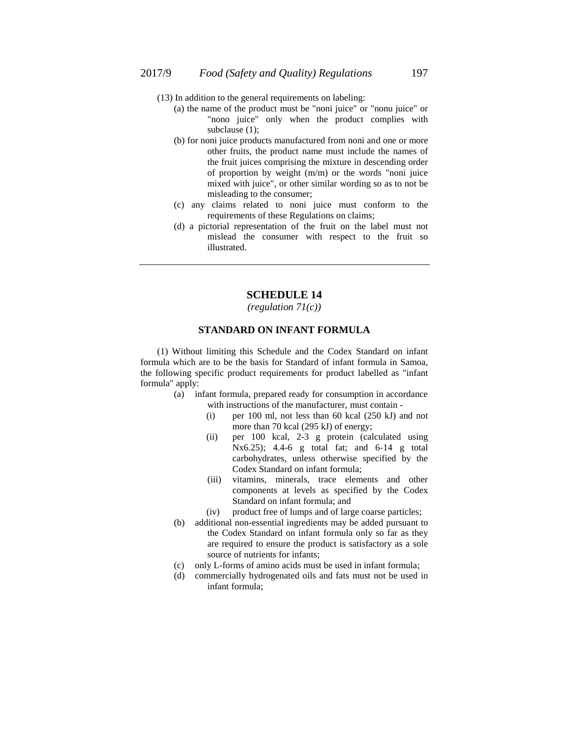(13) In addition to the general requirements on labeling:

(a) the name of the product must be "noni juice" or "nonu juice" or "nono juice" only when the product complies with subclause (1);

(b) for noni juice products manufactured from noni and one or more other fruits, the product name must include the names of the fruit juices comprising the mixture in descending order of proportion by weight (m/m) or the words "noni juice mixed with juice", or other similar wording so as to not be misleading to the consumer;

(c) any claims related to noni juice must conform to the requirements of these Regulations on claims;

(d) a pictorial representation of the fruit on the label must not mislead the consumer with respect to the fruit so illustrated.

---

## SCHEDULE 14

*(regulation 71(c))*

### STANDARD ON INFANT FORMULA

(1) Without limiting this Schedule and the Codex Standard on infant formula which are to be the basis for Standard of infant formula in Samoa, the following specific product requirements for product labelled as "infant formula" apply:

(a) infant formula, prepared ready for consumption in accordance with instructions of the manufacturer, must contain -

(i) per 100 ml, not less than 60 kcal (250 kJ) and not more than 70 kcal (295 kJ) of energy;

(ii) per 100 kcal, 2-3 g protein (calculated using Nx6.25); 4.4-6 g total fat; and 6-14 g total carbohydrates, unless otherwise specified by the Codex Standard on infant formula;

(iii) vitamins, minerals, trace elements and other components at levels as specified by the Codex Standard on infant formula; and

(iv) product free of lumps and of large coarse particles;

(b) additional non-essential ingredients may be added pursuant to the Codex Standard on infant formula only so far as they are required to ensure the product is satisfactory as a sole source of nutrients for infants;

(c) only L-forms of amino acids must be used in infant formula;

(d) commercially hydrogenated oils and fats must not be used in infant formula;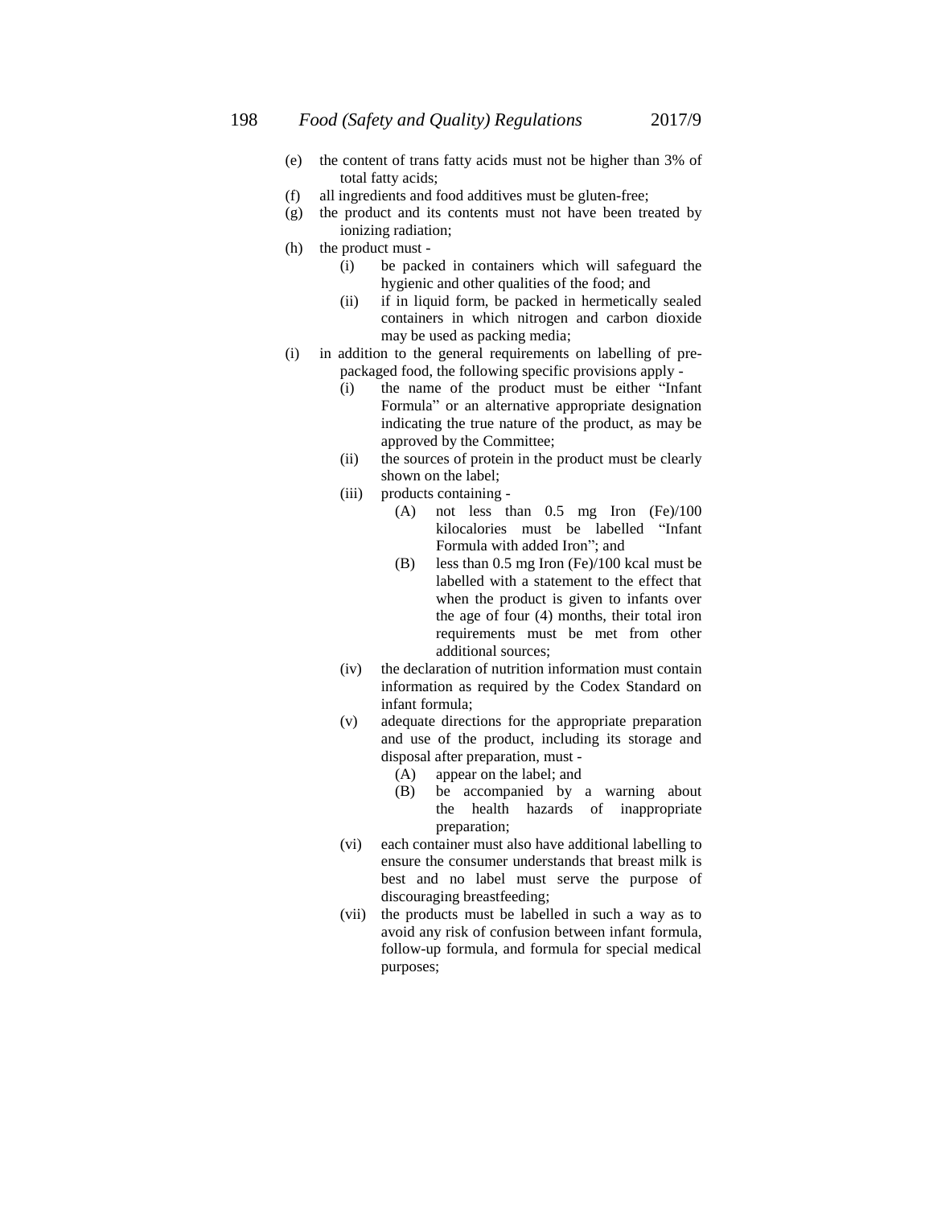(e) the content of trans fatty acids must not be higher than 3% of total fatty acids;

(f) all ingredients and food additives must be gluten-free;

(g) the product and its contents must not have been treated by ionizing radiation;

(h) the product must -

  (i) be packed in containers which will safeguard the hygienic and other qualities of the food; and

  (ii) if in liquid form, be packed in hermetically sealed containers in which nitrogen and carbon dioxide may be used as packing media;

(i) in addition to the general requirements on labelling of pre-packaged food, the following specific provisions apply -

  (i) the name of the product must be either "Infant Formula" or an alternative appropriate designation indicating the true nature of the product, as may be approved by the Committee;

  (ii) the sources of protein in the product must be clearly shown on the label;

  (iii) products containing -

    (A) not less than 0.5 mg Iron (Fe)/100 kilocalories must be labelled "Infant Formula with added Iron"; and

    (B) less than 0.5 mg Iron (Fe)/100 kcal must be labelled with a statement to the effect that when the product is given to infants over the age of four (4) months, their total iron requirements must be met from other additional sources;

  (iv) the declaration of nutrition information must contain information as required by the Codex Standard on infant formula;

  (v) adequate directions for the appropriate preparation and use of the product, including its storage and disposal after preparation, must -

    (A) appear on the label; and

    (B) be accompanied by a warning about the health hazards of inappropriate preparation;

  (vi) each container must also have additional labelling to ensure the consumer understands that breast milk is best and no label must serve the purpose of discouraging breastfeeding;

  (vii) the products must be labelled in such a way as to avoid any risk of confusion between infant formula, follow-up formula, and formula for special medical purposes;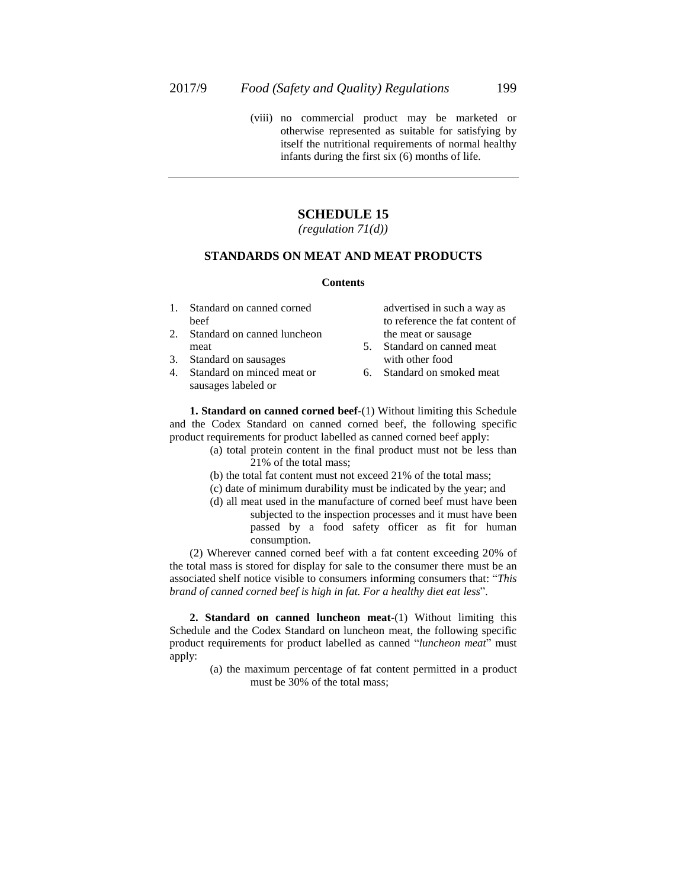(viii) no commercial product may be marketed or otherwise represented as suitable for satisfying by itself the nutritional requirements of normal healthy infants during the first six (6) months of life.

---

## SCHEDULE 15

*(regulation 71(d))*

### STANDARDS ON MEAT AND MEAT PRODUCTS

**Contents**

1. Standard on canned corned beef
2. Standard on canned luncheon meat
3. Standard on sausages
4. Standard on minced meat or sausages labeled or advertised in such a way as to reference the fat content of the meat or sausage
5. Standard on canned meat with other food
6. Standard on smoked meat

**1. Standard on canned corned beef**-(1) Without limiting this Schedule and the Codex Standard on canned corned beef, the following specific product requirements for product labelled as canned corned beef apply:

(a) total protein content in the final product must not be less than 21% of the total mass;

(b) the total fat content must not exceed 21% of the total mass;

(c) date of minimum durability must be indicated by the year; and

(d) all meat used in the manufacture of corned beef must have been subjected to the inspection processes and it must have been passed by a food safety officer as fit for human consumption.

(2) Wherever canned corned beef with a fat content exceeding 20% of the total mass is stored for display for sale to the consumer there must be an associated shelf notice visible to consumers informing consumers that: "*This brand of canned corned beef is high in fat. For a healthy diet eat less*".

**2. Standard on canned luncheon meat**-(1) Without limiting this Schedule and the Codex Standard on luncheon meat, the following specific product requirements for product labelled as canned "*luncheon meat*" must apply:

(a) the maximum percentage of fat content permitted in a product must be 30% of the total mass;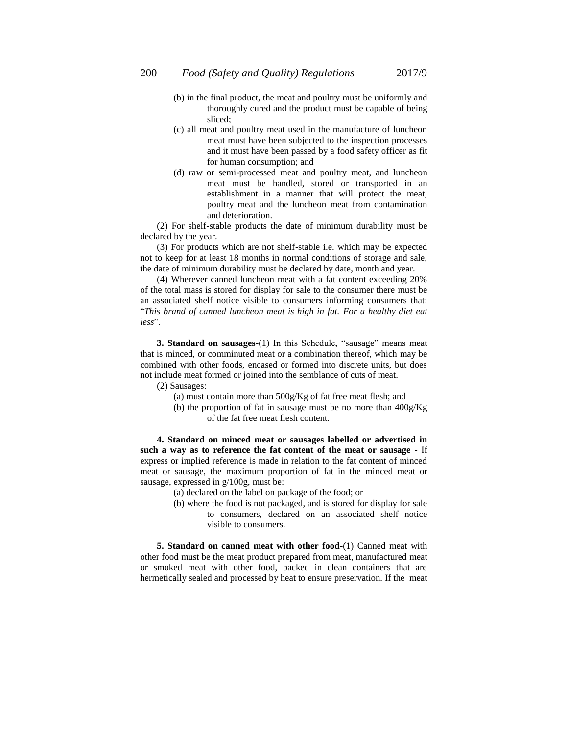(b) in the final product, the meat and poultry must be uniformly and thoroughly cured and the product must be capable of being sliced;

(c) all meat and poultry meat used in the manufacture of luncheon meat must have been subjected to the inspection processes and it must have been passed by a food safety officer as fit for human consumption; and

(d) raw or semi-processed meat and poultry meat, and luncheon meat must be handled, stored or transported in an establishment in a manner that will protect the meat, poultry meat and the luncheon meat from contamination and deterioration.

(2) For shelf-stable products the date of minimum durability must be declared by the year.

(3) For products which are not shelf-stable i.e. which may be expected not to keep for at least 18 months in normal conditions of storage and sale, the date of minimum durability must be declared by date, month and year.

(4) Wherever canned luncheon meat with a fat content exceeding 20% of the total mass is stored for display for sale to the consumer there must be an associated shelf notice visible to consumers informing consumers that: "*This brand of canned luncheon meat is high in fat. For a healthy diet eat less*".

**3. Standard on sausages**-(1) In this Schedule, "sausage" means meat that is minced, or comminuted meat or a combination thereof, which may be combined with other foods, encased or formed into discrete units, but does not include meat formed or joined into the semblance of cuts of meat.

(2) Sausages:

(a) must contain more than 500g/Kg of fat free meat flesh; and

(b) the proportion of fat in sausage must be no more than 400g/Kg of the fat free meat flesh content.

**4. Standard on minced meat or sausages labelled or advertised in such a way as to reference the fat content of the meat or sausage** - If express or implied reference is made in relation to the fat content of minced meat or sausage, the maximum proportion of fat in the minced meat or sausage, expressed in g/100g, must be:

(a) declared on the label on package of the food; or

(b) where the food is not packaged, and is stored for display for sale to consumers, declared on an associated shelf notice visible to consumers.

**5. Standard on canned meat with other food**-(1) Canned meat with other food must be the meat product prepared from meat, manufactured meat or smoked meat with other food, packed in clean containers that are hermetically sealed and processed by heat to ensure preservation. If the meat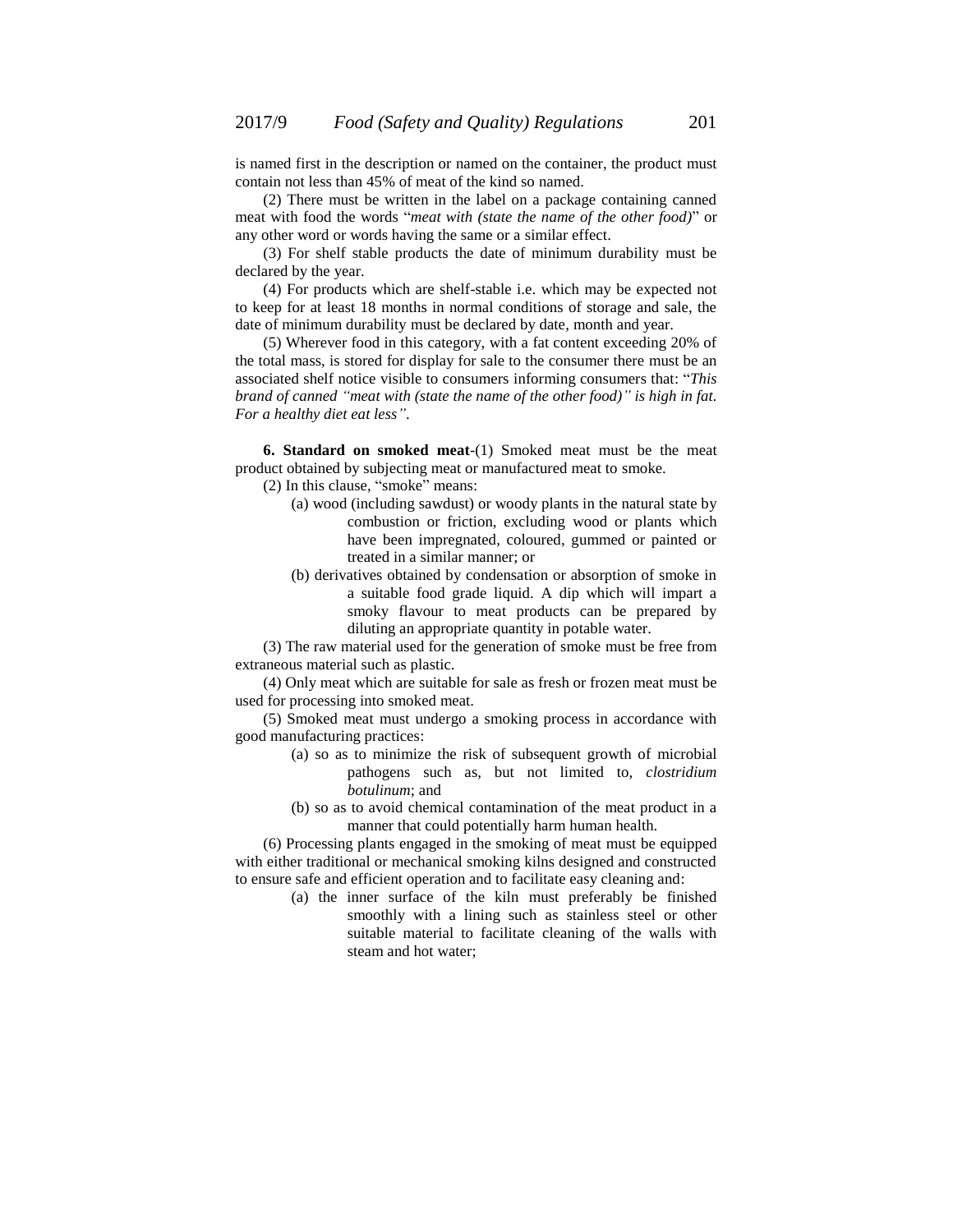is named first in the description or named on the container, the product must contain not less than 45% of meat of the kind so named.

(2) There must be written in the label on a package containing canned meat with food the words "*meat with (state the name of the other food)*" or any other word or words having the same or a similar effect.

(3) For shelf stable products the date of minimum durability must be declared by the year.

(4) For products which are shelf-stable i.e. which may be expected not to keep for at least 18 months in normal conditions of storage and sale, the date of minimum durability must be declared by date, month and year.

(5) Wherever food in this category, with a fat content exceeding 20% of the total mass, is stored for display for sale to the consumer there must be an associated shelf notice visible to consumers informing consumers that: "*This brand of canned "meat with (state the name of the other food)" is high in fat. For a healthy diet eat less"*.

**6. Standard on smoked meat**-(1) Smoked meat must be the meat product obtained by subjecting meat or manufactured meat to smoke.

(2) In this clause, "smoke" means:

(a) wood (including sawdust) or woody plants in the natural state by combustion or friction, excluding wood or plants which have been impregnated, coloured, gummed or painted or treated in a similar manner; or

(b) derivatives obtained by condensation or absorption of smoke in a suitable food grade liquid. A dip which will impart a smoky flavour to meat products can be prepared by diluting an appropriate quantity in potable water.

(3) The raw material used for the generation of smoke must be free from extraneous material such as plastic.

(4) Only meat which are suitable for sale as fresh or frozen meat must be used for processing into smoked meat.

(5) Smoked meat must undergo a smoking process in accordance with good manufacturing practices:

(a) so as to minimize the risk of subsequent growth of microbial pathogens such as, but not limited to, *clostridium botulinum*; and

(b) so as to avoid chemical contamination of the meat product in a manner that could potentially harm human health.

(6) Processing plants engaged in the smoking of meat must be equipped with either traditional or mechanical smoking kilns designed and constructed to ensure safe and efficient operation and to facilitate easy cleaning and:

(a) the inner surface of the kiln must preferably be finished smoothly with a lining such as stainless steel or other suitable material to facilitate cleaning of the walls with steam and hot water;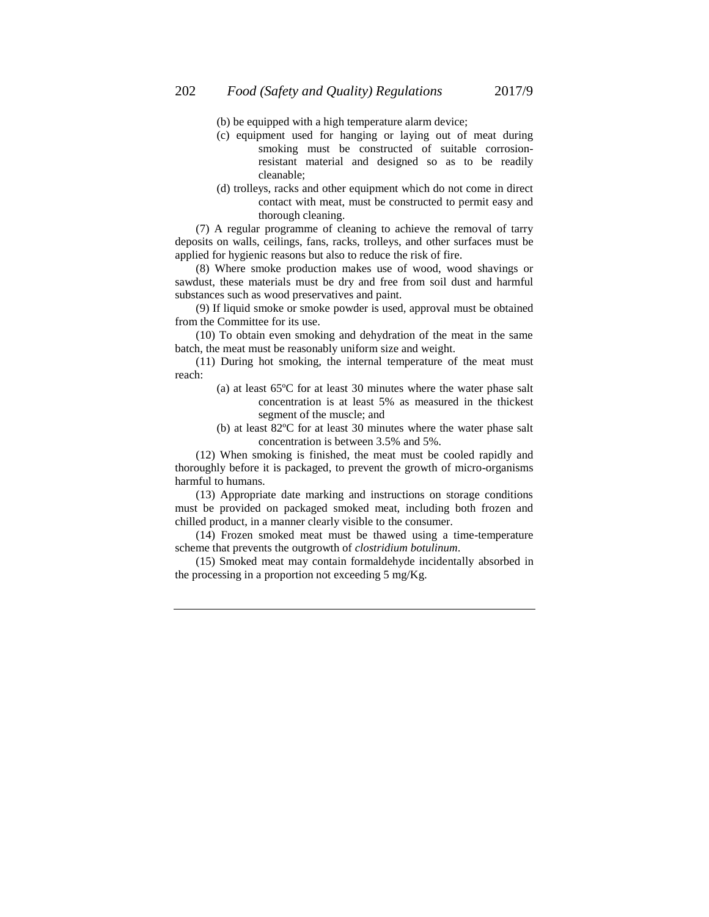(b) be equipped with a high temperature alarm device;

(c) equipment used for hanging or laying out of meat during smoking must be constructed of suitable corrosion-resistant material and designed so as to be readily cleanable;

(d) trolleys, racks and other equipment which do not come in direct contact with meat, must be constructed to permit easy and thorough cleaning.

(7) A regular programme of cleaning to achieve the removal of tarry deposits on walls, ceilings, fans, racks, trolleys, and other surfaces must be applied for hygienic reasons but also to reduce the risk of fire.

(8) Where smoke production makes use of wood, wood shavings or sawdust, these materials must be dry and free from soil dust and harmful substances such as wood preservatives and paint.

(9) If liquid smoke or smoke powder is used, approval must be obtained from the Committee for its use.

(10) To obtain even smoking and dehydration of the meat in the same batch, the meat must be reasonably uniform size and weight.

(11) During hot smoking, the internal temperature of the meat must reach:

(a) at least 65ºC for at least 30 minutes where the water phase salt concentration is at least 5% as measured in the thickest segment of the muscle; and

(b) at least 82ºC for at least 30 minutes where the water phase salt concentration is between 3.5% and 5%.

(12) When smoking is finished, the meat must be cooled rapidly and thoroughly before it is packaged, to prevent the growth of micro-organisms harmful to humans.

(13) Appropriate date marking and instructions on storage conditions must be provided on packaged smoked meat, including both frozen and chilled product, in a manner clearly visible to the consumer.

(14) Frozen smoked meat must be thawed using a time-temperature scheme that prevents the outgrowth of *clostridium botulinum*.

(15) Smoked meat may contain formaldehyde incidentally absorbed in the processing in a proportion not exceeding 5 mg/Kg.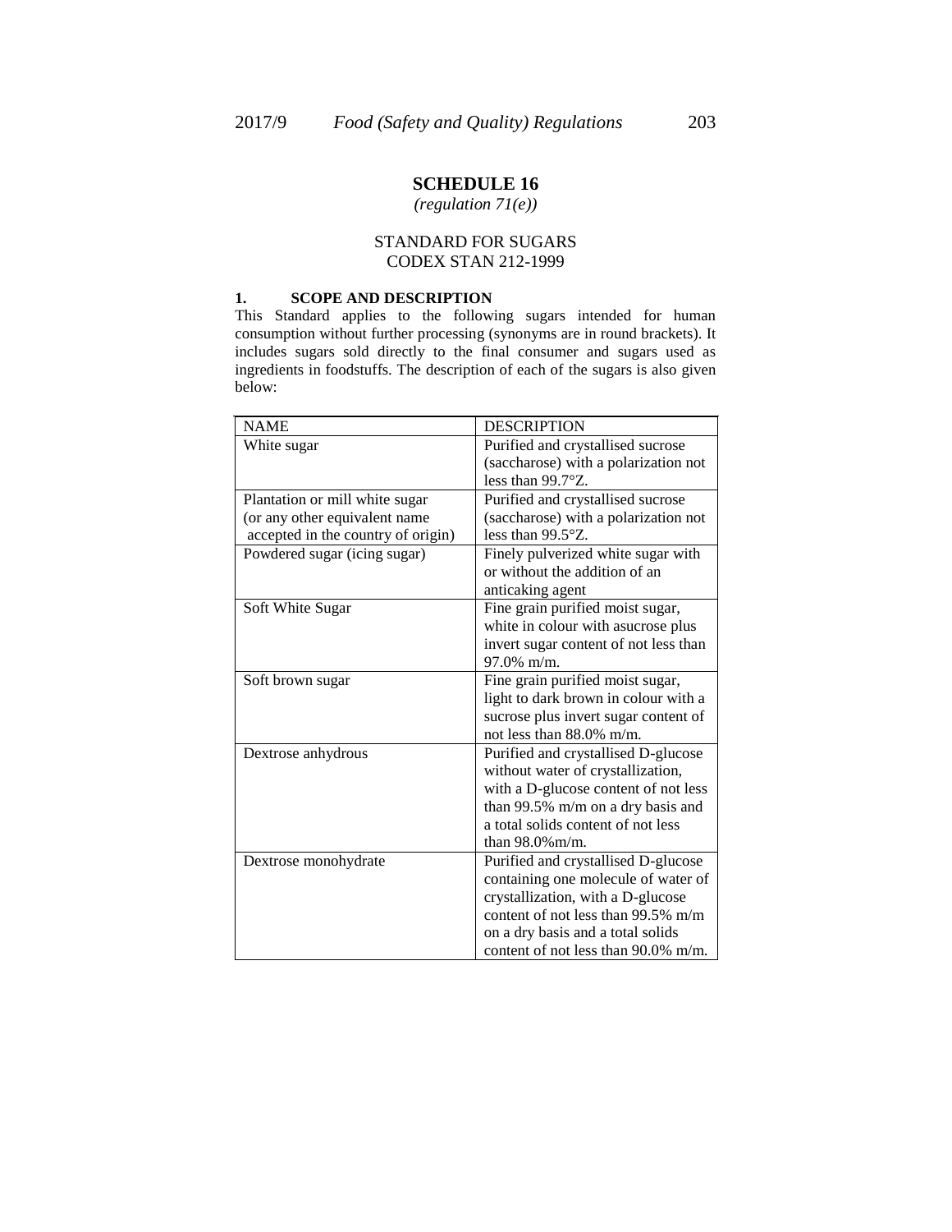## SCHEDULE 16

*(regulation 71(e))*

STANDARD FOR SUGARS
CODEX STAN 212-1999

### 1. SCOPE AND DESCRIPTION

This Standard applies to the following sugars intended for human consumption without further processing (synonyms are in round brackets). It includes sugars sold directly to the final consumer and sugars used as ingredients in foodstuffs. The description of each of the sugars is also given below:

| NAME | DESCRIPTION |
|---|---|
| White sugar | Purified and crystallised sucrose (saccharose) with a polarization not less than 99.7°Z. |
| Plantation or mill white sugar (or any other equivalent name accepted in the country of origin) | Purified and crystallised sucrose (saccharose) with a polarization not less than 99.5°Z. |
| Powdered sugar (icing sugar) | Finely pulverized white sugar with or without the addition of an anticaking agent |
| Soft White Sugar | Fine grain purified moist sugar, white in colour with asucrose plus invert sugar content of not less than 97.0% m/m. |
| Soft brown sugar | Fine grain purified moist sugar, light to dark brown in colour with a sucrose plus invert sugar content of not less than 88.0% m/m. |
| Dextrose anhydrous | Purified and crystallised D-glucose without water of crystallization, with a D-glucose content of not less than 99.5% m/m on a dry basis and a total solids content of not less than 98.0%m/m. |
| Dextrose monohydrate | Purified and crystallised D-glucose containing one molecule of water of crystallization, with a D-glucose content of not less than 99.5% m/m on a dry basis and a total solids content of not less than 90.0% m/m. |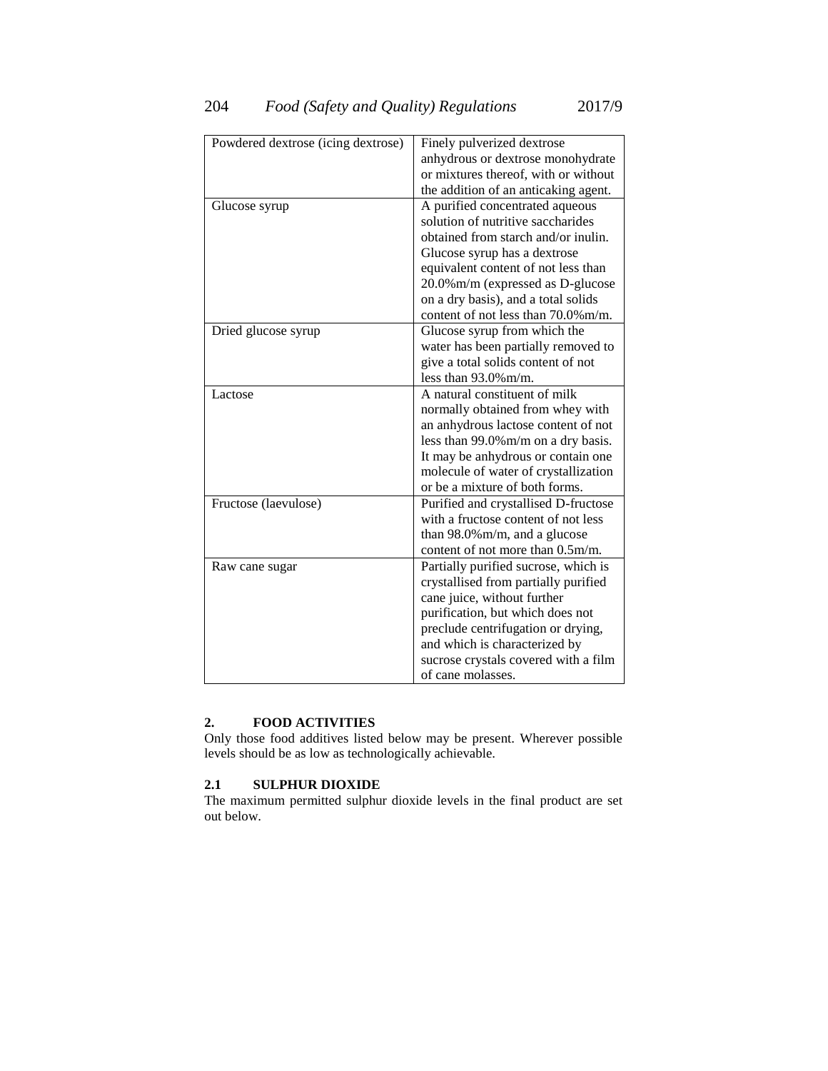| | |
|---|---|
| Powdered dextrose (icing dextrose) | Finely pulverized dextrose anhydrous or dextrose monohydrate or mixtures thereof, with or without the addition of an anticaking agent. |
| Glucose syrup | A purified concentrated aqueous solution of nutritive saccharides obtained from starch and/or inulin. Glucose syrup has a dextrose equivalent content of not less than 20.0%m/m (expressed as D-glucose on a dry basis), and a total solids content of not less than 70.0%m/m. |
| Dried glucose syrup | Glucose syrup from which the water has been partially removed to give a total solids content of not less than 93.0%m/m. |
| Lactose | A natural constituent of milk normally obtained from whey with an anhydrous lactose content of not less than 99.0%m/m on a dry basis. It may be anhydrous or contain one molecule of water of crystallization or be a mixture of both forms. |
| Fructose (laevulose) | Purified and crystallised D-fructose with a fructose content of not less than 98.0%m/m, and a glucose content of not more than 0.5m/m. |
| Raw cane sugar | Partially purified sucrose, which is crystallised from partially purified cane juice, without further purification, but which does not preclude centrifugation or drying, and which is characterized by sucrose crystals covered with a film of cane molasses. |

## 2. FOOD ACTIVITIES

Only those food additives listed below may be present. Wherever possible levels should be as low as technologically achievable.

### 2.1 SULPHUR DIOXIDE

The maximum permitted sulphur dioxide levels in the final product are set out below.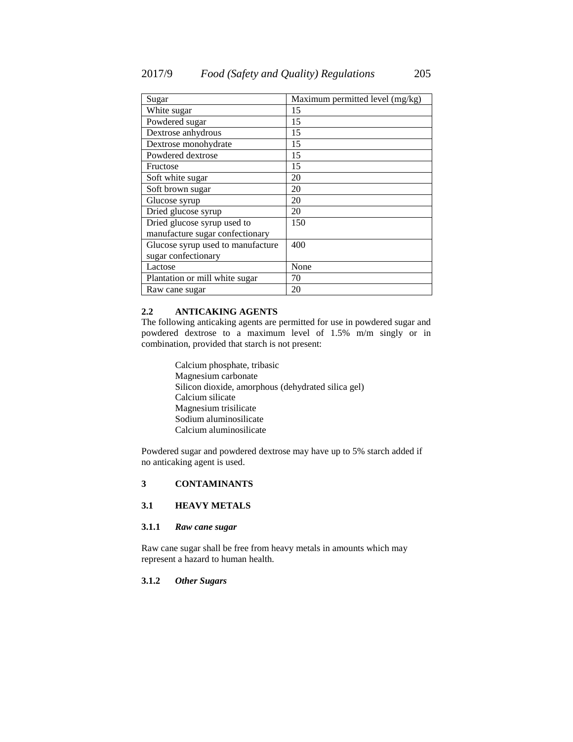| Sugar | Maximum permitted level (mg/kg) |
|---|---|
| White sugar | 15 |
| Powdered sugar | 15 |
| Dextrose anhydrous | 15 |
| Dextrose monohydrate | 15 |
| Powdered dextrose | 15 |
| Fructose | 15 |
| Soft white sugar | 20 |
| Soft brown sugar | 20 |
| Glucose syrup | 20 |
| Dried glucose syrup | 20 |
| Dried glucose syrup used to manufacture sugar confectionary | 150 |
| Glucose syrup used to manufacture sugar confectionary | 400 |
| Lactose | None |
| Plantation or mill white sugar | 70 |
| Raw cane sugar | 20 |

**2.2 ANTICAKING AGENTS**

The following anticaking agents are permitted for use in powdered sugar and powdered dextrose to a maximum level of 1.5% m/m singly or in combination, provided that starch is not present:

Calcium phosphate, tribasic
Magnesium carbonate
Silicon dioxide, amorphous (dehydrated silica gel)
Calcium silicate
Magnesium trisilicate
Sodium aluminosilicate
Calcium aluminosilicate

Powdered sugar and powdered dextrose may have up to 5% starch added if no anticaking agent is used.

**3 CONTAMINANTS**

**3.1 HEAVY METALS**

**3.1.1** ***Raw cane sugar***

Raw cane sugar shall be free from heavy metals in amounts which may represent a hazard to human health.

**3.1.2** ***Other Sugars***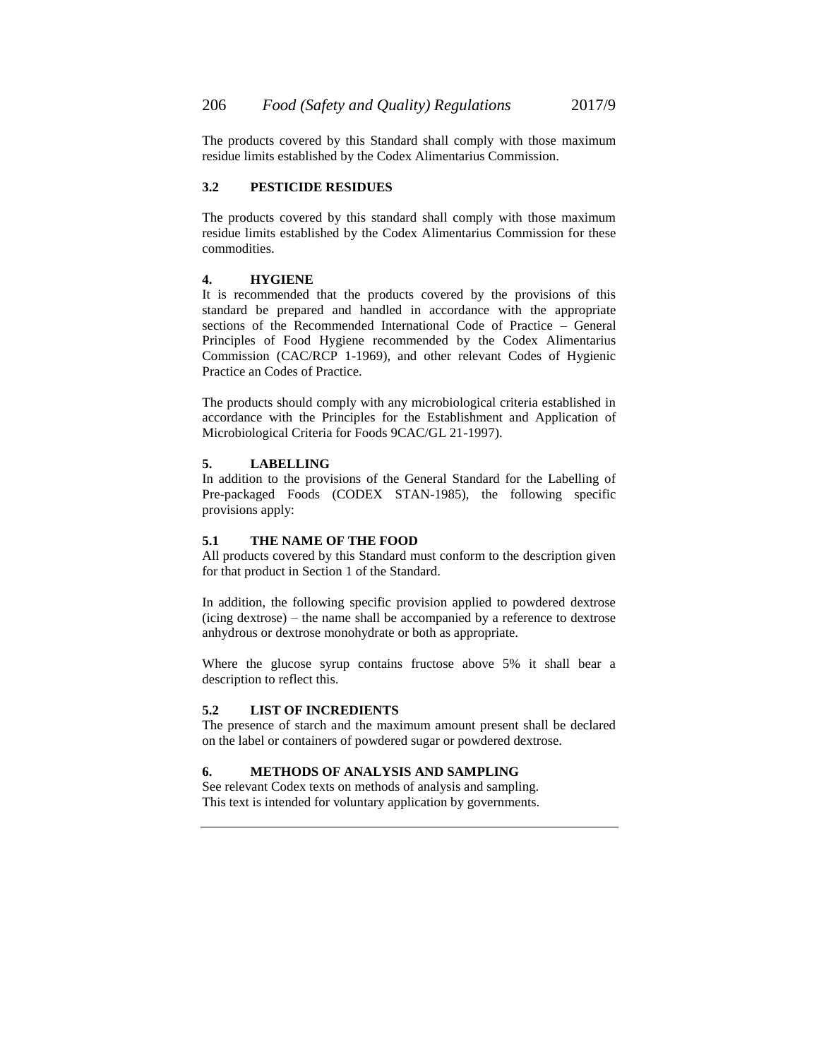The products covered by this Standard shall comply with those maximum residue limits established by the Codex Alimentarius Commission.

### 3.2 PESTICIDE RESIDUES

The products covered by this standard shall comply with those maximum residue limits established by the Codex Alimentarius Commission for these commodities.

## 4. HYGIENE

It is recommended that the products covered by the provisions of this standard be prepared and handled in accordance with the appropriate sections of the Recommended International Code of Practice – General Principles of Food Hygiene recommended by the Codex Alimentarius Commission (CAC/RCP 1-1969), and other relevant Codes of Hygienic Practice an Codes of Practice.

The products should comply with any microbiological criteria established in accordance with the Principles for the Establishment and Application of Microbiological Criteria for Foods 9CAC/GL 21-1997).

## 5. LABELLING

In addition to the provisions of the General Standard for the Labelling of Pre-packaged Foods (CODEX STAN-1985), the following specific provisions apply:

### 5.1 THE NAME OF THE FOOD

All products covered by this Standard must conform to the description given for that product in Section 1 of the Standard.

In addition, the following specific provision applied to powdered dextrose (icing dextrose) – the name shall be accompanied by a reference to dextrose anhydrous or dextrose monohydrate or both as appropriate.

Where the glucose syrup contains fructose above 5% it shall bear a description to reflect this.

### 5.2 LIST OF INCREDIENTS

The presence of starch and the maximum amount present shall be declared on the label or containers of powdered sugar or powdered dextrose.

## 6. METHODS OF ANALYSIS AND SAMPLING

See relevant Codex texts on methods of analysis and sampling.
This text is intended for voluntary application by governments.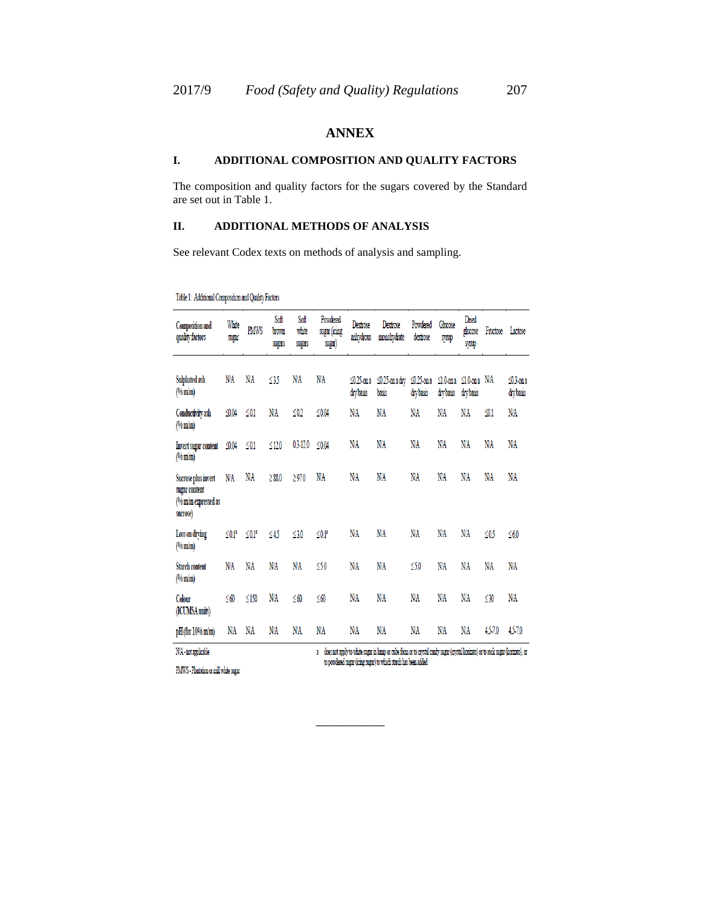## ANNEX

### I. ADDITIONAL COMPOSITION AND QUALITY FACTORS

The composition and quality factors for the sugars covered by the Standard are set out in Table 1.

### II. ADDITIONAL METHODS OF ANALYSIS

See relevant Codex texts on methods of analysis and sampling.

Table 1: Additional Composition and Quality Factors

| Composition and quality factors | White sugar | PMWS | Soft brown sugars | Soft white sugars | Powdered sugar (icing sugar) | Dextrose anhydrous | Dextrose monohydrate | Powdered dextrose | Glucose syrup | Dried glucose syrup | Fructose | Lactose |
|---|---|---|---|---|---|---|---|---|---|---|---|---|
| Sulphated ash (% m/m) | N/A | N/A | ≤3.5 | N/A | N/A | ≤0.25-on a dry basis | ≤0.25-on a dry basis | ≤0.25-on a dry basis | ≤1.0-on a dry basis | ≤1.0-on a dry basis | N/A | ≤0.3-on a dry basis |
| Conductivity ash (% m/m) | ≤0.04 | ≤0.1 | N/A | ≤0.2 | ≤0.04 | N/A | N/A | N/A | N/A | N/A | ≤0.1 | N/A |
| Invert sugar content (% m/m) | ≤0.04 | ≤0.1 | ≤12.0 | 0.3-12.0 | ≤0.04 | N/A | N/A | N/A | N/A | N/A | N/A | N/A |
| Sucrose plus invert sugar content (% m/m expressed as sucrose) | N/A | N/A | ≥88.0 | ≥97.0 | N/A | N/A | N/A | N/A | N/A | N/A | N/A | N/A |
| Loss on drying (% m/m) | ≤0.1[a] | ≤0.1[a] | ≤4.5 | ≤3.0 | ≤0.1[a] | N/A | N/A | N/A | N/A | N/A | ≤0.5 | ≤6.0 |
| Starch content (% m/m) | N/A | N/A | N/A | N/A | ≤5.0 | N/A | N/A | ≤5.0 | N/A | N/A | N/A | N/A |
| Colour (ICUMSA units) | ≤60 | ≤150 | N/A | ≤60 | ≤60 | N/A | N/A | N/A | N/A | N/A | ≤30 | N/A |
| pH (for 10% m/m) | N/A | N/A | N/A | N/A | N/A | N/A | N/A | N/A | N/A | N/A | 4.5-7.0 | 4.5-7.0 |

N/A - not applicable

PMWS - Plantation or mill white sugar

a does not apply to white sugar in lump or cube form or to crystal candy sugar (crystal korizato) or to rock sugar (korizato), or to powdered sugar (icing sugar) to which starch has been added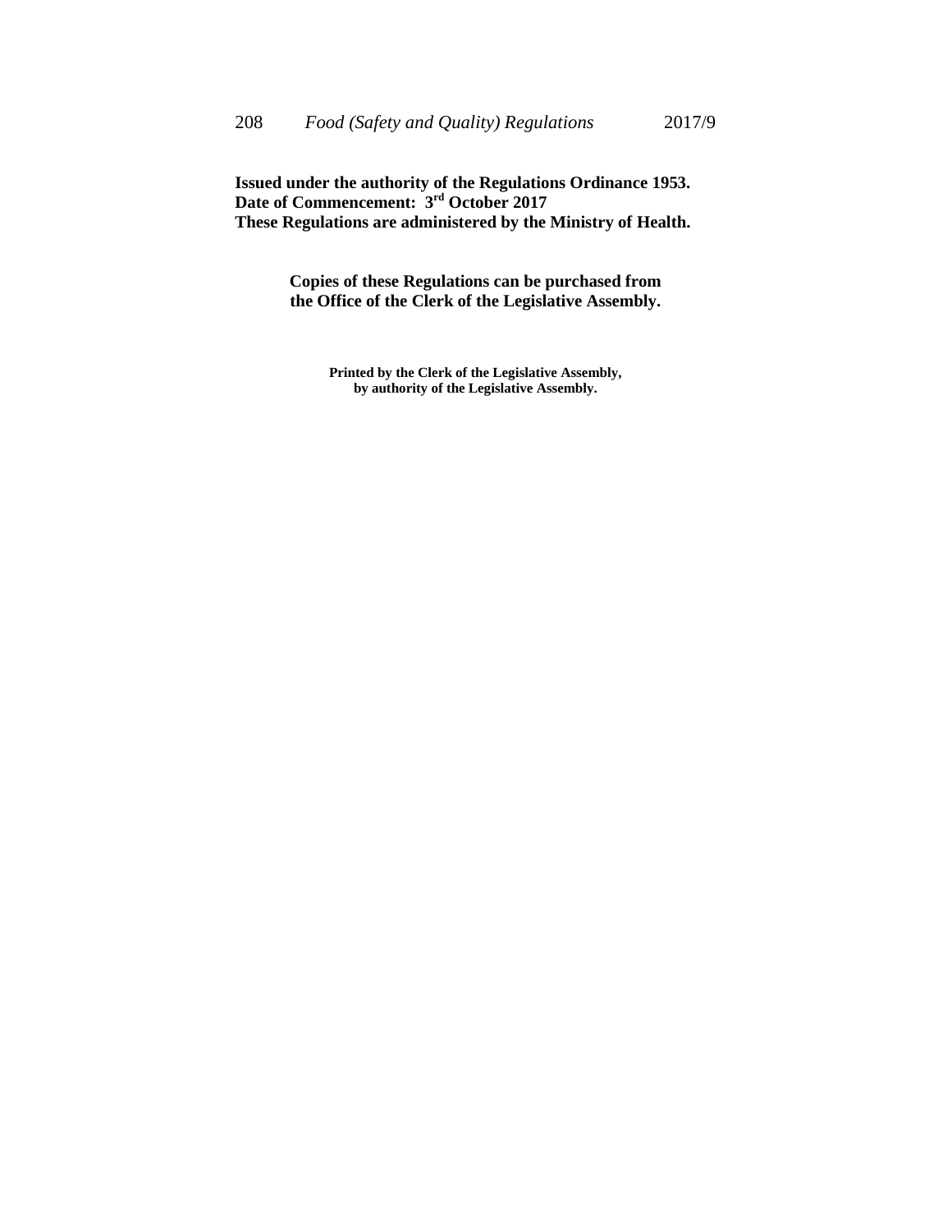**Issued under the authority of the Regulations Ordinance 1953.**
**Date of Commencement: 3rd October 2017**
**These Regulations are administered by the Ministry of Health.**

**Copies of these Regulations can be purchased from the Office of the Clerk of the Legislative Assembly.**

**Printed by the Clerk of the Legislative Assembly, by authority of the Legislative Assembly.**